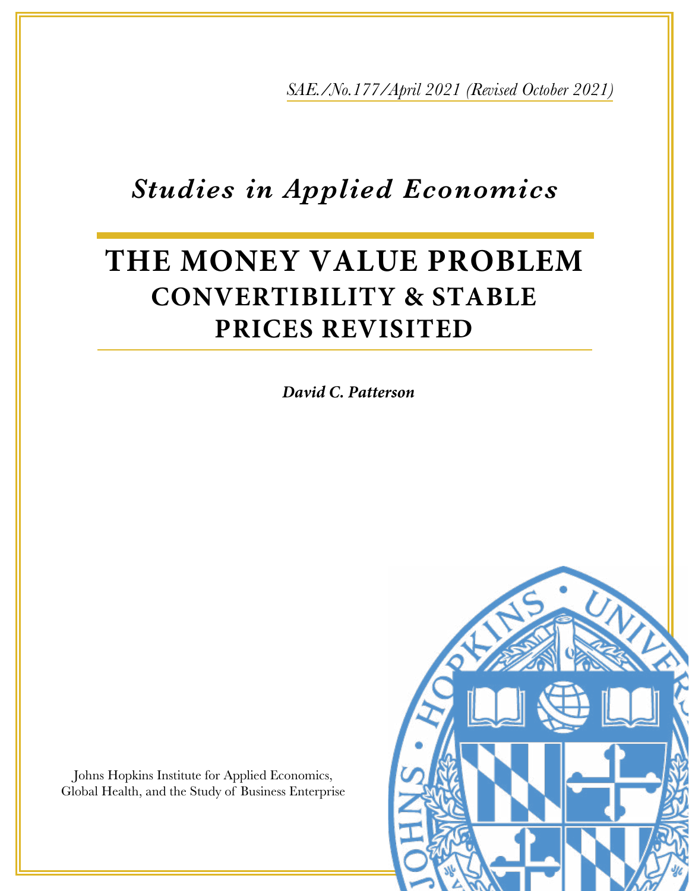*SAE./No.177/April 2021 (Revised October 2021)*

## *Studies in Applied Economics*

# THE MONEY VALUE PROBLEM
## CONVERTIBILITY & STABLE PRICES REVISITED

***David C. Patterson***

Johns Hopkins Institute for Applied Economics,
Global Health, and the Study of Business Enterprise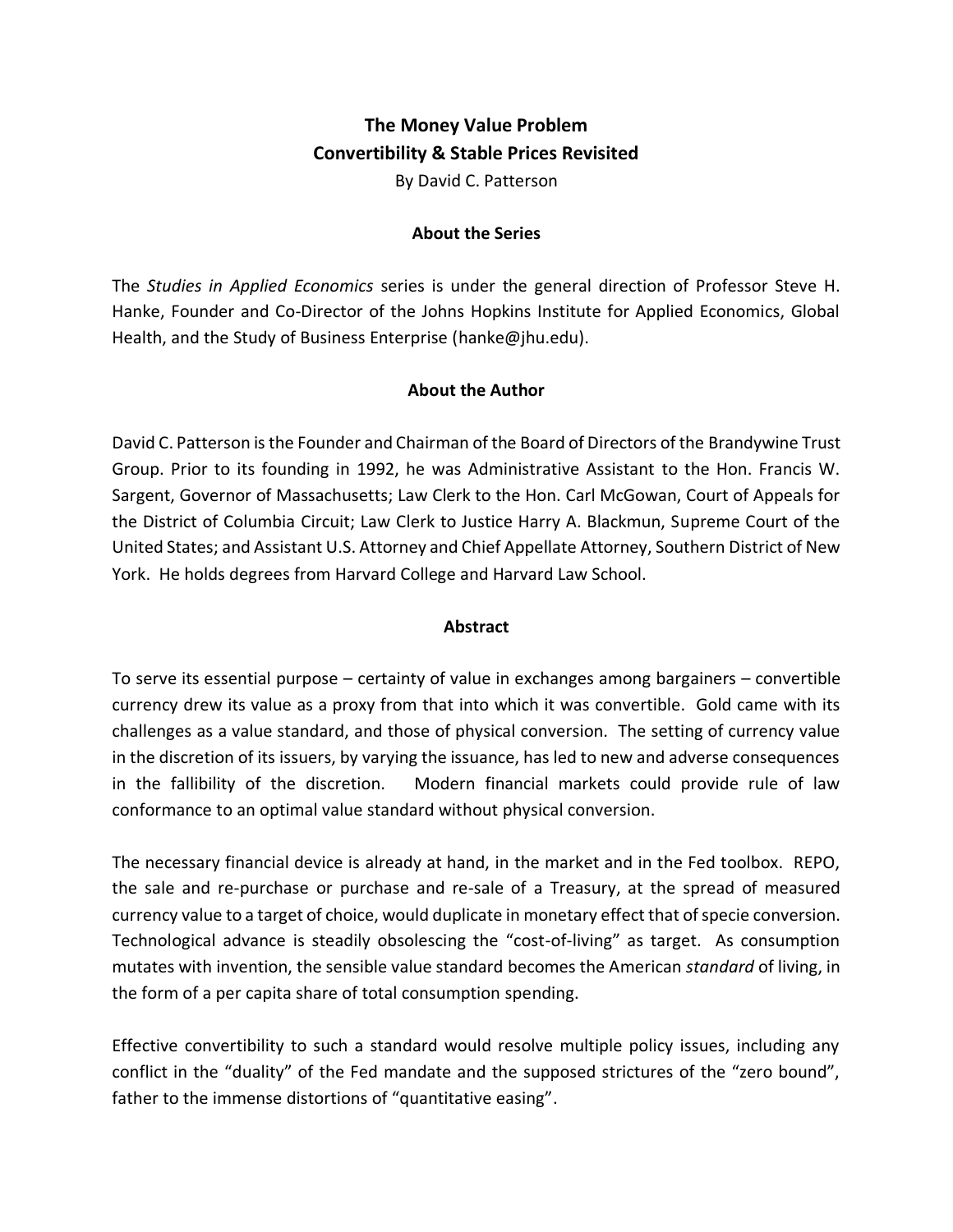# The Money Value Problem
## Convertibility & Stable Prices Revisited

By David C. Patterson

### About the Series

The *Studies in Applied Economics* series is under the general direction of Professor Steve H. Hanke, Founder and Co-Director of the Johns Hopkins Institute for Applied Economics, Global Health, and the Study of Business Enterprise (hanke@jhu.edu).

### About the Author

David C. Patterson is the Founder and Chairman of the Board of Directors of the Brandywine Trust Group. Prior to its founding in 1992, he was Administrative Assistant to the Hon. Francis W. Sargent, Governor of Massachusetts; Law Clerk to the Hon. Carl McGowan, Court of Appeals for the District of Columbia Circuit; Law Clerk to Justice Harry A. Blackmun, Supreme Court of the United States; and Assistant U.S. Attorney and Chief Appellate Attorney, Southern District of New York. He holds degrees from Harvard College and Harvard Law School.

### Abstract

To serve its essential purpose – certainty of value in exchanges among bargainers – convertible currency drew its value as a proxy from that into which it was convertible. Gold came with its challenges as a value standard, and those of physical conversion. The setting of currency value in the discretion of its issuers, by varying the issuance, has led to new and adverse consequences in the fallibility of the discretion. Modern financial markets could provide rule of law conformance to an optimal value standard without physical conversion.

The necessary financial device is already at hand, in the market and in the Fed toolbox. REPO, the sale and re-purchase or purchase and re-sale of a Treasury, at the spread of measured currency value to a target of choice, would duplicate in monetary effect that of specie conversion. Technological advance is steadily obsolescing the "cost-of-living" as target. As consumption mutates with invention, the sensible value standard becomes the American *standard* of living, in the form of a per capita share of total consumption spending.

Effective convertibility to such a standard would resolve multiple policy issues, including any conflict in the "duality" of the Fed mandate and the supposed strictures of the "zero bound", father to the immense distortions of "quantitative easing".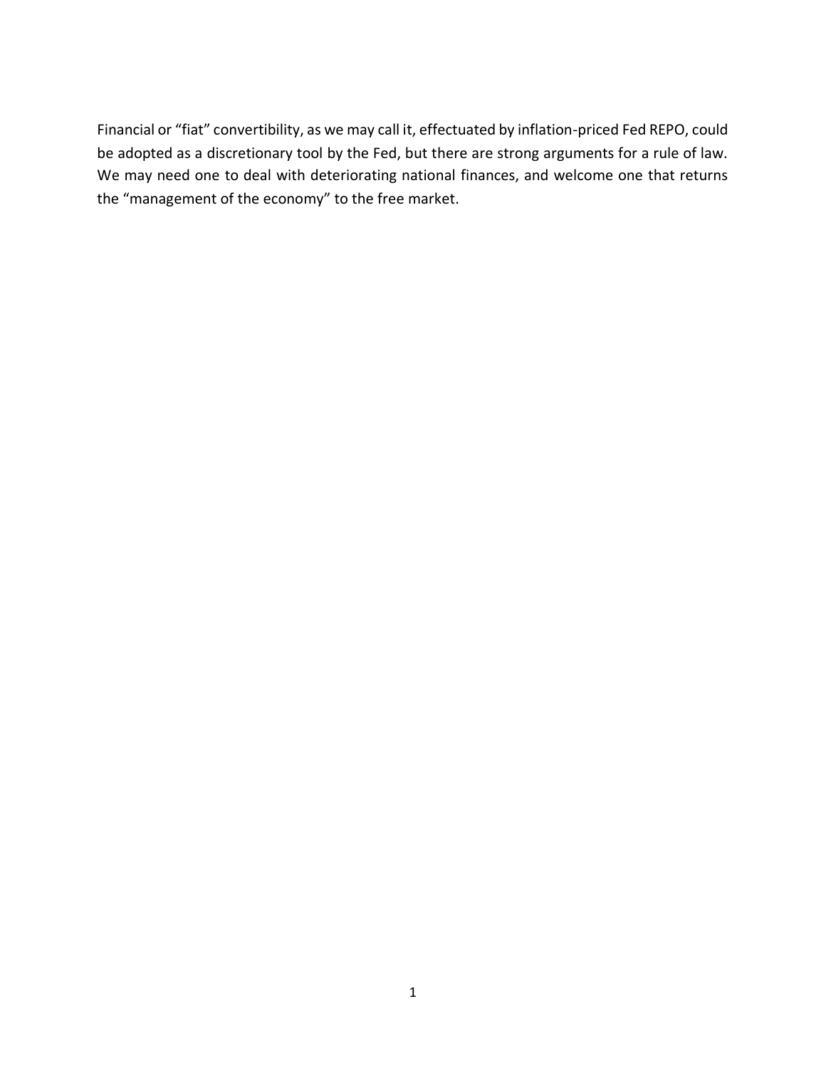Financial or "fiat" convertibility, as we may call it, effectuated by inflation-priced Fed REPO, could be adopted as a discretionary tool by the Fed, but there are strong arguments for a rule of law. We may need one to deal with deteriorating national finances, and welcome one that returns the "management of the economy" to the free market.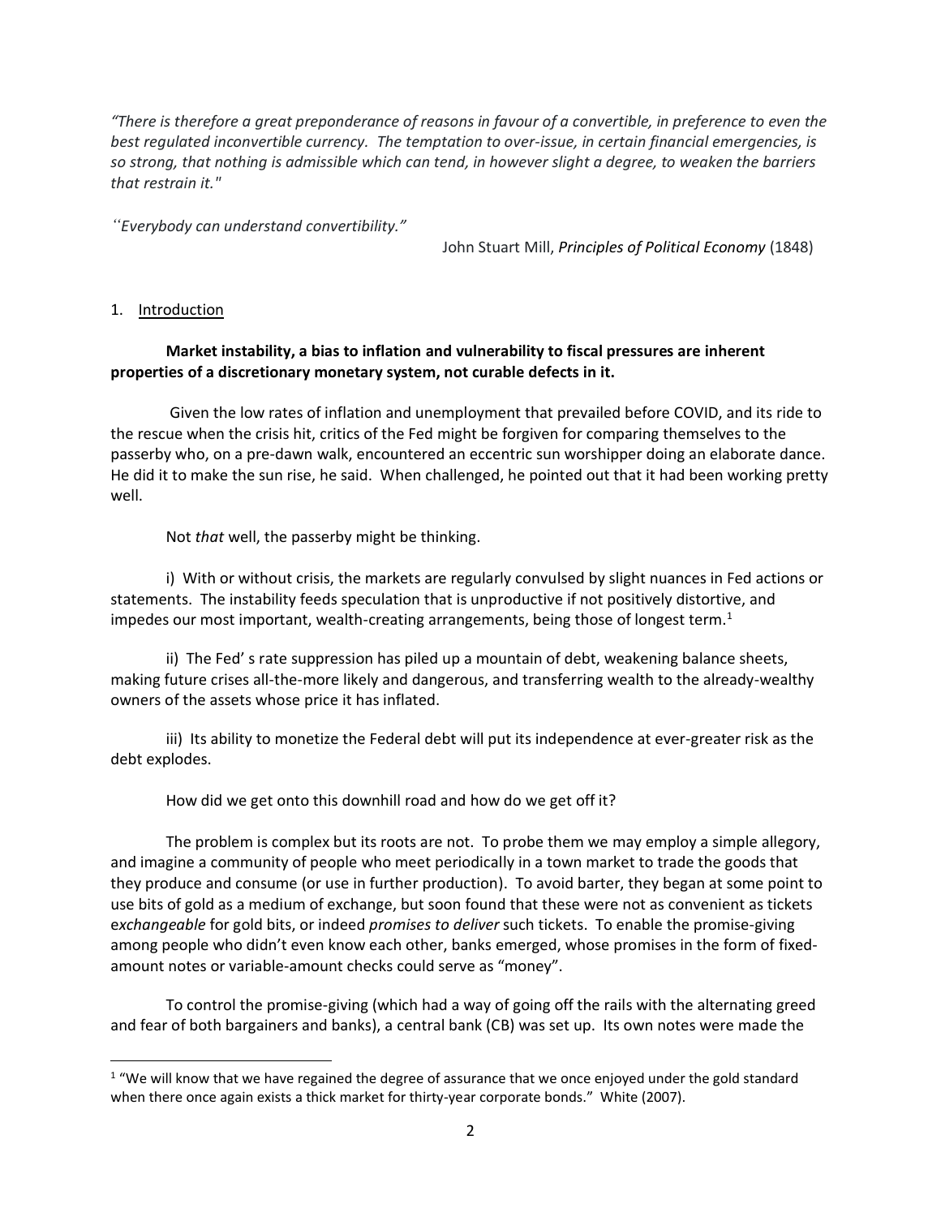*"There is therefore a great preponderance of reasons in favour of a convertible, in preference to even the best regulated inconvertible currency. The temptation to over-issue, in certain financial emergencies, is so strong, that nothing is admissible which can tend, in however slight a degree, to weaken the barriers that restrain it."*

*"Everybody can understand convertibility."*

John Stuart Mill, *Principles of Political Economy* (1848)

## 1. Introduction

**Market instability, a bias to inflation and vulnerability to fiscal pressures are inherent properties of a discretionary monetary system, not curable defects in it.**

Given the low rates of inflation and unemployment that prevailed before COVID, and its ride to the rescue when the crisis hit, critics of the Fed might be forgiven for comparing themselves to the passerby who, on a pre-dawn walk, encountered an eccentric sun worshipper doing an elaborate dance. He did it to make the sun rise, he said. When challenged, he pointed out that it had been working pretty well.

Not *that* well, the passerby might be thinking.

i) With or without crisis, the markets are regularly convulsed by slight nuances in Fed actions or statements. The instability feeds speculation that is unproductive if not positively distortive, and impedes our most important, wealth-creating arrangements, being those of longest term.[1]

ii) The Fed' s rate suppression has piled up a mountain of debt, weakening balance sheets, making future crises all-the-more likely and dangerous, and transferring wealth to the already-wealthy owners of the assets whose price it has inflated.

iii) Its ability to monetize the Federal debt will put its independence at ever-greater risk as the debt explodes.

How did we get onto this downhill road and how do we get off it?

The problem is complex but its roots are not. To probe them we may employ a simple allegory, and imagine a community of people who meet periodically in a town market to trade the goods that they produce and consume (or use in further production). To avoid barter, they began at some point to use bits of gold as a medium of exchange, but soon found that these were not as convenient as tickets e*xchangeable* for gold bits, or indeed *promises to deliver* such tickets. To enable the promise-giving among people who didn't even know each other, banks emerged, whose promises in the form of fixed-amount notes or variable-amount checks could serve as "money".

To control the promise-giving (which had a way of going off the rails with the alternating greed and fear of both bargainers and banks), a central bank (CB) was set up. Its own notes were made the

[1] "We will know that we have regained the degree of assurance that we once enjoyed under the gold standard when there once again exists a thick market for thirty-year corporate bonds." White (2007).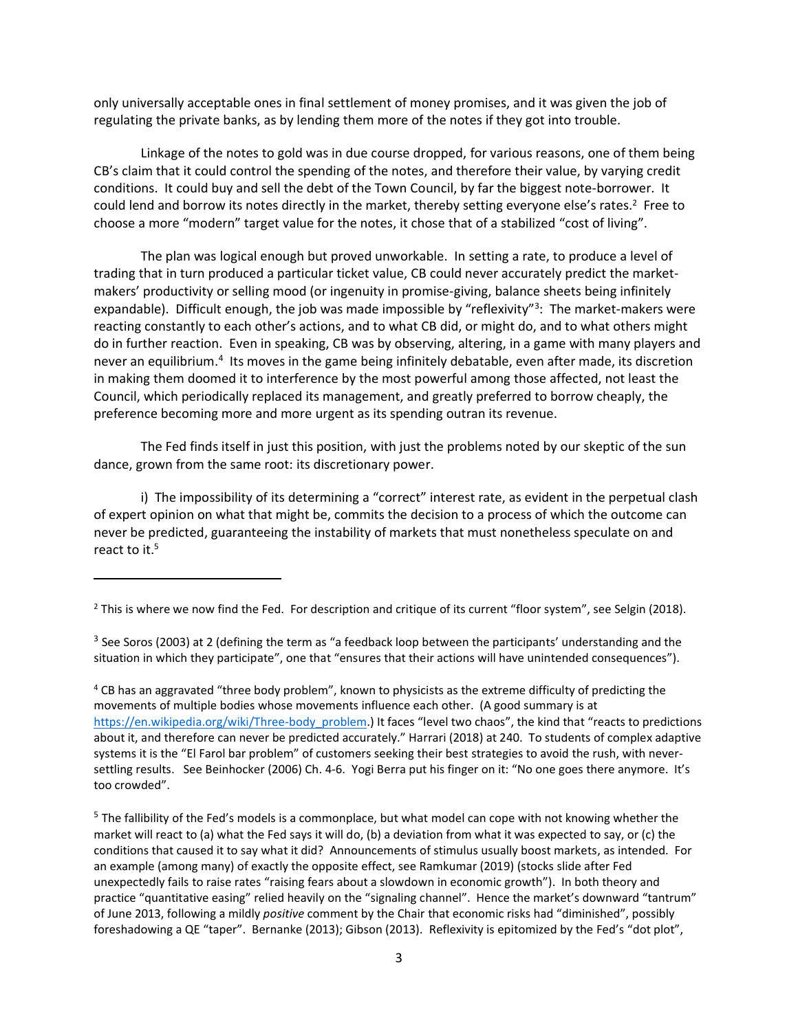only universally acceptable ones in final settlement of money promises, and it was given the job of regulating the private banks, as by lending them more of the notes if they got into trouble.

Linkage of the notes to gold was in due course dropped, for various reasons, one of them being CB's claim that it could control the spending of the notes, and therefore their value, by varying credit conditions. It could buy and sell the debt of the Town Council, by far the biggest note-borrower. It could lend and borrow its notes directly in the market, thereby setting everyone else's rates.[2] Free to choose a more "modern" target value for the notes, it chose that of a stabilized "cost of living".

The plan was logical enough but proved unworkable. In setting a rate, to produce a level of trading that in turn produced a particular ticket value, CB could never accurately predict the market-makers' productivity or selling mood (or ingenuity in promise-giving, balance sheets being infinitely expandable). Difficult enough, the job was made impossible by "reflexivity"[3]: The market-makers were reacting constantly to each other's actions, and to what CB did, or might do, and to what others might do in further reaction. Even in speaking, CB was by observing, altering, in a game with many players and never an equilibrium.[4] Its moves in the game being infinitely debatable, even after made, its discretion in making them doomed it to interference by the most powerful among those affected, not least the Council, which periodically replaced its management, and greatly preferred to borrow cheaply, the preference becoming more and more urgent as its spending outran its revenue.

The Fed finds itself in just this position, with just the problems noted by our skeptic of the sun dance, grown from the same root: its discretionary power.

i) The impossibility of its determining a "correct" interest rate, as evident in the perpetual clash of expert opinion on what that might be, commits the decision to a process of which the outcome can never be predicted, guaranteeing the instability of markets that must nonetheless speculate on and react to it.[5]

---

[2] This is where we now find the Fed. For description and critique of its current "floor system", see Selgin (2018).

[3] See Soros (2003) at 2 (defining the term as "a feedback loop between the participants' understanding and the situation in which they participate", one that "ensures that their actions will have unintended consequences").

[4] CB has an aggravated "three body problem", known to physicists as the extreme difficulty of predicting the movements of multiple bodies whose movements influence each other. (A good summary is at https://en.wikipedia.org/wiki/Three-body_problem.) It faces "level two chaos", the kind that "reacts to predictions about it, and therefore can never be predicted accurately." Harrari (2018) at 240. To students of complex adaptive systems it is the "El Farol bar problem" of customers seeking their best strategies to avoid the rush, with never-settling results. See Beinhocker (2006) Ch. 4-6. Yogi Berra put his finger on it: "No one goes there anymore. It's too crowded".

[5] The fallibility of the Fed's models is a commonplace, but what model can cope with not knowing whether the market will react to (a) what the Fed says it will do, (b) a deviation from what it was expected to say, or (c) the conditions that caused it to say what it did? Announcements of stimulus usually boost markets, as intended. For an example (among many) of exactly the opposite effect, see Ramkumar (2019) (stocks slide after Fed unexpectedly fails to raise rates "raising fears about a slowdown in economic growth"). In both theory and practice "quantitative easing" relied heavily on the "signaling channel". Hence the market's downward "tantrum" of June 2013, following a mildly *positive* comment by the Chair that economic risks had "diminished", possibly foreshadowing a QE "taper". Bernanke (2013); Gibson (2013). Reflexivity is epitomized by the Fed's "dot plot",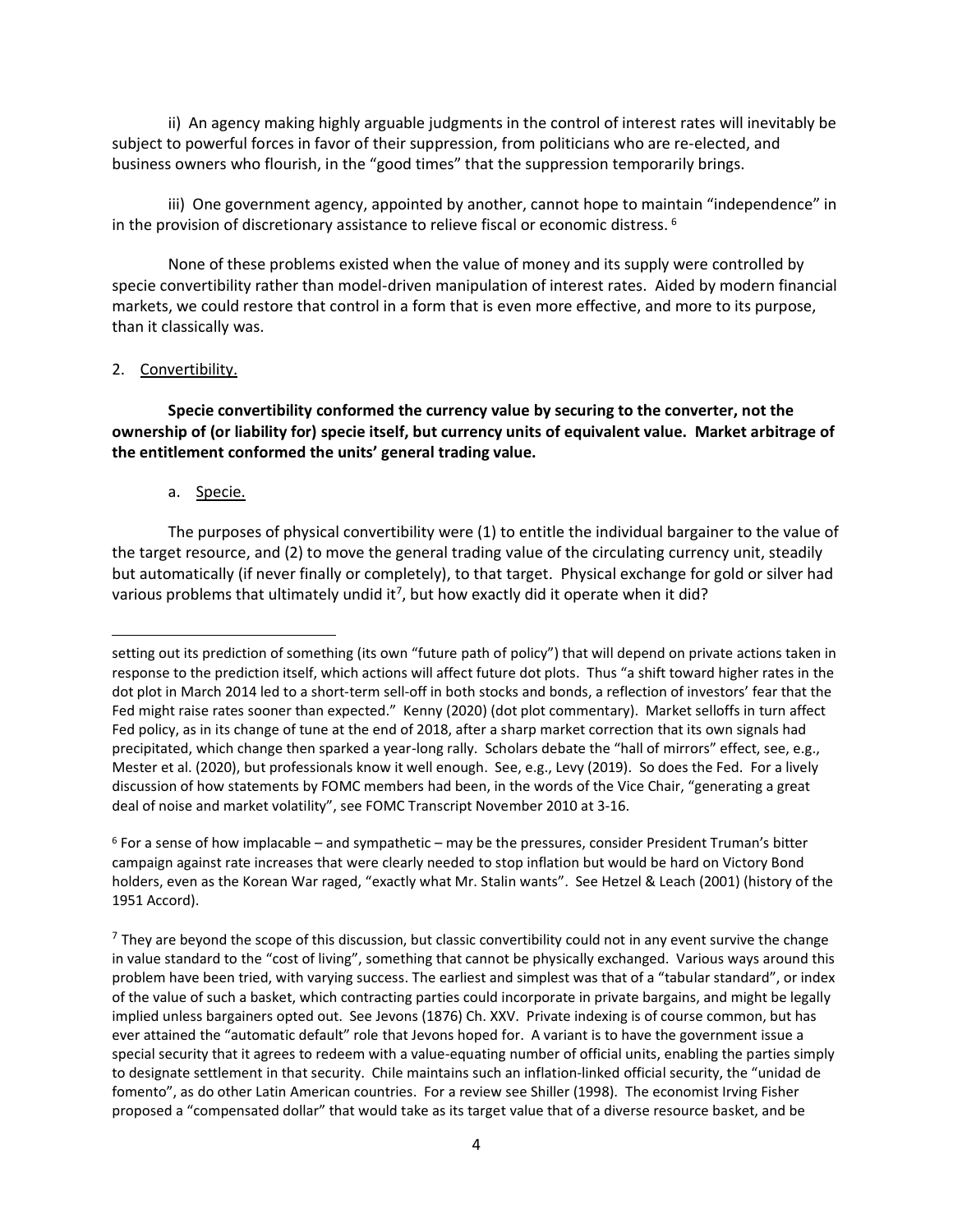ii) An agency making highly arguable judgments in the control of interest rates will inevitably be subject to powerful forces in favor of their suppression, from politicians who are re-elected, and business owners who flourish, in the "good times" that the suppression temporarily brings.

iii) One government agency, appointed by another, cannot hope to maintain "independence" in in the provision of discretionary assistance to relieve fiscal or economic distress. [6]

None of these problems existed when the value of money and its supply were controlled by specie convertibility rather than model-driven manipulation of interest rates. Aided by modern financial markets, we could restore that control in a form that is even more effective, and more to its purpose, than it classically was.

2. Convertibility.

**Specie convertibility conformed the currency value by securing to the converter, not the ownership of (or liability for) specie itself, but currency units of equivalent value. Market arbitrage of the entitlement conformed the units' general trading value.**

a. Specie.

The purposes of physical convertibility were (1) to entitle the individual bargainer to the value of the target resource, and (2) to move the general trading value of the circulating currency unit, steadily but automatically (if never finally or completely), to that target. Physical exchange for gold or silver had various problems that ultimately undid it[7], but how exactly did it operate when it did?

---

setting out its prediction of something (its own "future path of policy") that will depend on private actions taken in response to the prediction itself, which actions will affect future dot plots. Thus "a shift toward higher rates in the dot plot in March 2014 led to a short-term sell-off in both stocks and bonds, a reflection of investors' fear that the Fed might raise rates sooner than expected." Kenny (2020) (dot plot commentary). Market selloffs in turn affect Fed policy, as in its change of tune at the end of 2018, after a sharp market correction that its own signals had precipitated, which change then sparked a year-long rally. Scholars debate the "hall of mirrors" effect, see, e.g., Mester et al. (2020), but professionals know it well enough. See, e.g., Levy (2019). So does the Fed. For a lively discussion of how statements by FOMC members had been, in the words of the Vice Chair, "generating a great deal of noise and market volatility", see FOMC Transcript November 2010 at 3-16.

[6] For a sense of how implacable – and sympathetic – may be the pressures, consider President Truman's bitter campaign against rate increases that were clearly needed to stop inflation but would be hard on Victory Bond holders, even as the Korean War raged, "exactly what Mr. Stalin wants". See Hetzel & Leach (2001) (history of the 1951 Accord).

[7] They are beyond the scope of this discussion, but classic convertibility could not in any event survive the change in value standard to the "cost of living", something that cannot be physically exchanged. Various ways around this problem have been tried, with varying success. The earliest and simplest was that of a "tabular standard", or index of the value of such a basket, which contracting parties could incorporate in private bargains, and might be legally implied unless bargainers opted out. See Jevons (1876) Ch. XXV. Private indexing is of course common, but has ever attained the "automatic default" role that Jevons hoped for. A variant is to have the government issue a special security that it agrees to redeem with a value-equating number of official units, enabling the parties simply to designate settlement in that security. Chile maintains such an inflation-linked official security, the "unidad de fomento", as do other Latin American countries. For a review see Shiller (1998). The economist Irving Fisher proposed a "compensated dollar" that would take as its target value that of a diverse resource basket, and be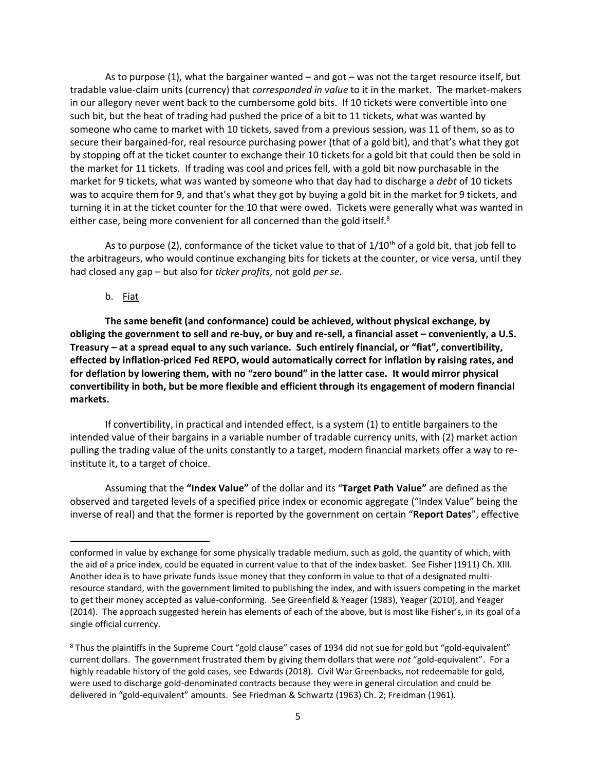As to purpose (1), what the bargainer wanted – and got – was not the target resource itself, but tradable value-claim units (currency) that *corresponded in value* to it in the market. The market-makers in our allegory never went back to the cumbersome gold bits. If 10 tickets were convertible into one such bit, but the heat of trading had pushed the price of a bit to 11 tickets, what was wanted by someone who came to market with 10 tickets, saved from a previous session, was 11 of them, so as to secure their bargained-for, real resource purchasing power (that of a gold bit), and that's what they got by stopping off at the ticket counter to exchange their 10 tickets for a gold bit that could then be sold in the market for 11 tickets. If trading was cool and prices fell, with a gold bit now purchasable in the market for 9 tickets, what was wanted by someone who that day had to discharge a *debt* of 10 tickets was to acquire them for 9, and that's what they got by buying a gold bit in the market for 9 tickets, and turning it in at the ticket counter for the 10 that were owed. Tickets were generally what was wanted in either case, being more convenient for all concerned than the gold itself.[8]

As to purpose (2), conformance of the ticket value to that of 1/10th of a gold bit, that job fell to the arbitrageurs, who would continue exchanging bits for tickets at the counter, or vice versa, until they had closed any gap – but also for *ticker profits*, not gold *per se.*

b. Fiat

**The same benefit (and conformance) could be achieved, without physical exchange, by obliging the government to sell and re-buy, or buy and re-sell, a financial asset – conveniently, a U.S. Treasury – at a spread equal to any such variance. Such entirely financial, or "fiat", convertibility, effected by inflation-priced Fed REPO, would automatically correct for inflation by raising rates, and for deflation by lowering them, with no "zero bound" in the latter case. It would mirror physical convertibility in both, but be more flexible and efficient through its engagement of modern financial markets.**

If convertibility, in practical and intended effect, is a system (1) to entitle bargainers to the intended value of their bargains in a variable number of tradable currency units, with (2) market action pulling the trading value of the units constantly to a target, modern financial markets offer a way to re-institute it, to a target of choice.

Assuming that the **"Index Value"** of the dollar and its "**Target Path Value"** are defined as the observed and targeted levels of a specified price index or economic aggregate ("Index Value" being the inverse of real) and that the former is reported by the government on certain "**Report Dates**", effective

---

conformed in value by exchange for some physically tradable medium, such as gold, the quantity of which, with the aid of a price index, could be equated in current value to that of the index basket. See Fisher (1911) Ch. XIII. Another idea is to have private funds issue money that they conform in value to that of a designated multi-resource standard, with the government limited to publishing the index, and with issuers competing in the market to get their money accepted as value-conforming. See Greenfield & Yeager (1983), Yeager (2010), and Yeager (2014). The approach suggested herein has elements of each of the above, but is most like Fisher's, in its goal of a single official currency.

[8] Thus the plaintiffs in the Supreme Court "gold clause" cases of 1934 did not sue for gold but "gold-equivalent" current dollars. The government frustrated them by giving them dollars that were *not* "gold-equivalent". For a highly readable history of the gold cases, see Edwards (2018). Civil War Greenbacks, not redeemable for gold, were used to discharge gold-denominated contracts because they were in general circulation and could be delivered in "gold-equivalent" amounts. See Friedman & Schwartz (1963) Ch. 2; Freidman (1961).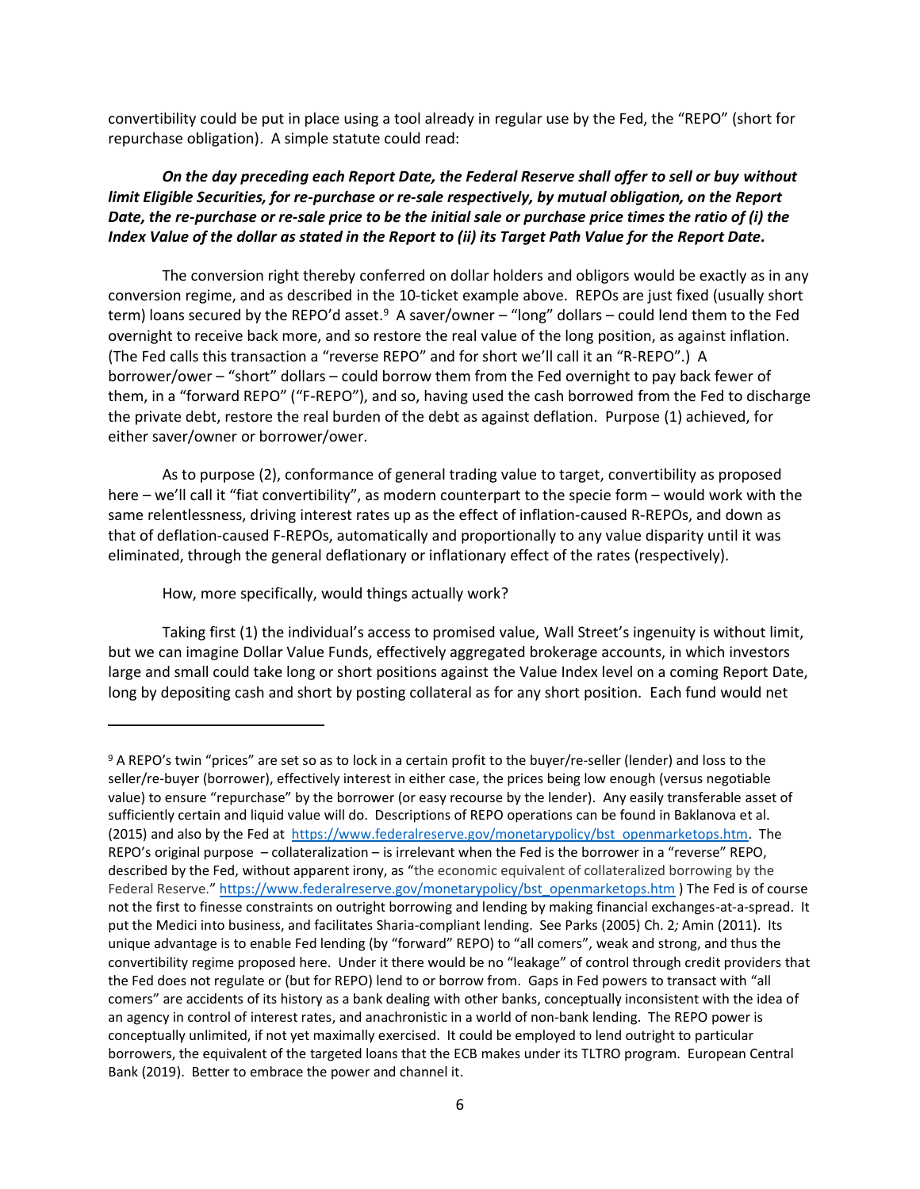convertibility could be put in place using a tool already in regular use by the Fed, the "REPO" (short for repurchase obligation). A simple statute could read:

***On the day preceding each Report Date, the Federal Reserve shall offer to sell or buy without limit Eligible Securities, for re-purchase or re-sale respectively, by mutual obligation, on the Report Date, the re-purchase or re-sale price to be the initial sale or purchase price times the ratio of (i) the Index Value of the dollar as stated in the Report to (ii) its Target Path Value for the Report Date.***

The conversion right thereby conferred on dollar holders and obligors would be exactly as in any conversion regime, and as described in the 10-ticket example above. REPOs are just fixed (usually short term) loans secured by the REPO'd asset.[9] A saver/owner – "long" dollars – could lend them to the Fed overnight to receive back more, and so restore the real value of the long position, as against inflation. (The Fed calls this transaction a "reverse REPO" and for short we'll call it an "R-REPO".) A borrower/ower – "short" dollars – could borrow them from the Fed overnight to pay back fewer of them, in a "forward REPO" ("F-REPO"), and so, having used the cash borrowed from the Fed to discharge the private debt, restore the real burden of the debt as against deflation. Purpose (1) achieved, for either saver/owner or borrower/ower.

As to purpose (2), conformance of general trading value to target, convertibility as proposed here – we'll call it "fiat convertibility", as modern counterpart to the specie form – would work with the same relentlessness, driving interest rates up as the effect of inflation-caused R-REPOs, and down as that of deflation-caused F-REPOs, automatically and proportionally to any value disparity until it was eliminated, through the general deflationary or inflationary effect of the rates (respectively).

How, more specifically, would things actually work?

Taking first (1) the individual's access to promised value, Wall Street's ingenuity is without limit, but we can imagine Dollar Value Funds, effectively aggregated brokerage accounts, in which investors large and small could take long or short positions against the Value Index level on a coming Report Date, long by depositing cash and short by posting collateral as for any short position. Each fund would net

---

[9] A REPO's twin "prices" are set so as to lock in a certain profit to the buyer/re-seller (lender) and loss to the seller/re-buyer (borrower), effectively interest in either case, the prices being low enough (versus negotiable value) to ensure "repurchase" by the borrower (or easy recourse by the lender). Any easily transferable asset of sufficiently certain and liquid value will do. Descriptions of REPO operations can be found in Baklanova et al. (2015) and also by the Fed at https://www.federalreserve.gov/monetarypolicy/bst_openmarketops.htm. The REPO's original purpose – collateralization – is irrelevant when the Fed is the borrower in a "reverse" REPO, described by the Fed, without apparent irony, as "the economic equivalent of collateralized borrowing by the Federal Reserve." https://www.federalreserve.gov/monetarypolicy/bst_openmarketops.htm ) The Fed is of course not the first to finesse constraints on outright borrowing and lending by making financial exchanges-at-a-spread. It put the Medici into business, and facilitates Sharia-compliant lending. See Parks (2005) Ch. 2*;* Amin (2011). Its unique advantage is to enable Fed lending (by "forward" REPO) to "all comers", weak and strong, and thus the convertibility regime proposed here. Under it there would be no "leakage" of control through credit providers that the Fed does not regulate or (but for REPO) lend to or borrow from. Gaps in Fed powers to transact with "all comers" are accidents of its history as a bank dealing with other banks, conceptually inconsistent with the idea of an agency in control of interest rates, and anachronistic in a world of non-bank lending. The REPO power is conceptually unlimited, if not yet maximally exercised. It could be employed to lend outright to particular borrowers, the equivalent of the targeted loans that the ECB makes under its TLTRO program. European Central Bank (2019). Better to embrace the power and channel it.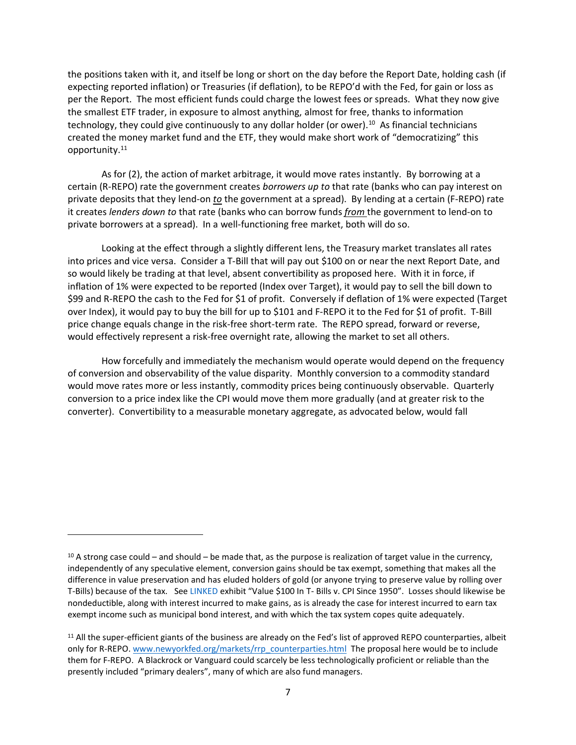the positions taken with it, and itself be long or short on the day before the Report Date, holding cash (if expecting reported inflation) or Treasuries (if deflation), to be REPO'd with the Fed, for gain or loss as per the Report. The most efficient funds could charge the lowest fees or spreads. What they now give the smallest ETF trader, in exposure to almost anything, almost for free, thanks to information technology, they could give continuously to any dollar holder (or ower).[10] As financial technicians created the money market fund and the ETF, they would make short work of "democratizing" this opportunity.[11]

As for (2), the action of market arbitrage, it would move rates instantly. By borrowing at a certain (R-REPO) rate the government creates *borrowers up to* that rate (banks who can pay interest on private deposits that they lend-on ***to*** the government at a spread). By lending at a certain (F-REPO) rate it creates *lenders down to* that rate (banks who can borrow funds ***from*** the government to lend-on to private borrowers at a spread). In a well-functioning free market, both will do so.

Looking at the effect through a slightly different lens, the Treasury market translates all rates into prices and vice versa. Consider a T-Bill that will pay out $100 on or near the next Report Date, and so would likely be trading at that level, absent convertibility as proposed here. With it in force, if inflation of 1% were expected to be reported (Index over Target), it would pay to sell the bill down to $99 and R-REPO the cash to the Fed for $1 of profit. Conversely if deflation of 1% were expected (Target over Index), it would pay to buy the bill for up to $101 and F-REPO it to the Fed for $1 of profit. T-Bill price change equals change in the risk-free short-term rate. The REPO spread, forward or reverse, would effectively represent a risk-free overnight rate, allowing the market to set all others.

How forcefully and immediately the mechanism would operate would depend on the frequency of conversion and observability of the value disparity. Monthly conversion to a commodity standard would move rates more or less instantly, commodity prices being continuously observable. Quarterly conversion to a price index like the CPI would move them more gradually (and at greater risk to the converter). Convertibility to a measurable monetary aggregate, as advocated below, would fall

---

[10] A strong case could – and should – be made that, as the purpose is realization of target value in the currency, independently of any speculative element, conversion gains should be tax exempt, something that makes all the difference in value preservation and has eluded holders of gold (or anyone trying to preserve value by rolling over T-Bills) because of the tax. See LINKED exhibit "Value $100 In T- Bills v. CPI Since 1950". Losses should likewise be nondeductible, along with interest incurred to make gains, as is already the case for interest incurred to earn tax exempt income such as municipal bond interest, and with which the tax system copes quite adequately.

[11] All the super-efficient giants of the business are already on the Fed's list of approved REPO counterparties, albeit only for R-REPO. www.newyorkfed.org/markets/rrp_counterparties.html The proposal here would be to include them for F-REPO. A Blackrock or Vanguard could scarcely be less technologically proficient or reliable than the presently included "primary dealers", many of which are also fund managers.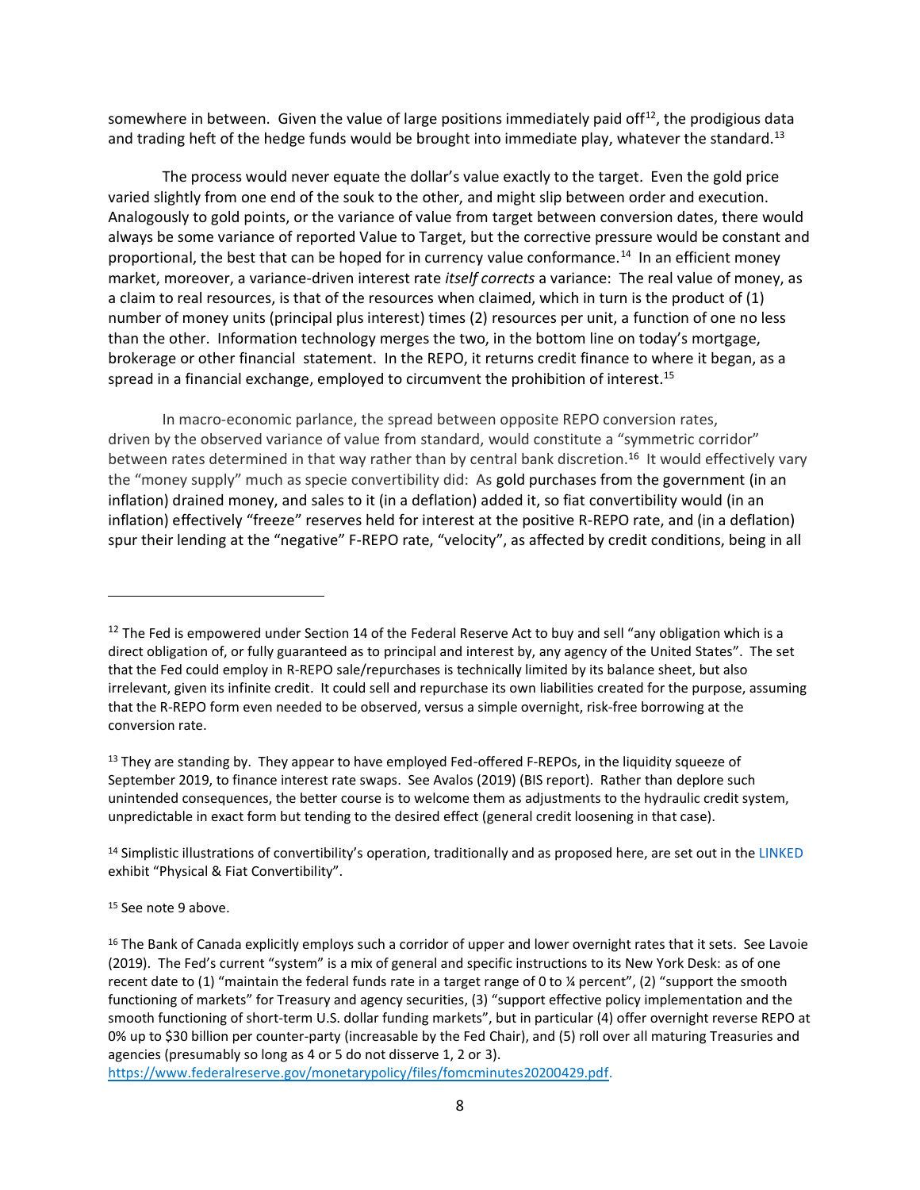somewhere in between. Given the value of large positions immediately paid off[12], the prodigious data and trading heft of the hedge funds would be brought into immediate play, whatever the standard.[13]

The process would never equate the dollar's value exactly to the target. Even the gold price varied slightly from one end of the souk to the other, and might slip between order and execution. Analogously to gold points, or the variance of value from target between conversion dates, there would always be some variance of reported Value to Target, but the corrective pressure would be constant and proportional, the best that can be hoped for in currency value conformance.[14] In an efficient money market, moreover, a variance-driven interest rate *itself corrects* a variance: The real value of money, as a claim to real resources, is that of the resources when claimed, which in turn is the product of (1) number of money units (principal plus interest) times (2) resources per unit, a function of one no less than the other. Information technology merges the two, in the bottom line on today's mortgage, brokerage or other financial statement. In the REPO, it returns credit finance to where it began, as a spread in a financial exchange, employed to circumvent the prohibition of interest.[15]

In macro-economic parlance, the spread between opposite REPO conversion rates, driven by the observed variance of value from standard, would constitute a "symmetric corridor" between rates determined in that way rather than by central bank discretion.[16] It would effectively vary the "money supply" much as specie convertibility did: As gold purchases from the government (in an inflation) drained money, and sales to it (in a deflation) added it, so fiat convertibility would (in an inflation) effectively "freeze" reserves held for interest at the positive R-REPO rate, and (in a deflation) spur their lending at the "negative" F-REPO rate, "velocity", as affected by credit conditions, being in all

---

[12] The Fed is empowered under Section 14 of the Federal Reserve Act to buy and sell "any obligation which is a direct obligation of, or fully guaranteed as to principal and interest by, any agency of the United States". The set that the Fed could employ in R-REPO sale/repurchases is technically limited by its balance sheet, but also irrelevant, given its infinite credit. It could sell and repurchase its own liabilities created for the purpose, assuming that the R-REPO form even needed to be observed, versus a simple overnight, risk-free borrowing at the conversion rate.

[13] They are standing by. They appear to have employed Fed-offered F-REPOs, in the liquidity squeeze of September 2019, to finance interest rate swaps. See Avalos (2019) (BIS report). Rather than deplore such unintended consequences, the better course is to welcome them as adjustments to the hydraulic credit system, unpredictable in exact form but tending to the desired effect (general credit loosening in that case).

[14] Simplistic illustrations of convertibility's operation, traditionally and as proposed here, are set out in the LINKED exhibit "Physical & Fiat Convertibility".

[15] See note 9 above.

[16] The Bank of Canada explicitly employs such a corridor of upper and lower overnight rates that it sets. See Lavoie (2019). The Fed's current "system" is a mix of general and specific instructions to its New York Desk: as of one recent date to (1) "maintain the federal funds rate in a target range of 0 to ¼ percent", (2) "support the smooth functioning of markets" for Treasury and agency securities, (3) "support effective policy implementation and the smooth functioning of short-term U.S. dollar funding markets", but in particular (4) offer overnight reverse REPO at 0% up to $30 billion per counter-party (increasable by the Fed Chair), and (5) roll over all maturing Treasuries and agencies (presumably so long as 4 or 5 do not disserve 1, 2 or 3). https://www.federalreserve.gov/monetarypolicy/files/fomcminutes20200429.pdf.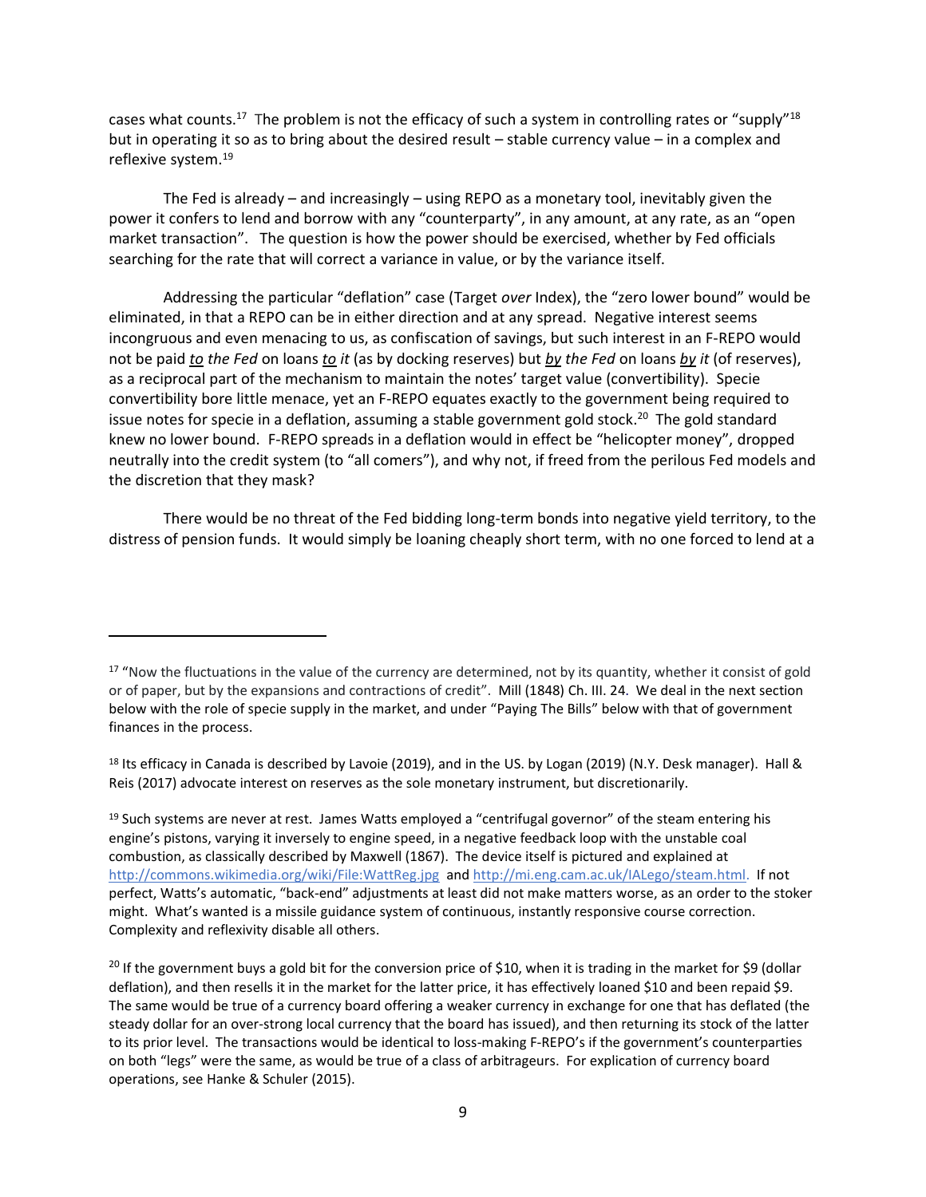cases what counts.[17] The problem is not the efficacy of such a system in controlling rates or "supply"[18] but in operating it so as to bring about the desired result – stable currency value – in a complex and reflexive system.[19]

The Fed is already – and increasingly – using REPO as a monetary tool, inevitably given the power it confers to lend and borrow with any "counterparty", in any amount, at any rate, as an "open market transaction". The question is how the power should be exercised, whether by Fed officials searching for the rate that will correct a variance in value, or by the variance itself.

Addressing the particular "deflation" case (Target *over* Index), the "zero lower bound" would be eliminated, in that a REPO can be in either direction and at any spread. Negative interest seems incongruous and even menacing to us, as confiscation of savings, but such interest in an F-REPO would not be paid ***to** the Fed* on loans ***to** it* (as by docking reserves) but ***by** the Fed* on loans ***by** it* (of reserves), as a reciprocal part of the mechanism to maintain the notes' target value (convertibility). Specie convertibility bore little menace, yet an F-REPO equates exactly to the government being required to issue notes for specie in a deflation, assuming a stable government gold stock.[20] The gold standard knew no lower bound. F-REPO spreads in a deflation would in effect be "helicopter money", dropped neutrally into the credit system (to "all comers"), and why not, if freed from the perilous Fed models and the discretion that they mask?

There would be no threat of the Fed bidding long-term bonds into negative yield territory, to the distress of pension funds. It would simply be loaning cheaply short term, with no one forced to lend at a

---

[17] "Now the fluctuations in the value of the currency are determined, not by its quantity, whether it consist of gold or of paper, but by the expansions and contractions of credit". Mill (1848) Ch. III. 24. We deal in the next section below with the role of specie supply in the market, and under "Paying The Bills" below with that of government finances in the process.

[18] Its efficacy in Canada is described by Lavoie (2019), and in the US. by Logan (2019) (N.Y. Desk manager). Hall & Reis (2017) advocate interest on reserves as the sole monetary instrument, but discretionarily.

[19] Such systems are never at rest. James Watts employed a "centrifugal governor" of the steam entering his engine's pistons, varying it inversely to engine speed, in a negative feedback loop with the unstable coal combustion, as classically described by Maxwell (1867). The device itself is pictured and explained at http://commons.wikimedia.org/wiki/File:WattReg.jpg and http://mi.eng.cam.ac.uk/IALego/steam.html. If not perfect, Watts's automatic, "back-end" adjustments at least did not make matters worse, as an order to the stoker might. What's wanted is a missile guidance system of continuous, instantly responsive course correction. Complexity and reflexivity disable all others.

[20] If the government buys a gold bit for the conversion price of $10, when it is trading in the market for $9 (dollar deflation), and then resells it in the market for the latter price, it has effectively loaned $10 and been repaid $9. The same would be true of a currency board offering a weaker currency in exchange for one that has deflated (the steady dollar for an over-strong local currency that the board has issued), and then returning its stock of the latter to its prior level. The transactions would be identical to loss-making F-REPO's if the government's counterparties on both "legs" were the same, as would be true of a class of arbitrageurs. For explication of currency board operations, see Hanke & Schuler (2015).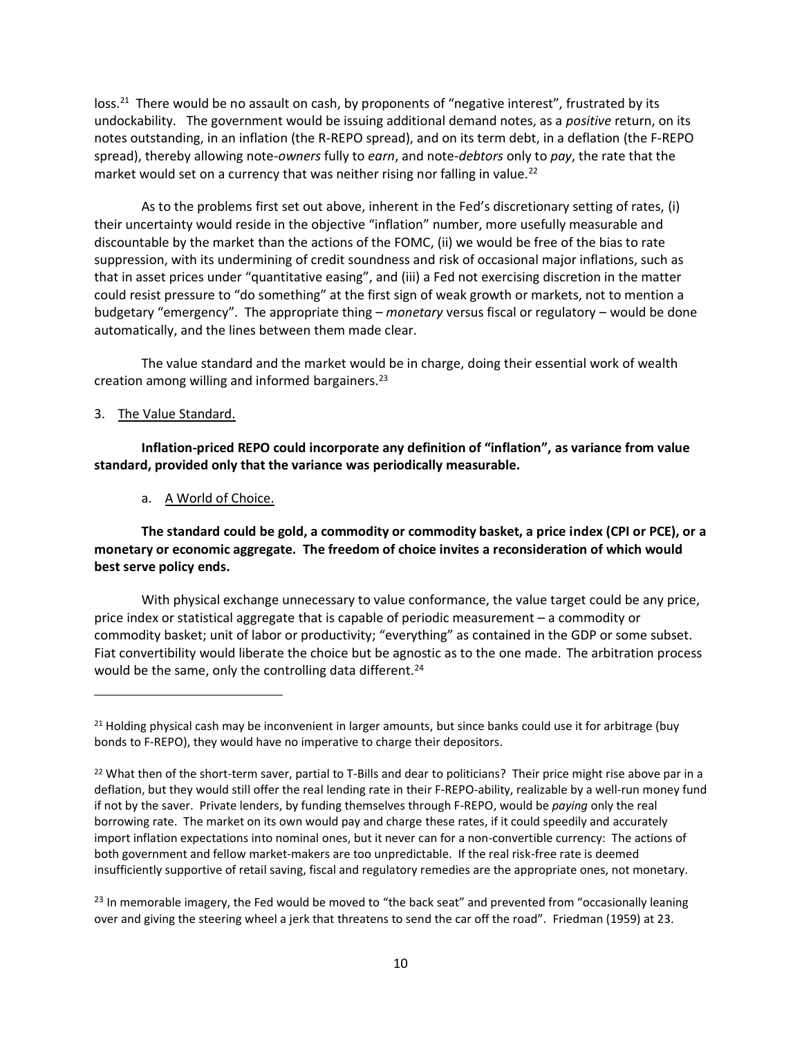loss.[21] There would be no assault on cash, by proponents of "negative interest", frustrated by its undockability. The government would be issuing additional demand notes, as a *positive* return, on its notes outstanding, in an inflation (the R-REPO spread), and on its term debt, in a deflation (the F-REPO spread), thereby allowing note-*owners* fully to *earn*, and note-*debtors* only to *pay*, the rate that the market would set on a currency that was neither rising nor falling in value.[22]

As to the problems first set out above, inherent in the Fed's discretionary setting of rates, (i) their uncertainty would reside in the objective "inflation" number, more usefully measurable and discountable by the market than the actions of the FOMC, (ii) we would be free of the bias to rate suppression, with its undermining of credit soundness and risk of occasional major inflations, such as that in asset prices under "quantitative easing", and (iii) a Fed not exercising discretion in the matter could resist pressure to "do something" at the first sign of weak growth or markets, not to mention a budgetary "emergency". The appropriate thing – *monetary* versus fiscal or regulatory – would be done automatically, and the lines between them made clear.

The value standard and the market would be in charge, doing their essential work of wealth creation among willing and informed bargainers.[23]

3. <u>The Value Standard.</u>

**Inflation-priced REPO could incorporate any definition of "inflation", as variance from value standard, provided only that the variance was periodically measurable.**

a. <u>A World of Choice.</u>

**The standard could be gold, a commodity or commodity basket, a price index (CPI or PCE), or a monetary or economic aggregate. The freedom of choice invites a reconsideration of which would best serve policy ends.**

With physical exchange unnecessary to value conformance, the value target could be any price, price index or statistical aggregate that is capable of periodic measurement – a commodity or commodity basket; unit of labor or productivity; "everything" as contained in the GDP or some subset. Fiat convertibility would liberate the choice but be agnostic as to the one made. The arbitration process would be the same, only the controlling data different.[24]

---

[21] Holding physical cash may be inconvenient in larger amounts, but since banks could use it for arbitrage (buy bonds to F-REPO), they would have no imperative to charge their depositors.

[22] What then of the short-term saver, partial to T-Bills and dear to politicians? Their price might rise above par in a deflation, but they would still offer the real lending rate in their F-REPO-ability, realizable by a well-run money fund if not by the saver. Private lenders, by funding themselves through F-REPO, would be *paying* only the real borrowing rate. The market on its own would pay and charge these rates, if it could speedily and accurately import inflation expectations into nominal ones, but it never can for a non-convertible currency: The actions of both government and fellow market-makers are too unpredictable. If the real risk-free rate is deemed insufficiently supportive of retail saving, fiscal and regulatory remedies are the appropriate ones, not monetary.

[23] In memorable imagery, the Fed would be moved to "the back seat" and prevented from "occasionally leaning over and giving the steering wheel a jerk that threatens to send the car off the road". Friedman (1959) at 23.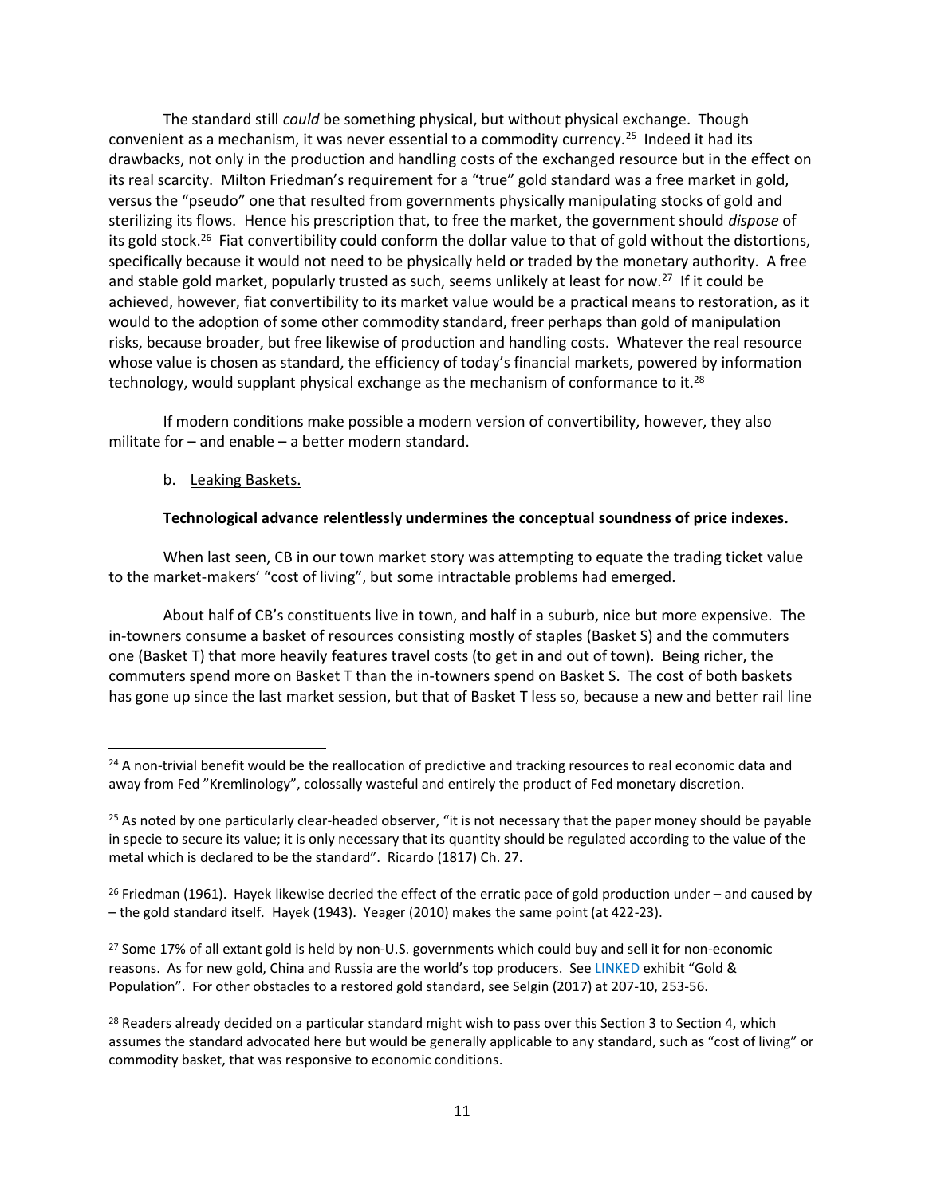The standard still *could* be something physical, but without physical exchange. Though convenient as a mechanism, it was never essential to a commodity currency.[25] Indeed it had its drawbacks, not only in the production and handling costs of the exchanged resource but in the effect on its real scarcity. Milton Friedman's requirement for a "true" gold standard was a free market in gold, versus the "pseudo" one that resulted from governments physically manipulating stocks of gold and sterilizing its flows. Hence his prescription that, to free the market, the government should *dispose* of its gold stock.[26] Fiat convertibility could conform the dollar value to that of gold without the distortions, specifically because it would not need to be physically held or traded by the monetary authority. A free and stable gold market, popularly trusted as such, seems unlikely at least for now.[27] If it could be achieved, however, fiat convertibility to its market value would be a practical means to restoration, as it would to the adoption of some other commodity standard, freer perhaps than gold of manipulation risks, because broader, but free likewise of production and handling costs. Whatever the real resource whose value is chosen as standard, the efficiency of today's financial markets, powered by information technology, would supplant physical exchange as the mechanism of conformance to it.[28]

If modern conditions make possible a modern version of convertibility, however, they also militate for – and enable – a better modern standard.

b. Leaking Baskets.

**Technological advance relentlessly undermines the conceptual soundness of price indexes.**

When last seen, CB in our town market story was attempting to equate the trading ticket value to the market-makers' "cost of living", but some intractable problems had emerged.

About half of CB's constituents live in town, and half in a suburb, nice but more expensive. The in-towners consume a basket of resources consisting mostly of staples (Basket S) and the commuters one (Basket T) that more heavily features travel costs (to get in and out of town). Being richer, the commuters spend more on Basket T than the in-towners spend on Basket S. The cost of both baskets has gone up since the last market session, but that of Basket T less so, because a new and better rail line

---

[24] A non-trivial benefit would be the reallocation of predictive and tracking resources to real economic data and away from Fed "Kremlinology", colossally wasteful and entirely the product of Fed monetary discretion.

[25] As noted by one particularly clear-headed observer, "it is not necessary that the paper money should be payable in specie to secure its value; it is only necessary that its quantity should be regulated according to the value of the metal which is declared to be the standard". Ricardo (1817) Ch. 27.

[26] Friedman (1961). Hayek likewise decried the effect of the erratic pace of gold production under – and caused by – the gold standard itself. Hayek (1943). Yeager (2010) makes the same point (at 422-23).

[27] Some 17% of all extant gold is held by non-U.S. governments which could buy and sell it for non-economic reasons. As for new gold, China and Russia are the world's top producers. See LINKED exhibit "Gold & Population". For other obstacles to a restored gold standard, see Selgin (2017) at 207-10, 253-56.

[28] Readers already decided on a particular standard might wish to pass over this Section 3 to Section 4, which assumes the standard advocated here but would be generally applicable to any standard, such as "cost of living" or commodity basket, that was responsive to economic conditions.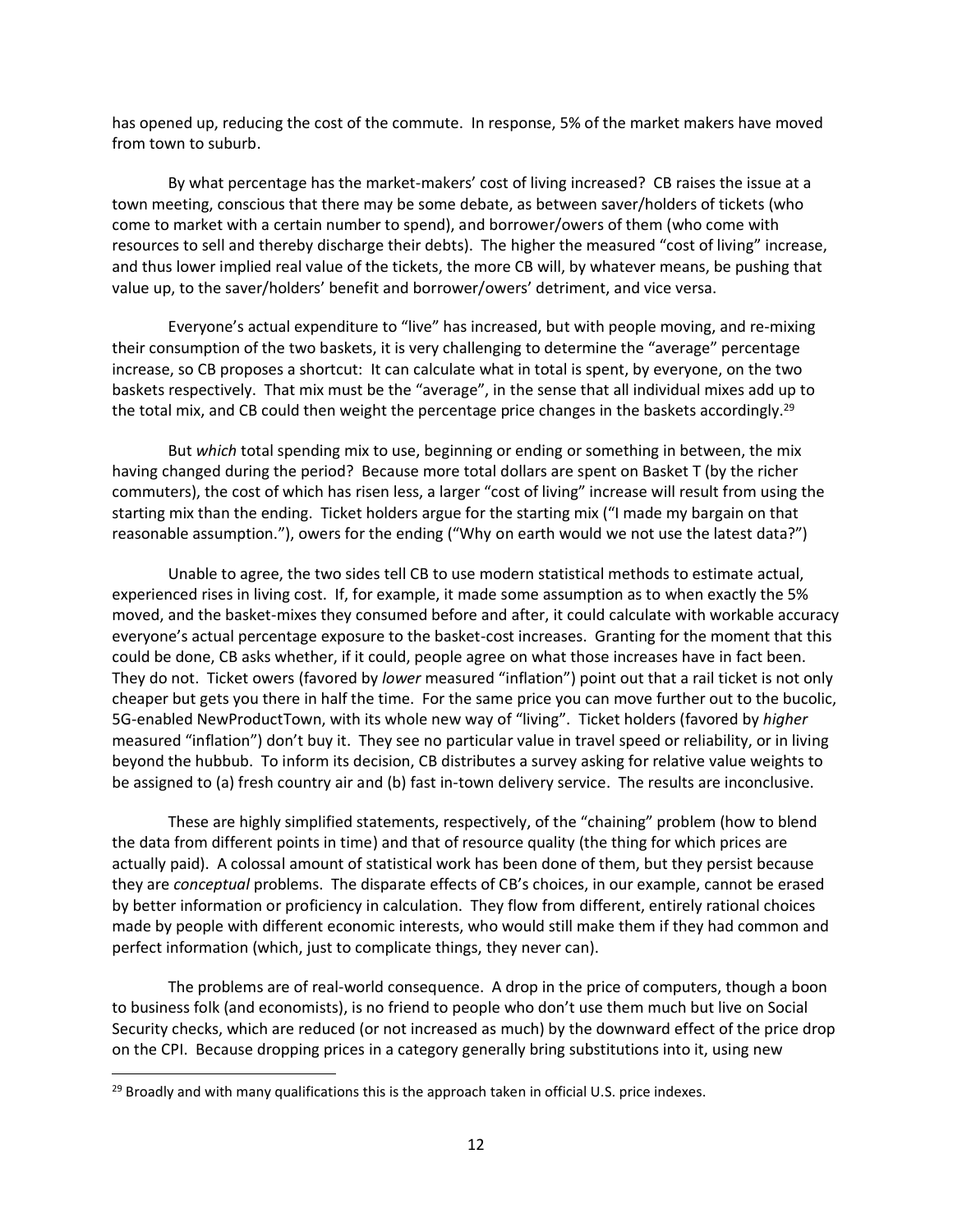has opened up, reducing the cost of the commute. In response, 5% of the market makers have moved from town to suburb.

By what percentage has the market-makers' cost of living increased? CB raises the issue at a town meeting, conscious that there may be some debate, as between saver/holders of tickets (who come to market with a certain number to spend), and borrower/owers of them (who come with resources to sell and thereby discharge their debts). The higher the measured "cost of living" increase, and thus lower implied real value of the tickets, the more CB will, by whatever means, be pushing that value up, to the saver/holders' benefit and borrower/owers' detriment, and vice versa.

Everyone's actual expenditure to "live" has increased, but with people moving, and re-mixing their consumption of the two baskets, it is very challenging to determine the "average" percentage increase, so CB proposes a shortcut: It can calculate what in total is spent, by everyone, on the two baskets respectively. That mix must be the "average", in the sense that all individual mixes add up to the total mix, and CB could then weight the percentage price changes in the baskets accordingly.[29]

But *which* total spending mix to use, beginning or ending or something in between, the mix having changed during the period? Because more total dollars are spent on Basket T (by the richer commuters), the cost of which has risen less, a larger "cost of living" increase will result from using the starting mix than the ending. Ticket holders argue for the starting mix ("I made my bargain on that reasonable assumption."), owers for the ending ("Why on earth would we not use the latest data?")

Unable to agree, the two sides tell CB to use modern statistical methods to estimate actual, experienced rises in living cost. If, for example, it made some assumption as to when exactly the 5% moved, and the basket-mixes they consumed before and after, it could calculate with workable accuracy everyone's actual percentage exposure to the basket-cost increases. Granting for the moment that this could be done, CB asks whether, if it could, people agree on what those increases have in fact been. They do not. Ticket owers (favored by *lower* measured "inflation") point out that a rail ticket is not only cheaper but gets you there in half the time. For the same price you can move further out to the bucolic, 5G-enabled NewProductTown, with its whole new way of "living". Ticket holders (favored by *higher* measured "inflation") don't buy it. They see no particular value in travel speed or reliability, or in living beyond the hubbub. To inform its decision, CB distributes a survey asking for relative value weights to be assigned to (a) fresh country air and (b) fast in-town delivery service. The results are inconclusive.

These are highly simplified statements, respectively, of the "chaining" problem (how to blend the data from different points in time) and that of resource quality (the thing for which prices are actually paid). A colossal amount of statistical work has been done of them, but they persist because they are *conceptual* problems. The disparate effects of CB's choices, in our example, cannot be erased by better information or proficiency in calculation. They flow from different, entirely rational choices made by people with different economic interests, who would still make them if they had common and perfect information (which, just to complicate things, they never can).

The problems are of real-world consequence. A drop in the price of computers, though a boon to business folk (and economists), is no friend to people who don't use them much but live on Social Security checks, which are reduced (or not increased as much) by the downward effect of the price drop on the CPI. Because dropping prices in a category generally bring substitutions into it, using new

---

[29] Broadly and with many qualifications this is the approach taken in official U.S. price indexes.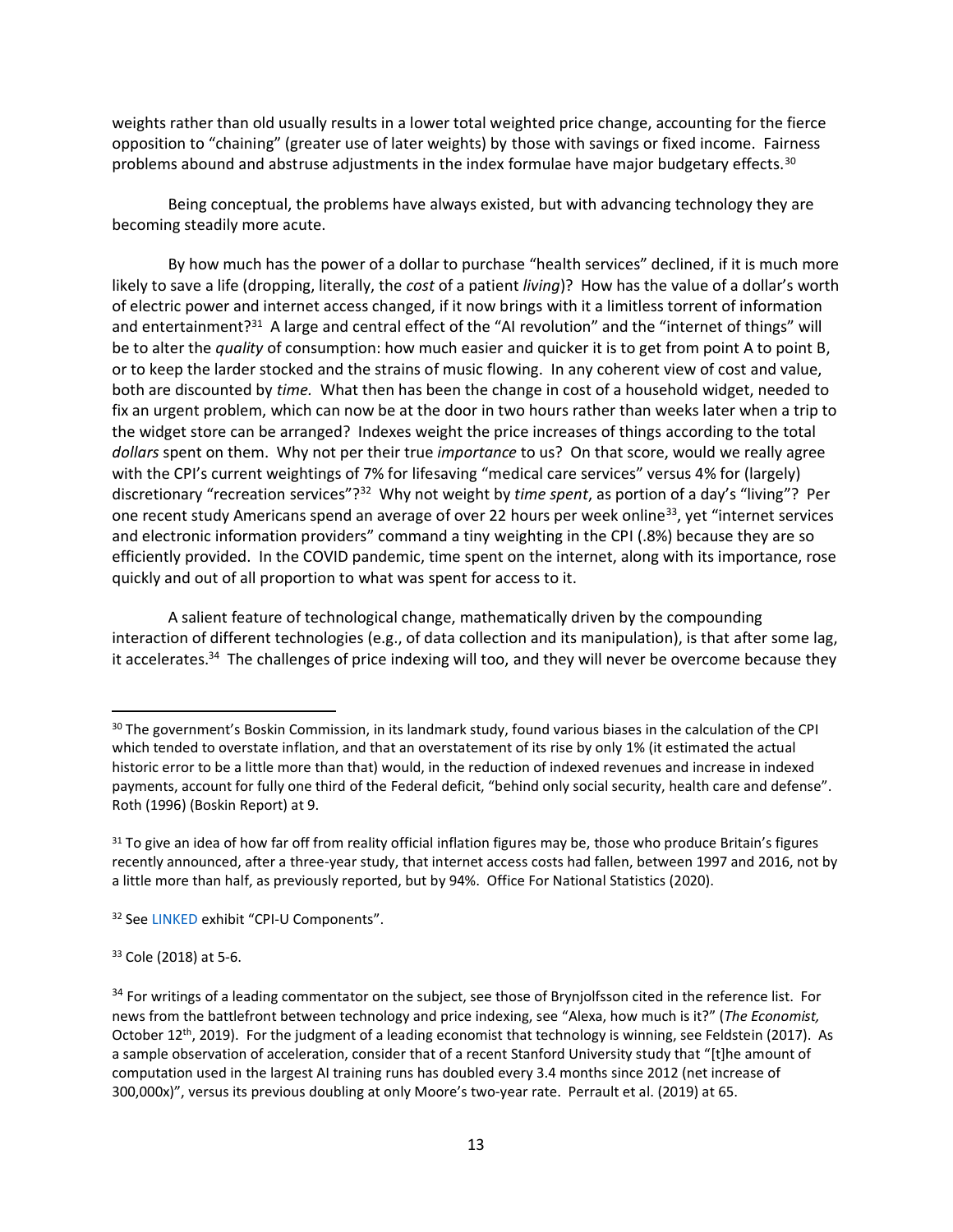weights rather than old usually results in a lower total weighted price change, accounting for the fierce opposition to "chaining" (greater use of later weights) by those with savings or fixed income. Fairness problems abound and abstruse adjustments in the index formulae have major budgetary effects.[30]

Being conceptual, the problems have always existed, but with advancing technology they are becoming steadily more acute.

By how much has the power of a dollar to purchase "health services" declined, if it is much more likely to save a life (dropping, literally, the *cost* of a patient *living*)? How has the value of a dollar's worth of electric power and internet access changed, if it now brings with it a limitless torrent of information and entertainment?[31] A large and central effect of the "AI revolution" and the "internet of things" will be to alter the *quality* of consumption: how much easier and quicker it is to get from point A to point B, or to keep the larder stocked and the strains of music flowing. In any coherent view of cost and value, both are discounted by *time.* What then has been the change in cost of a household widget, needed to fix an urgent problem, which can now be at the door in two hours rather than weeks later when a trip to the widget store can be arranged? Indexes weight the price increases of things according to the total *dollars* spent on them. Why not per their true *importance* to us? On that score, would we really agree with the CPI's current weightings of 7% for lifesaving "medical care services" versus 4% for (largely) discretionary "recreation services"?[32] Why not weight by *time spent*, as portion of a day's "living"? Per one recent study Americans spend an average of over 22 hours per week online[33], yet "internet services and electronic information providers" command a tiny weighting in the CPI (.8%) because they are so efficiently provided. In the COVID pandemic, time spent on the internet, along with its importance, rose quickly and out of all proportion to what was spent for access to it.

A salient feature of technological change, mathematically driven by the compounding interaction of different technologies (e.g., of data collection and its manipulation), is that after some lag, it accelerates.[34] The challenges of price indexing will too, and they will never be overcome because they

---

[30] The government's Boskin Commission, in its landmark study, found various biases in the calculation of the CPI which tended to overstate inflation, and that an overstatement of its rise by only 1% (it estimated the actual historic error to be a little more than that) would, in the reduction of indexed revenues and increase in indexed payments, account for fully one third of the Federal deficit, "behind only social security, health care and defense". Roth (1996) (Boskin Report) at 9.

[31] To give an idea of how far off from reality official inflation figures may be, those who produce Britain's figures recently announced, after a three-year study, that internet access costs had fallen, between 1997 and 2016, not by a little more than half, as previously reported, but by 94%. Office For National Statistics (2020).

[32] See LINKED exhibit "CPI-U Components".

[33] Cole (2018) at 5-6.

[34] For writings of a leading commentator on the subject, see those of Brynjolfsson cited in the reference list. For news from the battlefront between technology and price indexing, see "Alexa, how much is it?" (*The Economist,* October 12th, 2019). For the judgment of a leading economist that technology is winning, see Feldstein (2017). As a sample observation of acceleration, consider that of a recent Stanford University study that "[t]he amount of computation used in the largest AI training runs has doubled every 3.4 months since 2012 (net increase of 300,000x)", versus its previous doubling at only Moore's two-year rate. Perrault et al. (2019) at 65.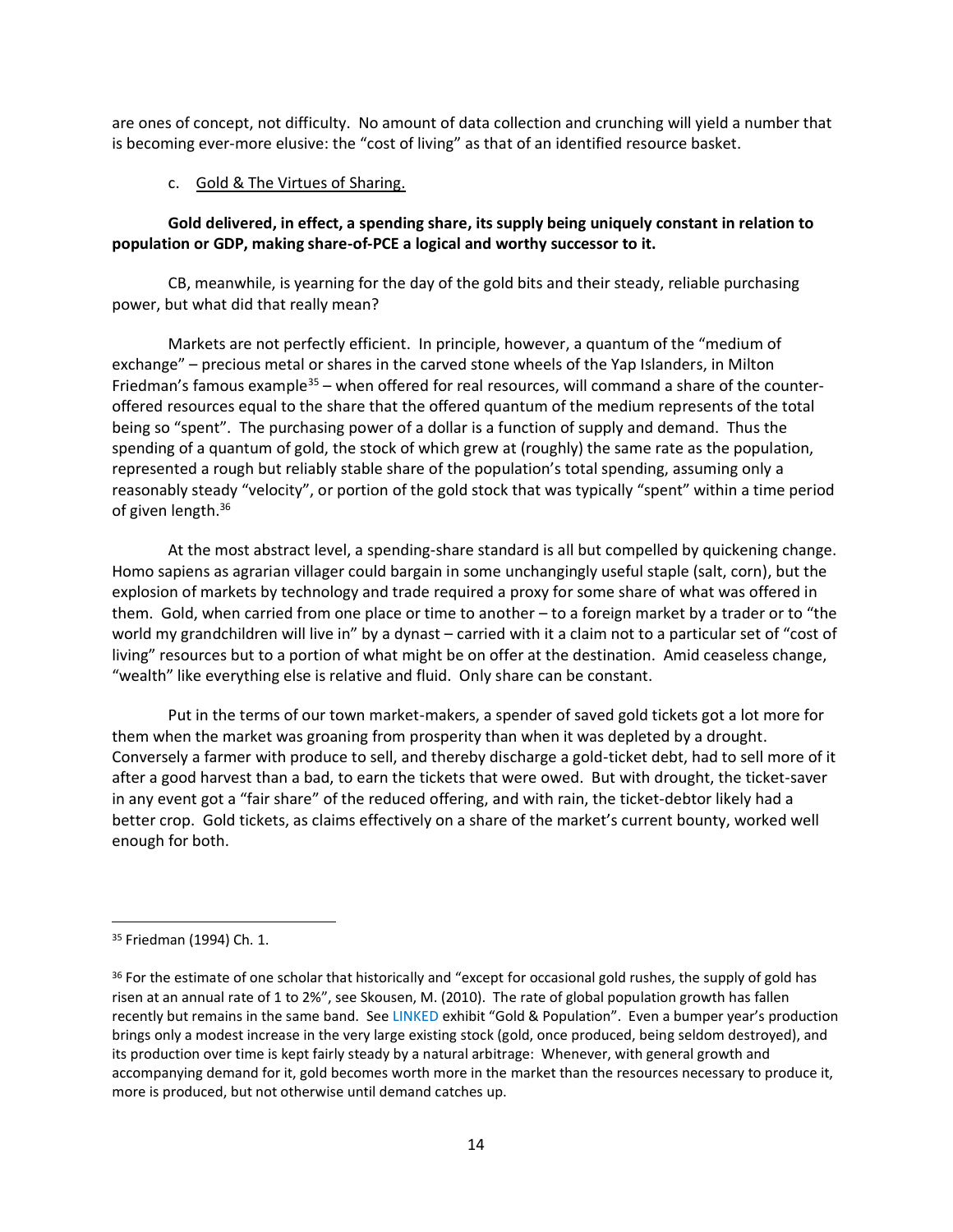are ones of concept, not difficulty. No amount of data collection and crunching will yield a number that is becoming ever-more elusive: the "cost of living" as that of an identified resource basket.

c. Gold & The Virtues of Sharing.

**Gold delivered, in effect, a spending share, its supply being uniquely constant in relation to population or GDP, making share-of-PCE a logical and worthy successor to it.**

CB, meanwhile, is yearning for the day of the gold bits and their steady, reliable purchasing power, but what did that really mean?

Markets are not perfectly efficient. In principle, however, a quantum of the "medium of exchange" – precious metal or shares in the carved stone wheels of the Yap Islanders, in Milton Friedman's famous example[35] – when offered for real resources, will command a share of the counter-offered resources equal to the share that the offered quantum of the medium represents of the total being so "spent". The purchasing power of a dollar is a function of supply and demand. Thus the spending of a quantum of gold, the stock of which grew at (roughly) the same rate as the population, represented a rough but reliably stable share of the population's total spending, assuming only a reasonably steady "velocity", or portion of the gold stock that was typically "spent" within a time period of given length.[36]

At the most abstract level, a spending-share standard is all but compelled by quickening change. Homo sapiens as agrarian villager could bargain in some unchangingly useful staple (salt, corn), but the explosion of markets by technology and trade required a proxy for some share of what was offered in them. Gold, when carried from one place or time to another – to a foreign market by a trader or to "the world my grandchildren will live in" by a dynast – carried with it a claim not to a particular set of "cost of living" resources but to a portion of what might be on offer at the destination. Amid ceaseless change, "wealth" like everything else is relative and fluid. Only share can be constant.

Put in the terms of our town market-makers, a spender of saved gold tickets got a lot more for them when the market was groaning from prosperity than when it was depleted by a drought. Conversely a farmer with produce to sell, and thereby discharge a gold-ticket debt, had to sell more of it after a good harvest than a bad, to earn the tickets that were owed. But with drought, the ticket-saver in any event got a "fair share" of the reduced offering, and with rain, the ticket-debtor likely had a better crop. Gold tickets, as claims effectively on a share of the market's current bounty, worked well enough for both.

---

[35] Friedman (1994) Ch. 1.

[36] For the estimate of one scholar that historically and "except for occasional gold rushes, the supply of gold has risen at an annual rate of 1 to 2%", see Skousen, M. (2010). The rate of global population growth has fallen recently but remains in the same band. See LINKED exhibit "Gold & Population". Even a bumper year's production brings only a modest increase in the very large existing stock (gold, once produced, being seldom destroyed), and its production over time is kept fairly steady by a natural arbitrage: Whenever, with general growth and accompanying demand for it, gold becomes worth more in the market than the resources necessary to produce it, more is produced, but not otherwise until demand catches up.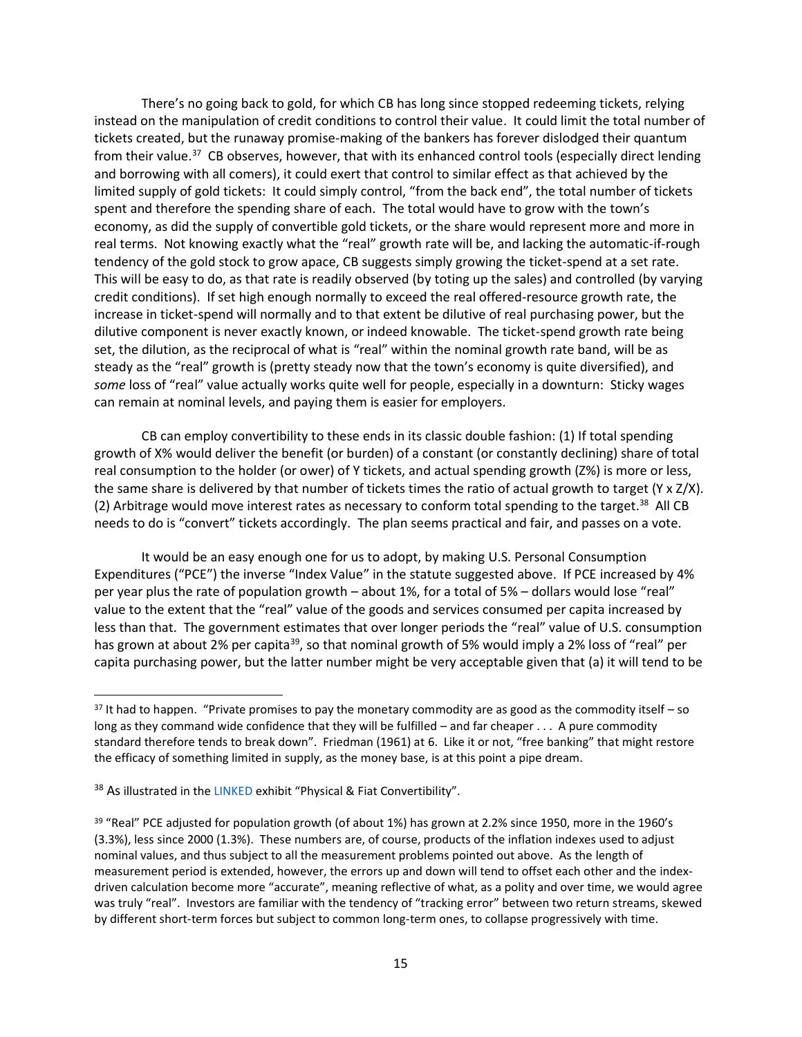There's no going back to gold, for which CB has long since stopped redeeming tickets, relying instead on the manipulation of credit conditions to control their value. It could limit the total number of tickets created, but the runaway promise-making of the bankers has forever dislodged their quantum from their value.[37] CB observes, however, that with its enhanced control tools (especially direct lending and borrowing with all comers), it could exert that control to similar effect as that achieved by the limited supply of gold tickets: It could simply control, "from the back end", the total number of tickets spent and therefore the spending share of each. The total would have to grow with the town's economy, as did the supply of convertible gold tickets, or the share would represent more and more in real terms. Not knowing exactly what the "real" growth rate will be, and lacking the automatic-if-rough tendency of the gold stock to grow apace, CB suggests simply growing the ticket-spend at a set rate. This will be easy to do, as that rate is readily observed (by toting up the sales) and controlled (by varying credit conditions). If set high enough normally to exceed the real offered-resource growth rate, the increase in ticket-spend will normally and to that extent be dilutive of real purchasing power, but the dilutive component is never exactly known, or indeed knowable. The ticket-spend growth rate being set, the dilution, as the reciprocal of what is "real" within the nominal growth rate band, will be as steady as the "real" growth is (pretty steady now that the town's economy is quite diversified), and *some* loss of "real" value actually works quite well for people, especially in a downturn: Sticky wages can remain at nominal levels, and paying them is easier for employers.

CB can employ convertibility to these ends in its classic double fashion: (1) If total spending growth of X% would deliver the benefit (or burden) of a constant (or constantly declining) share of total real consumption to the holder (or ower) of Y tickets, and actual spending growth (Z%) is more or less, the same share is delivered by that number of tickets times the ratio of actual growth to target (Y x Z/X). (2) Arbitrage would move interest rates as necessary to conform total spending to the target.[38] All CB needs to do is "convert" tickets accordingly. The plan seems practical and fair, and passes on a vote.

It would be an easy enough one for us to adopt, by making U.S. Personal Consumption Expenditures ("PCE") the inverse "Index Value" in the statute suggested above. If PCE increased by 4% per year plus the rate of population growth – about 1%, for a total of 5% – dollars would lose "real" value to the extent that the "real" value of the goods and services consumed per capita increased by less than that. The government estimates that over longer periods the "real" value of U.S. consumption has grown at about 2% per capita[39], so that nominal growth of 5% would imply a 2% loss of "real" per capita purchasing power, but the latter number might be very acceptable given that (a) it will tend to be

---

[37] It had to happen. "Private promises to pay the monetary commodity are as good as the commodity itself – so long as they command wide confidence that they will be fulfilled – and far cheaper . . . A pure commodity standard therefore tends to break down". Friedman (1961) at 6. Like it or not, "free banking" that might restore the efficacy of something limited in supply, as the money base, is at this point a pipe dream.

[38] As illustrated in the LINKED exhibit "Physical & Fiat Convertibility".

[39] "Real" PCE adjusted for population growth (of about 1%) has grown at 2.2% since 1950, more in the 1960's (3.3%), less since 2000 (1.3%). These numbers are, of course, products of the inflation indexes used to adjust nominal values, and thus subject to all the measurement problems pointed out above. As the length of measurement period is extended, however, the errors up and down will tend to offset each other and the index-driven calculation become more "accurate", meaning reflective of what, as a polity and over time, we would agree was truly "real". Investors are familiar with the tendency of "tracking error" between two return streams, skewed by different short-term forces but subject to common long-term ones, to collapse progressively with time.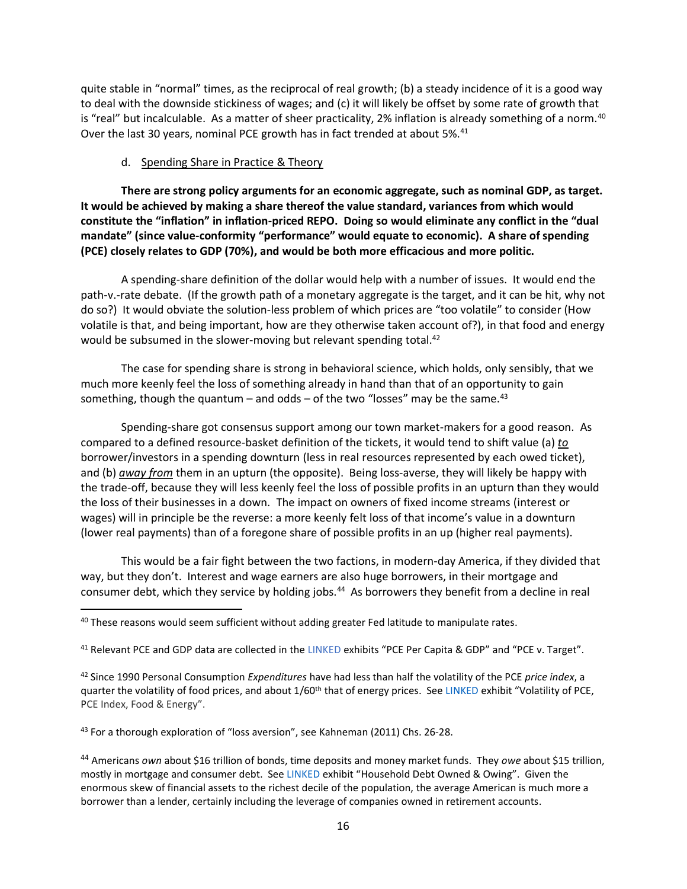quite stable in "normal" times, as the reciprocal of real growth; (b) a steady incidence of it is a good way to deal with the downside stickiness of wages; and (c) it will likely be offset by some rate of growth that is "real" but incalculable. As a matter of sheer practicality, 2% inflation is already something of a norm.[40] Over the last 30 years, nominal PCE growth has in fact trended at about 5%.[41]

d. Spending Share in Practice & Theory

**There are strong policy arguments for an economic aggregate, such as nominal GDP, as target. It would be achieved by making a share thereof the value standard, variances from which would constitute the "inflation" in inflation-priced REPO. Doing so would eliminate any conflict in the "dual mandate" (since value-conformity "performance" would equate to economic). A share of spending (PCE) closely relates to GDP (70%), and would be both more efficacious and more politic.**

A spending-share definition of the dollar would help with a number of issues. It would end the path-v.-rate debate. (If the growth path of a monetary aggregate is the target, and it can be hit, why not do so?) It would obviate the solution-less problem of which prices are "too volatile" to consider (How volatile is that, and being important, how are they otherwise taken account of?), in that food and energy would be subsumed in the slower-moving but relevant spending total.[42]

The case for spending share is strong in behavioral science, which holds, only sensibly, that we much more keenly feel the loss of something already in hand than that of an opportunity to gain something, though the quantum – and odds – of the two "losses" may be the same.[43]

Spending-share got consensus support among our town market-makers for a good reason. As compared to a defined resource-basket definition of the tickets, it would tend to shift value (a) ***to*** borrower/investors in a spending downturn (less in real resources represented by each owed ticket), and (b) ***away from*** them in an upturn (the opposite). Being loss-averse, they will likely be happy with the trade-off, because they will less keenly feel the loss of possible profits in an upturn than they would the loss of their businesses in a down. The impact on owners of fixed income streams (interest or wages) will in principle be the reverse: a more keenly felt loss of that income's value in a downturn (lower real payments) than of a foregone share of possible profits in an up (higher real payments).

This would be a fair fight between the two factions, in modern-day America, if they divided that way, but they don't. Interest and wage earners are also huge borrowers, in their mortgage and consumer debt, which they service by holding jobs.[44] As borrowers they benefit from a decline in real

---

[40] These reasons would seem sufficient without adding greater Fed latitude to manipulate rates.

[41] Relevant PCE and GDP data are collected in the LINKED exhibits "PCE Per Capita & GDP" and "PCE v. Target".

[42] Since 1990 Personal Consumption *Expenditures* have had less than half the volatility of the PCE *price index*, a quarter the volatility of food prices, and about 1/60th that of energy prices. See LINKED exhibit "Volatility of PCE, PCE Index, Food & Energy".

[43] For a thorough exploration of "loss aversion", see Kahneman (2011) Chs. 26-28.

[44] Americans *own* about $16 trillion of bonds, time deposits and money market funds. They *owe* about $15 trillion, mostly in mortgage and consumer debt. See LINKED exhibit "Household Debt Owned & Owing". Given the enormous skew of financial assets to the richest decile of the population, the average American is much more a borrower than a lender, certainly including the leverage of companies owned in retirement accounts.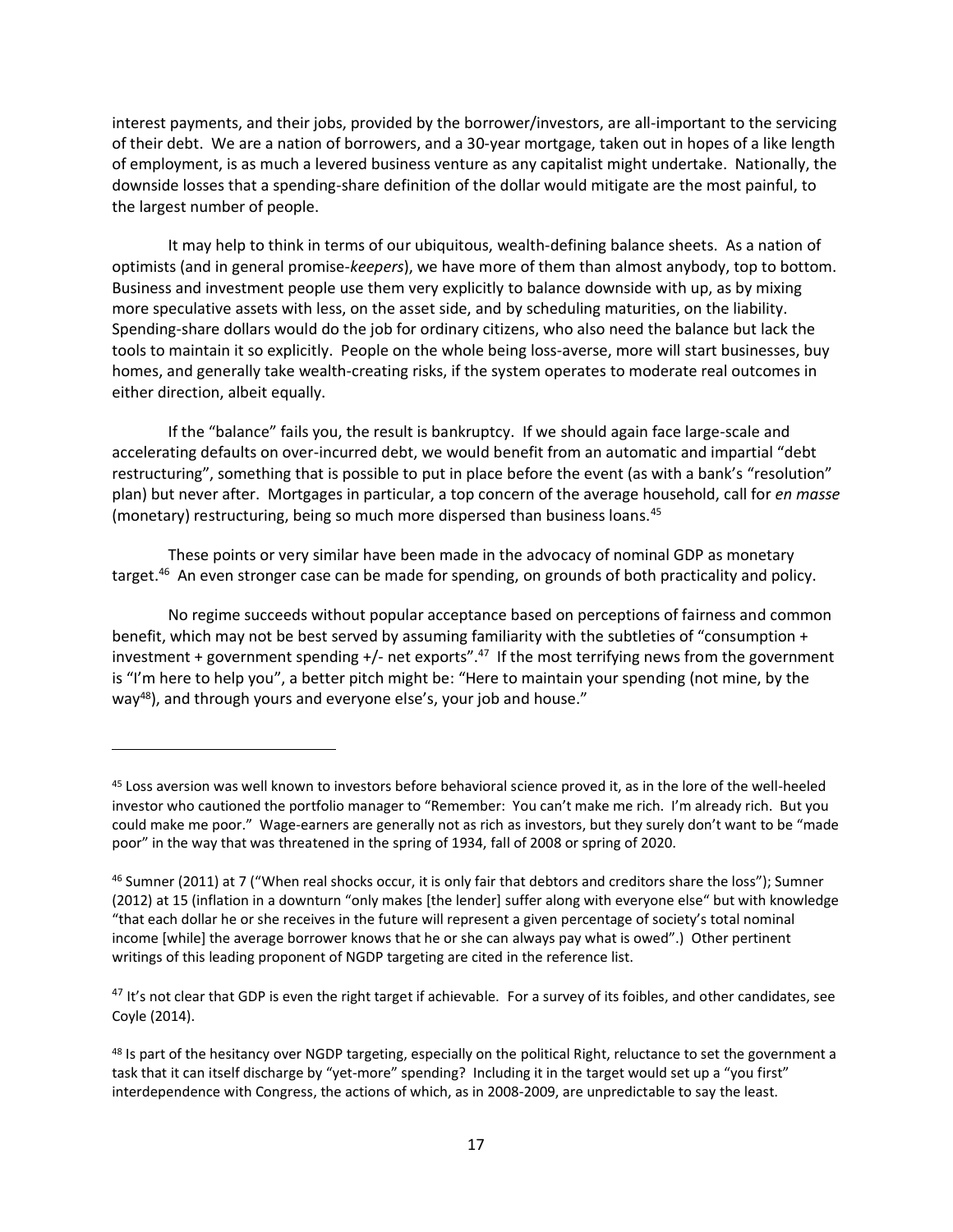interest payments, and their jobs, provided by the borrower/investors, are all-important to the servicing of their debt. We are a nation of borrowers, and a 30-year mortgage, taken out in hopes of a like length of employment, is as much a levered business venture as any capitalist might undertake. Nationally, the downside losses that a spending-share definition of the dollar would mitigate are the most painful, to the largest number of people.

It may help to think in terms of our ubiquitous, wealth-defining balance sheets. As a nation of optimists (and in general promise-*keepers*), we have more of them than almost anybody, top to bottom. Business and investment people use them very explicitly to balance downside with up, as by mixing more speculative assets with less, on the asset side, and by scheduling maturities, on the liability. Spending-share dollars would do the job for ordinary citizens, who also need the balance but lack the tools to maintain it so explicitly. People on the whole being loss-averse, more will start businesses, buy homes, and generally take wealth-creating risks, if the system operates to moderate real outcomes in either direction, albeit equally.

If the "balance" fails you, the result is bankruptcy. If we should again face large-scale and accelerating defaults on over-incurred debt, we would benefit from an automatic and impartial "debt restructuring", something that is possible to put in place before the event (as with a bank's "resolution" plan) but never after. Mortgages in particular, a top concern of the average household, call for *en masse* (monetary) restructuring, being so much more dispersed than business loans.[45]

These points or very similar have been made in the advocacy of nominal GDP as monetary target.[46] An even stronger case can be made for spending, on grounds of both practicality and policy.

No regime succeeds without popular acceptance based on perceptions of fairness and common benefit, which may not be best served by assuming familiarity with the subtleties of "consumption + investment + government spending +/- net exports".[47] If the most terrifying news from the government is "I'm here to help you", a better pitch might be: "Here to maintain your spending (not mine, by the way[48]), and through yours and everyone else's, your job and house."

---

[45] Loss aversion was well known to investors before behavioral science proved it, as in the lore of the well-heeled investor who cautioned the portfolio manager to "Remember: You can't make me rich. I'm already rich. But you could make me poor." Wage-earners are generally not as rich as investors, but they surely don't want to be "made poor" in the way that was threatened in the spring of 1934, fall of 2008 or spring of 2020.

[46] Sumner (2011) at 7 ("When real shocks occur, it is only fair that debtors and creditors share the loss"); Sumner (2012) at 15 (inflation in a downturn "only makes [the lender] suffer along with everyone else" but with knowledge "that each dollar he or she receives in the future will represent a given percentage of society's total nominal income [while] the average borrower knows that he or she can always pay what is owed".) Other pertinent writings of this leading proponent of NGDP targeting are cited in the reference list.

[47] It's not clear that GDP is even the right target if achievable. For a survey of its foibles, and other candidates, see Coyle (2014).

[48] Is part of the hesitancy over NGDP targeting, especially on the political Right, reluctance to set the government a task that it can itself discharge by "yet-more" spending? Including it in the target would set up a "you first" interdependence with Congress, the actions of which, as in 2008-2009, are unpredictable to say the least.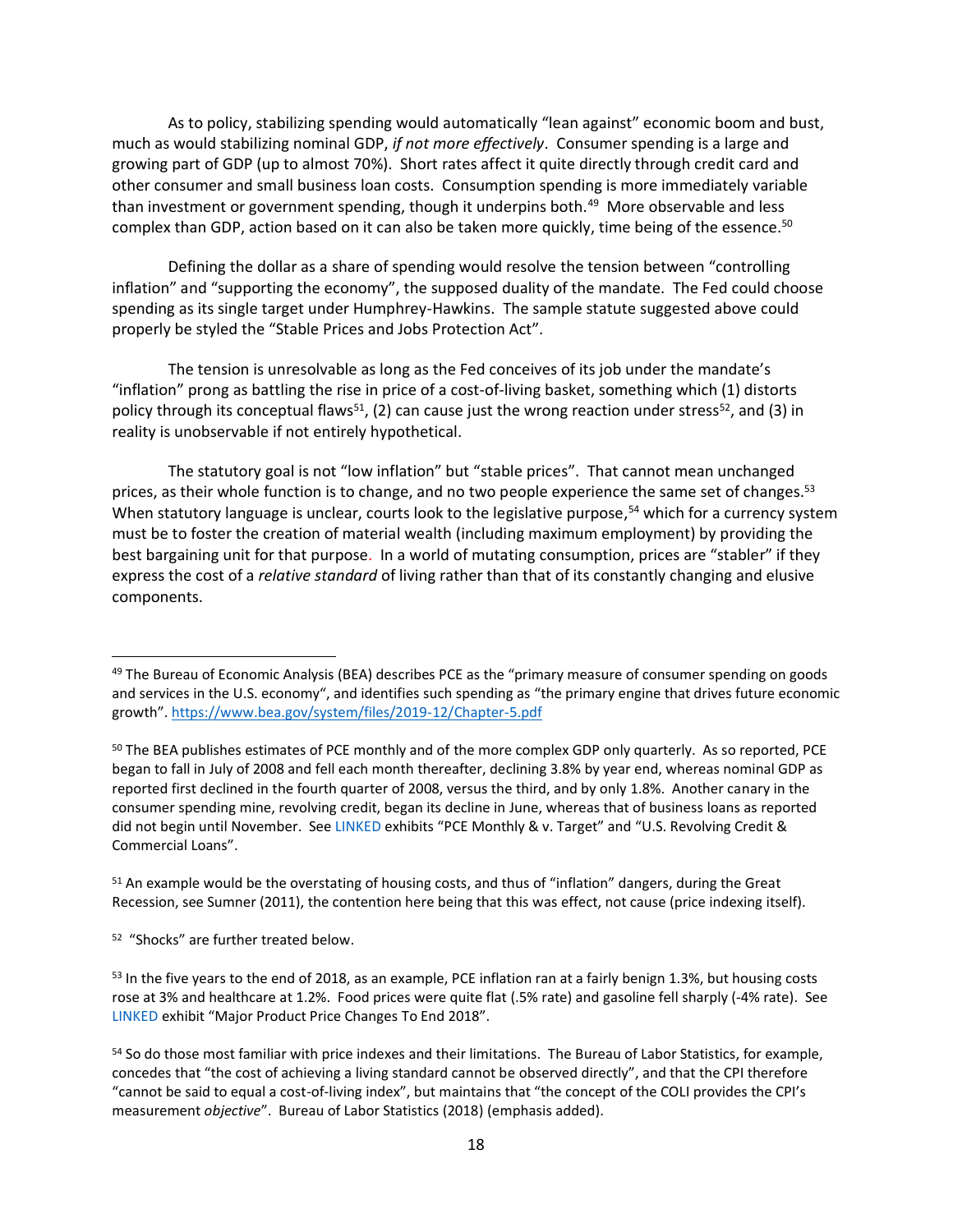As to policy, stabilizing spending would automatically "lean against" economic boom and bust, much as would stabilizing nominal GDP, *if not more effectively*. Consumer spending is a large and growing part of GDP (up to almost 70%). Short rates affect it quite directly through credit card and other consumer and small business loan costs. Consumption spending is more immediately variable than investment or government spending, though it underpins both.[49] More observable and less complex than GDP, action based on it can also be taken more quickly, time being of the essence.[50]

Defining the dollar as a share of spending would resolve the tension between "controlling inflation" and "supporting the economy", the supposed duality of the mandate. The Fed could choose spending as its single target under Humphrey-Hawkins. The sample statute suggested above could properly be styled the "Stable Prices and Jobs Protection Act".

The tension is unresolvable as long as the Fed conceives of its job under the mandate's "inflation" prong as battling the rise in price of a cost-of-living basket, something which (1) distorts policy through its conceptual flaws[51], (2) can cause just the wrong reaction under stress[52], and (3) in reality is unobservable if not entirely hypothetical.

The statutory goal is not "low inflation" but "stable prices". That cannot mean unchanged prices, as their whole function is to change, and no two people experience the same set of changes.[53] When statutory language is unclear, courts look to the legislative purpose,[54] which for a currency system must be to foster the creation of material wealth (including maximum employment) by providing the best bargaining unit for that purpose. In a world of mutating consumption, prices are "stabler" if they express the cost of a *relative standard* of living rather than that of its constantly changing and elusive components.

---

[49] The Bureau of Economic Analysis (BEA) describes PCE as the "primary measure of consumer spending on goods and services in the U.S. economy", and identifies such spending as "the primary engine that drives future economic growth". https://www.bea.gov/system/files/2019-12/Chapter-5.pdf

[50] The BEA publishes estimates of PCE monthly and of the more complex GDP only quarterly. As so reported, PCE began to fall in July of 2008 and fell each month thereafter, declining 3.8% by year end, whereas nominal GDP as reported first declined in the fourth quarter of 2008, versus the third, and by only 1.8%. Another canary in the consumer spending mine, revolving credit, began its decline in June, whereas that of business loans as reported did not begin until November. See LINKED exhibits "PCE Monthly & v. Target" and "U.S. Revolving Credit & Commercial Loans".

[51] An example would be the overstating of housing costs, and thus of "inflation" dangers, during the Great Recession, see Sumner (2011), the contention here being that this was effect, not cause (price indexing itself).

[52] "Shocks" are further treated below.

[53] In the five years to the end of 2018, as an example, PCE inflation ran at a fairly benign 1.3%, but housing costs rose at 3% and healthcare at 1.2%. Food prices were quite flat (.5% rate) and gasoline fell sharply (-4% rate). See LINKED exhibit "Major Product Price Changes To End 2018".

[54] So do those most familiar with price indexes and their limitations. The Bureau of Labor Statistics, for example, concedes that "the cost of achieving a living standard cannot be observed directly", and that the CPI therefore "cannot be said to equal a cost-of-living index", but maintains that "the concept of the COLI provides the CPI's measurement *objective*". Bureau of Labor Statistics (2018) (emphasis added).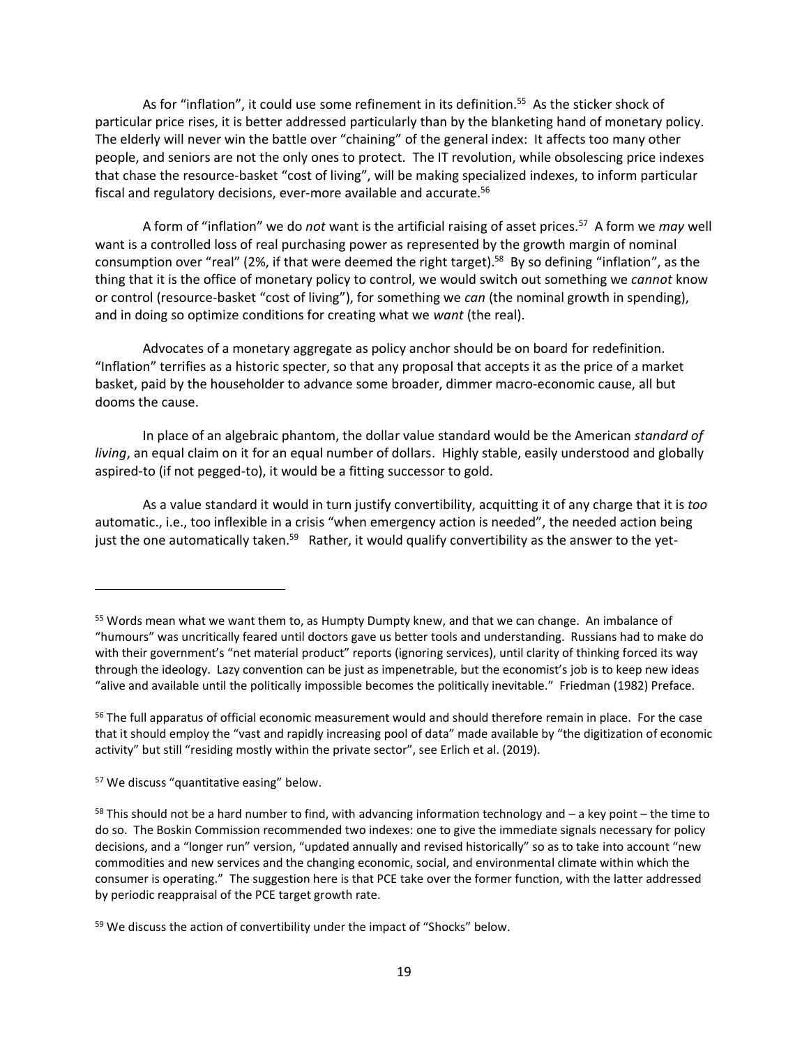As for "inflation", it could use some refinement in its definition.[55] As the sticker shock of particular price rises, it is better addressed particularly than by the blanketing hand of monetary policy. The elderly will never win the battle over "chaining" of the general index: It affects too many other people, and seniors are not the only ones to protect. The IT revolution, while obsolescing price indexes that chase the resource-basket "cost of living", will be making specialized indexes, to inform particular fiscal and regulatory decisions, ever-more available and accurate.[56]

A form of "inflation" we do *not* want is the artificial raising of asset prices.[57] A form we *may* well want is a controlled loss of real purchasing power as represented by the growth margin of nominal consumption over "real" (2%, if that were deemed the right target).[58] By so defining "inflation", as the thing that it is the office of monetary policy to control, we would switch out something we *cannot* know or control (resource-basket "cost of living"), for something we *can* (the nominal growth in spending), and in doing so optimize conditions for creating what we *want* (the real).

Advocates of a monetary aggregate as policy anchor should be on board for redefinition. "Inflation" terrifies as a historic specter, so that any proposal that accepts it as the price of a market basket, paid by the householder to advance some broader, dimmer macro-economic cause, all but dooms the cause.

In place of an algebraic phantom, the dollar value standard would be the American *standard of living*, an equal claim on it for an equal number of dollars. Highly stable, easily understood and globally aspired-to (if not pegged-to), it would be a fitting successor to gold.

As a value standard it would in turn justify convertibility, acquitting it of any charge that it is *too* automatic., i.e., too inflexible in a crisis "when emergency action is needed", the needed action being just the one automatically taken.[59] Rather, it would qualify convertibility as the answer to the yet-

---

[55] Words mean what we want them to, as Humpty Dumpty knew, and that we can change. An imbalance of "humours" was uncritically feared until doctors gave us better tools and understanding. Russians had to make do with their government's "net material product" reports (ignoring services), until clarity of thinking forced its way through the ideology. Lazy convention can be just as impenetrable, but the economist's job is to keep new ideas "alive and available until the politically impossible becomes the politically inevitable." Friedman (1982) Preface.

[56] The full apparatus of official economic measurement would and should therefore remain in place. For the case that it should employ the "vast and rapidly increasing pool of data" made available by "the digitization of economic activity" but still "residing mostly within the private sector", see Erlich et al. (2019).

[57] We discuss "quantitative easing" below.

[58] This should not be a hard number to find, with advancing information technology and – a key point – the time to do so. The Boskin Commission recommended two indexes: one to give the immediate signals necessary for policy decisions, and a "longer run" version, "updated annually and revised historically" so as to take into account "new commodities and new services and the changing economic, social, and environmental climate within which the consumer is operating." The suggestion here is that PCE take over the former function, with the latter addressed by periodic reappraisal of the PCE target growth rate.

[59] We discuss the action of convertibility under the impact of "Shocks" below.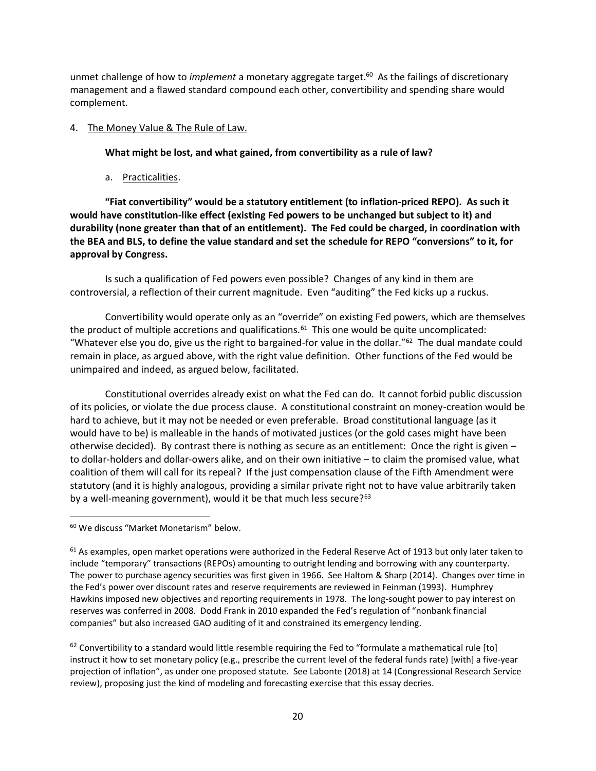unmet challenge of how to *implement* a monetary aggregate target.[60] As the failings of discretionary management and a flawed standard compound each other, convertibility and spending share would complement.

4. The Money Value & The Rule of Law.

**What might be lost, and what gained, from convertibility as a rule of law?**

a. Practicalities.

**"Fiat convertibility" would be a statutory entitlement (to inflation-priced REPO). As such it would have constitution-like effect (existing Fed powers to be unchanged but subject to it) and durability (none greater than that of an entitlement). The Fed could be charged, in coordination with the BEA and BLS, to define the value standard and set the schedule for REPO "conversions" to it, for approval by Congress.**

Is such a qualification of Fed powers even possible? Changes of any kind in them are controversial, a reflection of their current magnitude. Even "auditing" the Fed kicks up a ruckus.

Convertibility would operate only as an "override" on existing Fed powers, which are themselves the product of multiple accretions and qualifications.[61] This one would be quite uncomplicated: "Whatever else you do, give us the right to bargained-for value in the dollar."[62] The dual mandate could remain in place, as argued above, with the right value definition. Other functions of the Fed would be unimpaired and indeed, as argued below, facilitated.

Constitutional overrides already exist on what the Fed can do. It cannot forbid public discussion of its policies, or violate the due process clause. A constitutional constraint on money-creation would be hard to achieve, but it may not be needed or even preferable. Broad constitutional language (as it would have to be) is malleable in the hands of motivated justices (or the gold cases might have been otherwise decided). By contrast there is nothing as secure as an entitlement: Once the right is given – to dollar-holders and dollar-owers alike, and on their own initiative – to claim the promised value, what coalition of them will call for its repeal? If the just compensation clause of the Fifth Amendment were statutory (and it is highly analogous, providing a similar private right not to have value arbitrarily taken by a well-meaning government), would it be that much less secure?[63]

---

[60] We discuss "Market Monetarism" below.

[61] As examples, open market operations were authorized in the Federal Reserve Act of 1913 but only later taken to include "temporary" transactions (REPOs) amounting to outright lending and borrowing with any counterparty. The power to purchase agency securities was first given in 1966. See Haltom & Sharp (2014). Changes over time in the Fed's power over discount rates and reserve requirements are reviewed in Feinman (1993). Humphrey Hawkins imposed new objectives and reporting requirements in 1978. The long-sought power to pay interest on reserves was conferred in 2008. Dodd Frank in 2010 expanded the Fed's regulation of "nonbank financial companies" but also increased GAO auditing of it and constrained its emergency lending.

[62] Convertibility to a standard would little resemble requiring the Fed to "formulate a mathematical rule [to] instruct it how to set monetary policy (e.g., prescribe the current level of the federal funds rate) [with] a five-year projection of inflation", as under one proposed statute. See Labonte (2018) at 14 (Congressional Research Service review), proposing just the kind of modeling and forecasting exercise that this essay decries.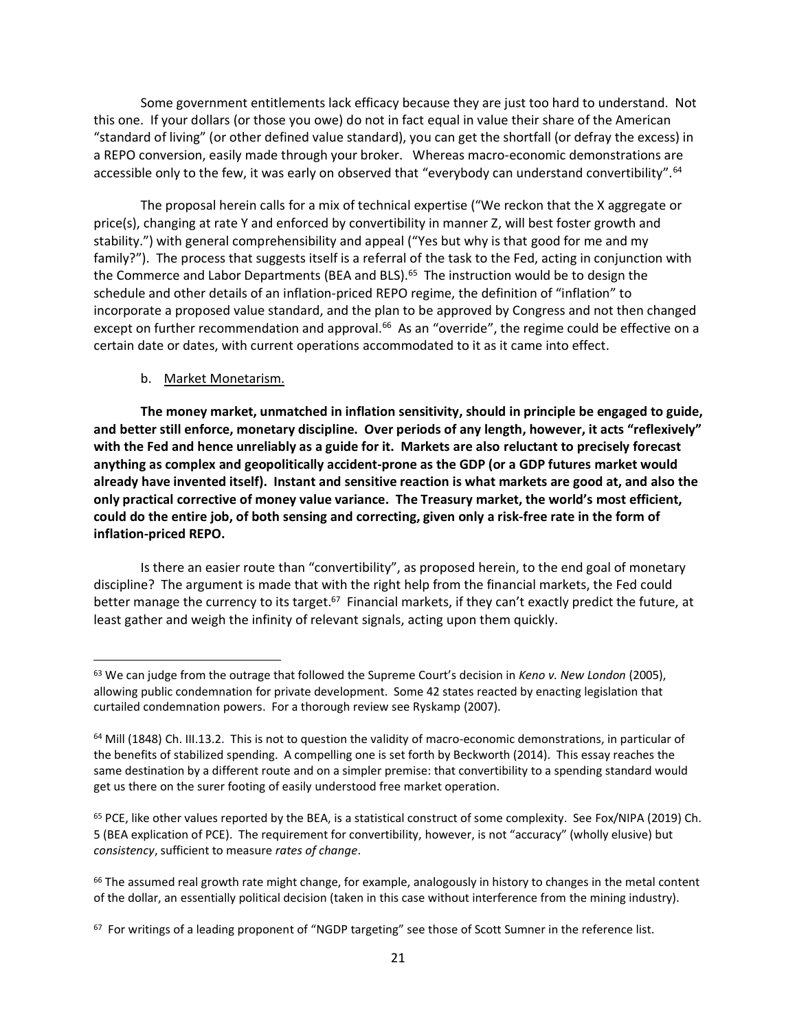Some government entitlements lack efficacy because they are just too hard to understand. Not this one. If your dollars (or those you owe) do not in fact equal in value their share of the American "standard of living" (or other defined value standard), you can get the shortfall (or defray the excess) in a REPO conversion, easily made through your broker. Whereas macro-economic demonstrations are accessible only to the few, it was early on observed that "everybody can understand convertibility".[64]

The proposal herein calls for a mix of technical expertise ("We reckon that the X aggregate or price(s), changing at rate Y and enforced by convertibility in manner Z, will best foster growth and stability.") with general comprehensibility and appeal ("Yes but why is that good for me and my family?"). The process that suggests itself is a referral of the task to the Fed, acting in conjunction with the Commerce and Labor Departments (BEA and BLS).[65] The instruction would be to design the schedule and other details of an inflation-priced REPO regime, the definition of "inflation" to incorporate a proposed value standard, and the plan to be approved by Congress and not then changed except on further recommendation and approval.[66] As an "override", the regime could be effective on a certain date or dates, with current operations accommodated to it as it came into effect.

b. <u>Market Monetarism.</u>

**The money market, unmatched in inflation sensitivity, should in principle be engaged to guide, and better still enforce, monetary discipline. Over periods of any length, however, it acts "reflexively" with the Fed and hence unreliably as a guide for it. Markets are also reluctant to precisely forecast anything as complex and geopolitically accident-prone as the GDP (or a GDP futures market would already have invented itself). Instant and sensitive reaction is what markets are good at, and also the only practical corrective of money value variance. The Treasury market, the world's most efficient, could do the entire job, of both sensing and correcting, given only a risk-free rate in the form of inflation-priced REPO.**

Is there an easier route than "convertibility", as proposed herein, to the end goal of monetary discipline? The argument is made that with the right help from the financial markets, the Fed could better manage the currency to its target.[67] Financial markets, if they can't exactly predict the future, at least gather and weigh the infinity of relevant signals, acting upon them quickly.

---

[63] We can judge from the outrage that followed the Supreme Court's decision in *Keno v. New London* (2005), allowing public condemnation for private development. Some 42 states reacted by enacting legislation that curtailed condemnation powers. For a thorough review see Ryskamp (2007).

[64] Mill (1848) Ch. III.13.2. This is not to question the validity of macro-economic demonstrations, in particular of the benefits of stabilized spending. A compelling one is set forth by Beckworth (2014). This essay reaches the same destination by a different route and on a simpler premise: that convertibility to a spending standard would get us there on the surer footing of easily understood free market operation.

[65] PCE, like other values reported by the BEA, is a statistical construct of some complexity. See Fox/NIPA (2019) Ch. 5 (BEA explication of PCE). The requirement for convertibility, however, is not "accuracy" (wholly elusive) but *consistency*, sufficient to measure *rates of change*.

[66] The assumed real growth rate might change, for example, analogously in history to changes in the metal content of the dollar, an essentially political decision (taken in this case without interference from the mining industry).

[67] For writings of a leading proponent of "NGDP targeting" see those of Scott Sumner in the reference list.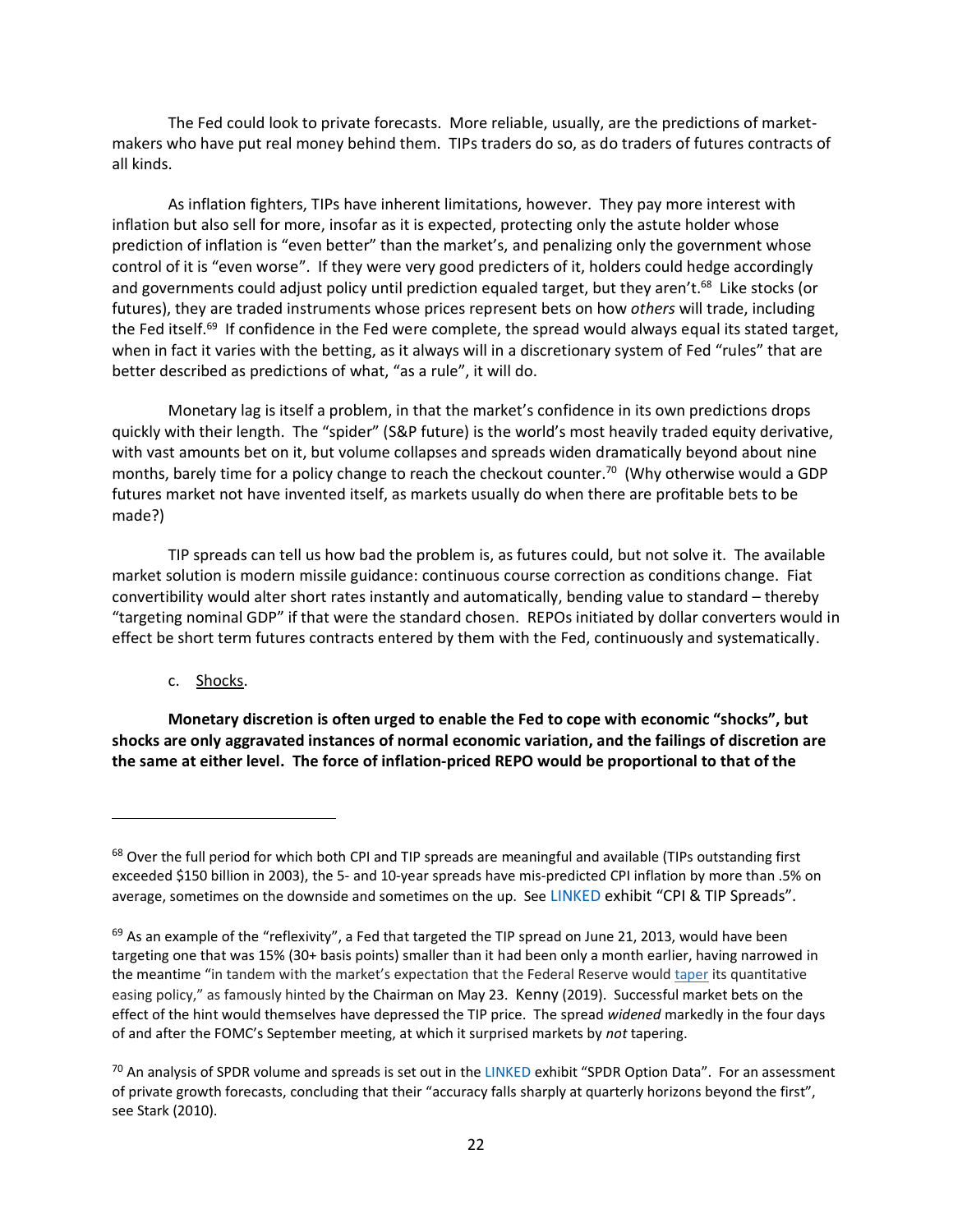The Fed could look to private forecasts. More reliable, usually, are the predictions of market-makers who have put real money behind them. TIPs traders do so, as do traders of futures contracts of all kinds.

As inflation fighters, TIPs have inherent limitations, however. They pay more interest with inflation but also sell for more, insofar as it is expected, protecting only the astute holder whose prediction of inflation is "even better" than the market's, and penalizing only the government whose control of it is "even worse". If they were very good predicters of it, holders could hedge accordingly and governments could adjust policy until prediction equaled target, but they aren't.[68] Like stocks (or futures), they are traded instruments whose prices represent bets on how *others* will trade, including the Fed itself.[69] If confidence in the Fed were complete, the spread would always equal its stated target, when in fact it varies with the betting, as it always will in a discretionary system of Fed "rules" that are better described as predictions of what, "as a rule", it will do.

Monetary lag is itself a problem, in that the market's confidence in its own predictions drops quickly with their length. The "spider" (S&P future) is the world's most heavily traded equity derivative, with vast amounts bet on it, but volume collapses and spreads widen dramatically beyond about nine months, barely time for a policy change to reach the checkout counter.[70] (Why otherwise would a GDP futures market not have invented itself, as markets usually do when there are profitable bets to be made?)

TIP spreads can tell us how bad the problem is, as futures could, but not solve it. The available market solution is modern missile guidance: continuous course correction as conditions change. Fiat convertibility would alter short rates instantly and automatically, bending value to standard – thereby "targeting nominal GDP" if that were the standard chosen. REPOs initiated by dollar converters would in effect be short term futures contracts entered by them with the Fed, continuously and systematically.

c. Shocks.

**Monetary discretion is often urged to enable the Fed to cope with economic "shocks", but shocks are only aggravated instances of normal economic variation, and the failings of discretion are the same at either level. The force of inflation-priced REPO would be proportional to that of the**

---

[68] Over the full period for which both CPI and TIP spreads are meaningful and available (TIPs outstanding first exceeded $150 billion in 2003), the 5- and 10-year spreads have mis-predicted CPI inflation by more than .5% on average, sometimes on the downside and sometimes on the up. See LINKED exhibit "CPI & TIP Spreads".

[69] As an example of the "reflexivity", a Fed that targeted the TIP spread on June 21, 2013, would have been targeting one that was 15% (30+ basis points) smaller than it had been only a month earlier, having narrowed in the meantime "in tandem with the market's expectation that the Federal Reserve would taper its quantitative easing policy," as famously hinted by the Chairman on May 23. Kenny (2019). Successful market bets on the effect of the hint would themselves have depressed the TIP price. The spread *widened* markedly in the four days of and after the FOMC's September meeting, at which it surprised markets by *not* tapering.

[70] An analysis of SPDR volume and spreads is set out in the LINKED exhibit "SPDR Option Data". For an assessment of private growth forecasts, concluding that their "accuracy falls sharply at quarterly horizons beyond the first", see Stark (2010).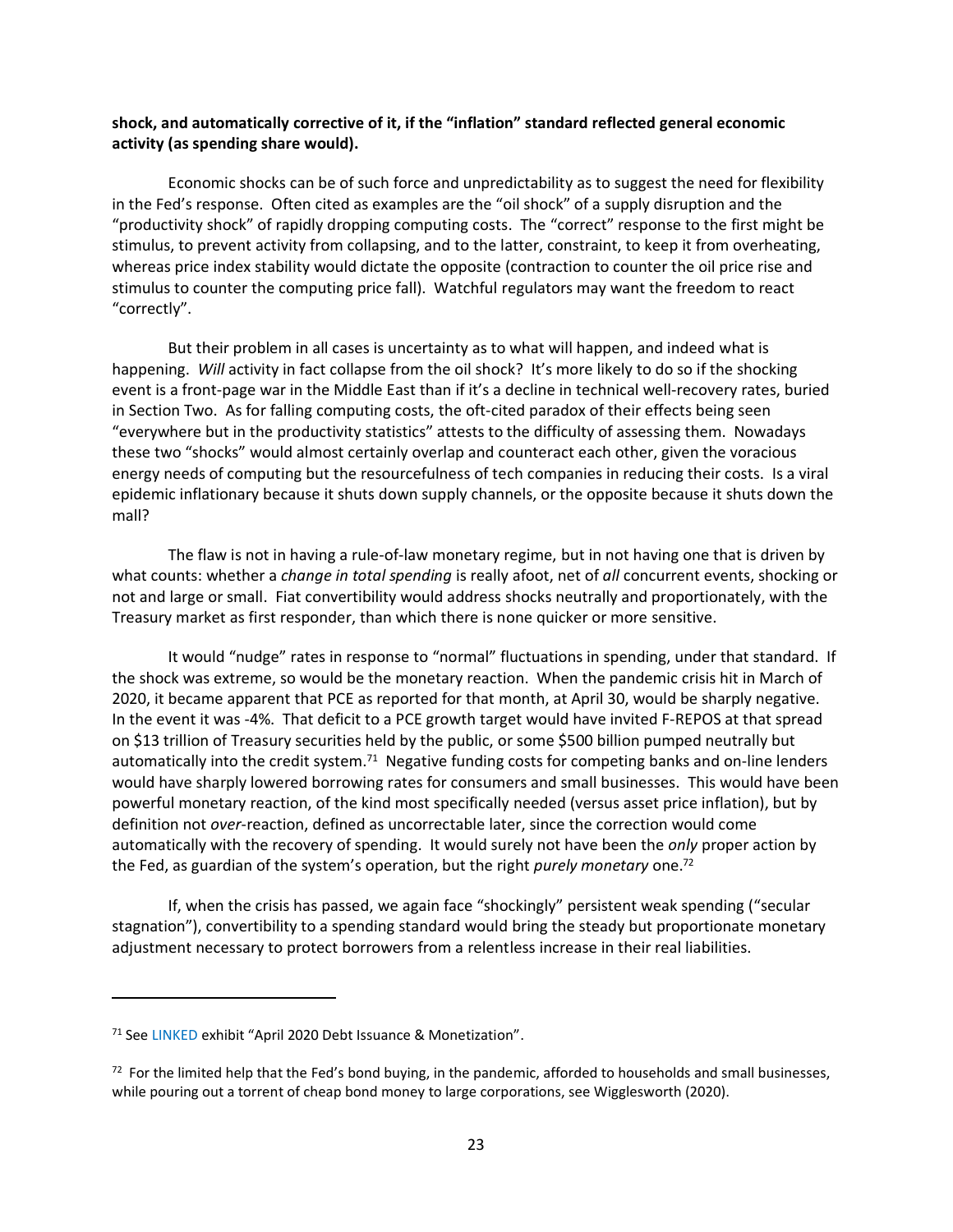**shock, and automatically corrective of it, if the "inflation" standard reflected general economic activity (as spending share would).**

Economic shocks can be of such force and unpredictability as to suggest the need for flexibility in the Fed's response. Often cited as examples are the "oil shock" of a supply disruption and the "productivity shock" of rapidly dropping computing costs. The "correct" response to the first might be stimulus, to prevent activity from collapsing, and to the latter, constraint, to keep it from overheating, whereas price index stability would dictate the opposite (contraction to counter the oil price rise and stimulus to counter the computing price fall). Watchful regulators may want the freedom to react "correctly".

But their problem in all cases is uncertainty as to what will happen, and indeed what is happening. *Will* activity in fact collapse from the oil shock? It's more likely to do so if the shocking event is a front-page war in the Middle East than if it's a decline in technical well-recovery rates, buried in Section Two. As for falling computing costs, the oft-cited paradox of their effects being seen "everywhere but in the productivity statistics" attests to the difficulty of assessing them. Nowadays these two "shocks" would almost certainly overlap and counteract each other, given the voracious energy needs of computing but the resourcefulness of tech companies in reducing their costs. Is a viral epidemic inflationary because it shuts down supply channels, or the opposite because it shuts down the mall?

The flaw is not in having a rule-of-law monetary regime, but in not having one that is driven by what counts: whether a *change in total spending* is really afoot, net of *all* concurrent events, shocking or not and large or small. Fiat convertibility would address shocks neutrally and proportionately, with the Treasury market as first responder, than which there is none quicker or more sensitive.

It would "nudge" rates in response to "normal" fluctuations in spending, under that standard. If the shock was extreme, so would be the monetary reaction. When the pandemic crisis hit in March of 2020, it became apparent that PCE as reported for that month, at April 30, would be sharply negative. In the event it was -4%. That deficit to a PCE growth target would have invited F-REPOS at that spread on \$13 trillion of Treasury securities held by the public, or some \$500 billion pumped neutrally but automatically into the credit system.[71] Negative funding costs for competing banks and on-line lenders would have sharply lowered borrowing rates for consumers and small businesses. This would have been powerful monetary reaction, of the kind most specifically needed (versus asset price inflation), but by definition not *over*-reaction, defined as uncorrectable later, since the correction would come automatically with the recovery of spending. It would surely not have been the *only* proper action by the Fed, as guardian of the system's operation, but the right *purely monetary* one.[72]

If, when the crisis has passed, we again face "shockingly" persistent weak spending ("secular stagnation"), convertibility to a spending standard would bring the steady but proportionate monetary adjustment necessary to protect borrowers from a relentless increase in their real liabilities.

---

[71] See LINKED exhibit "April 2020 Debt Issuance & Monetization".

[72] For the limited help that the Fed's bond buying, in the pandemic, afforded to households and small businesses, while pouring out a torrent of cheap bond money to large corporations, see Wigglesworth (2020).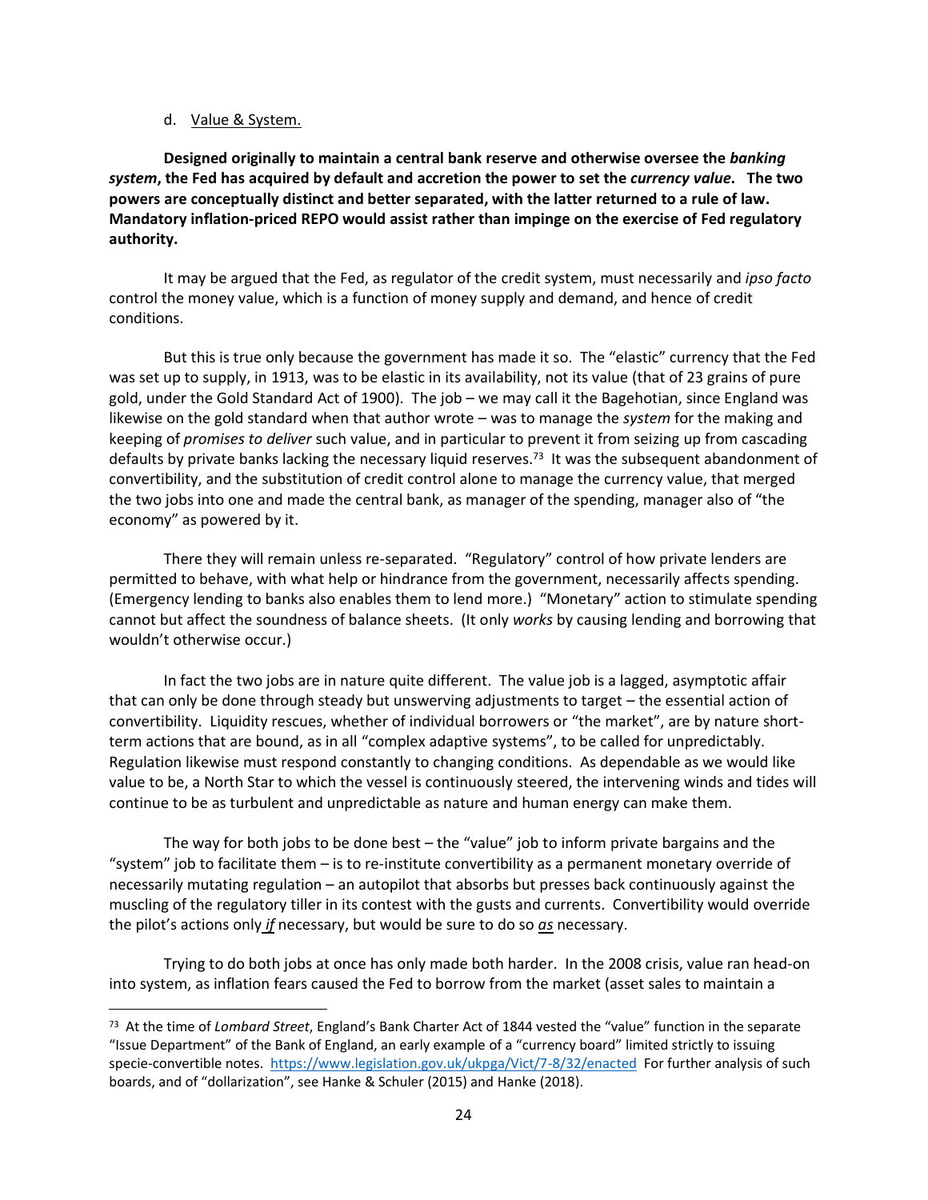d. Value & System.

**Designed originally to maintain a central bank reserve and otherwise oversee the *banking system*, the Fed has acquired by default and accretion the power to set the *currency value*. The two powers are conceptually distinct and better separated, with the latter returned to a rule of law. Mandatory inflation-priced REPO would assist rather than impinge on the exercise of Fed regulatory authority.**

It may be argued that the Fed, as regulator of the credit system, must necessarily and *ipso facto* control the money value, which is a function of money supply and demand, and hence of credit conditions.

But this is true only because the government has made it so. The "elastic" currency that the Fed was set up to supply, in 1913, was to be elastic in its availability, not its value (that of 23 grains of pure gold, under the Gold Standard Act of 1900). The job – we may call it the Bagehotian, since England was likewise on the gold standard when that author wrote – was to manage the *system* for the making and keeping of *promises to deliver* such value, and in particular to prevent it from seizing up from cascading defaults by private banks lacking the necessary liquid reserves.[73] It was the subsequent abandonment of convertibility, and the substitution of credit control alone to manage the currency value, that merged the two jobs into one and made the central bank, as manager of the spending, manager also of "the economy" as powered by it.

There they will remain unless re-separated. "Regulatory" control of how private lenders are permitted to behave, with what help or hindrance from the government, necessarily affects spending. (Emergency lending to banks also enables them to lend more.) "Monetary" action to stimulate spending cannot but affect the soundness of balance sheets. (It only *works* by causing lending and borrowing that wouldn't otherwise occur.)

In fact the two jobs are in nature quite different. The value job is a lagged, asymptotic affair that can only be done through steady but unswerving adjustments to target – the essential action of convertibility. Liquidity rescues, whether of individual borrowers or "the market", are by nature short-term actions that are bound, as in all "complex adaptive systems", to be called for unpredictably. Regulation likewise must respond constantly to changing conditions. As dependable as we would like value to be, a North Star to which the vessel is continuously steered, the intervening winds and tides will continue to be as turbulent and unpredictable as nature and human energy can make them.

The way for both jobs to be done best – the "value" job to inform private bargains and the "system" job to facilitate them – is to re-institute convertibility as a permanent monetary override of necessarily mutating regulation – an autopilot that absorbs but presses back continuously against the muscling of the regulatory tiller in its contest with the gusts and currents. Convertibility would override the pilot's actions only ***if*** necessary, but would be sure to do so ***as*** necessary.

Trying to do both jobs at once has only made both harder. In the 2008 crisis, value ran head-on into system, as inflation fears caused the Fed to borrow from the market (asset sales to maintain a

[73] At the time of *Lombard Street*, England's Bank Charter Act of 1844 vested the "value" function in the separate "Issue Department" of the Bank of England, an early example of a "currency board" limited strictly to issuing specie-convertible notes. https://www.legislation.gov.uk/ukpga/Vict/7-8/32/enacted For further analysis of such boards, and of "dollarization", see Hanke & Schuler (2015) and Hanke (2018).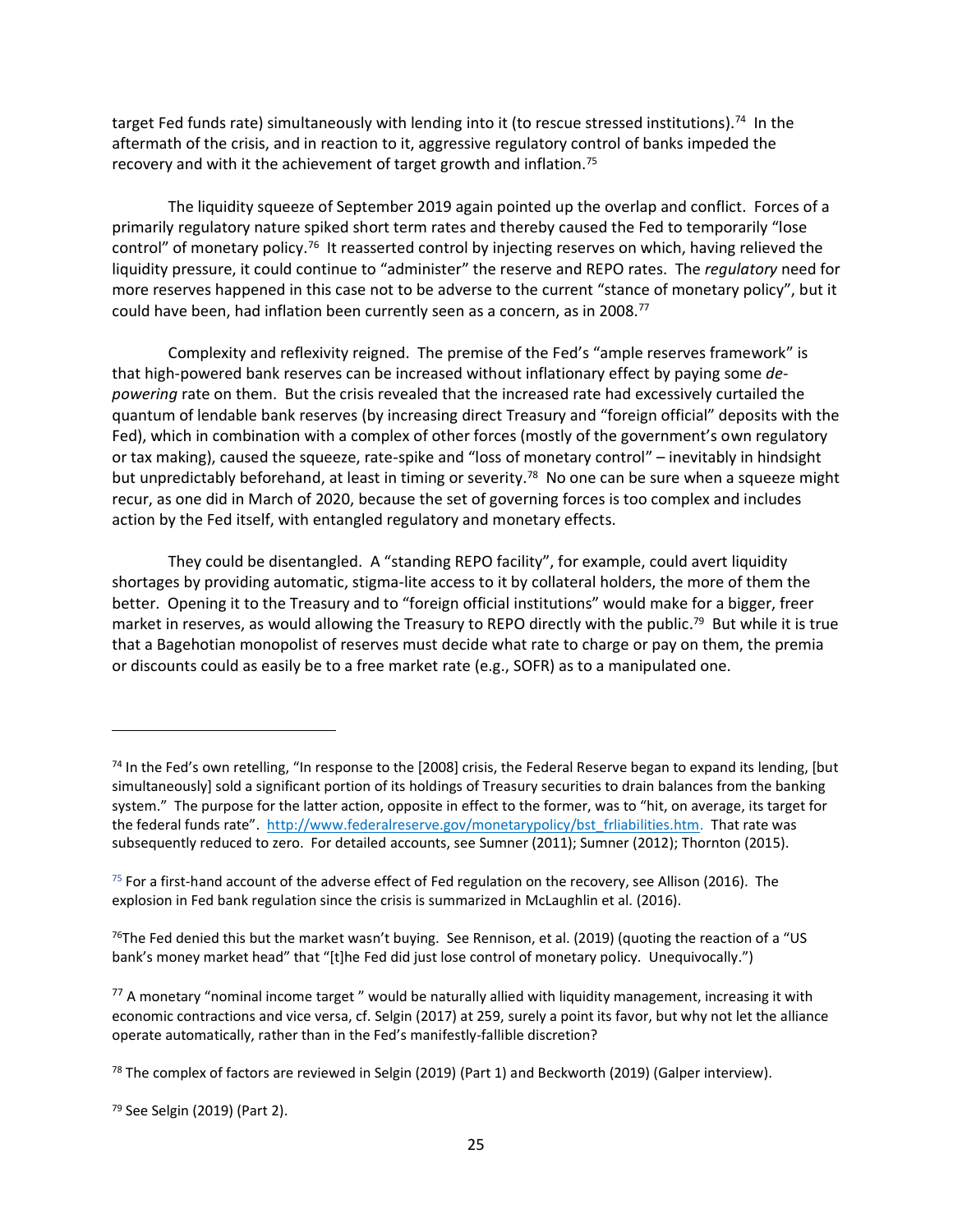target Fed funds rate) simultaneously with lending into it (to rescue stressed institutions).[74] In the aftermath of the crisis, and in reaction to it, aggressive regulatory control of banks impeded the recovery and with it the achievement of target growth and inflation.[75]

The liquidity squeeze of September 2019 again pointed up the overlap and conflict. Forces of a primarily regulatory nature spiked short term rates and thereby caused the Fed to temporarily "lose control" of monetary policy.[76] It reasserted control by injecting reserves on which, having relieved the liquidity pressure, it could continue to "administer" the reserve and REPO rates. The *regulatory* need for more reserves happened in this case not to be adverse to the current "stance of monetary policy", but it could have been, had inflation been currently seen as a concern, as in 2008.[77]

Complexity and reflexivity reigned. The premise of the Fed's "ample reserves framework" is that high-powered bank reserves can be increased without inflationary effect by paying some *de-powering* rate on them. But the crisis revealed that the increased rate had excessively curtailed the quantum of lendable bank reserves (by increasing direct Treasury and "foreign official" deposits with the Fed), which in combination with a complex of other forces (mostly of the government's own regulatory or tax making), caused the squeeze, rate-spike and "loss of monetary control" – inevitably in hindsight but unpredictably beforehand, at least in timing or severity.[78] No one can be sure when a squeeze might recur, as one did in March of 2020, because the set of governing forces is too complex and includes action by the Fed itself, with entangled regulatory and monetary effects.

They could be disentangled. A "standing REPO facility", for example, could avert liquidity shortages by providing automatic, stigma-lite access to it by collateral holders, the more of them the better. Opening it to the Treasury and to "foreign official institutions" would make for a bigger, freer market in reserves, as would allowing the Treasury to REPO directly with the public.[79] But while it is true that a Bagehotian monopolist of reserves must decide what rate to charge or pay on them, the premia or discounts could as easily be to a free market rate (e.g., SOFR) as to a manipulated one.

---

[74] In the Fed's own retelling, "In response to the [2008] crisis, the Federal Reserve began to expand its lending, [but simultaneously] sold a significant portion of its holdings of Treasury securities to drain balances from the banking system." The purpose for the latter action, opposite in effect to the former, was to "hit, on average, its target for the federal funds rate". http://www.federalreserve.gov/monetarypolicy/bst_frliabilities.htm. That rate was subsequently reduced to zero. For detailed accounts, see Sumner (2011); Sumner (2012); Thornton (2015).

[75] For a first-hand account of the adverse effect of Fed regulation on the recovery, see Allison (2016). The explosion in Fed bank regulation since the crisis is summarized in McLaughlin et al. (2016).

[76] The Fed denied this but the market wasn't buying. See Rennison, et al. (2019) (quoting the reaction of a "US bank's money market head" that "[t]he Fed did just lose control of monetary policy. Unequivocally.")

[77] A monetary "nominal income target " would be naturally allied with liquidity management, increasing it with economic contractions and vice versa, cf. Selgin (2017) at 259, surely a point its favor, but why not let the alliance operate automatically, rather than in the Fed's manifestly-fallible discretion?

[78] The complex of factors are reviewed in Selgin (2019) (Part 1) and Beckworth (2019) (Galper interview).

[79] See Selgin (2019) (Part 2).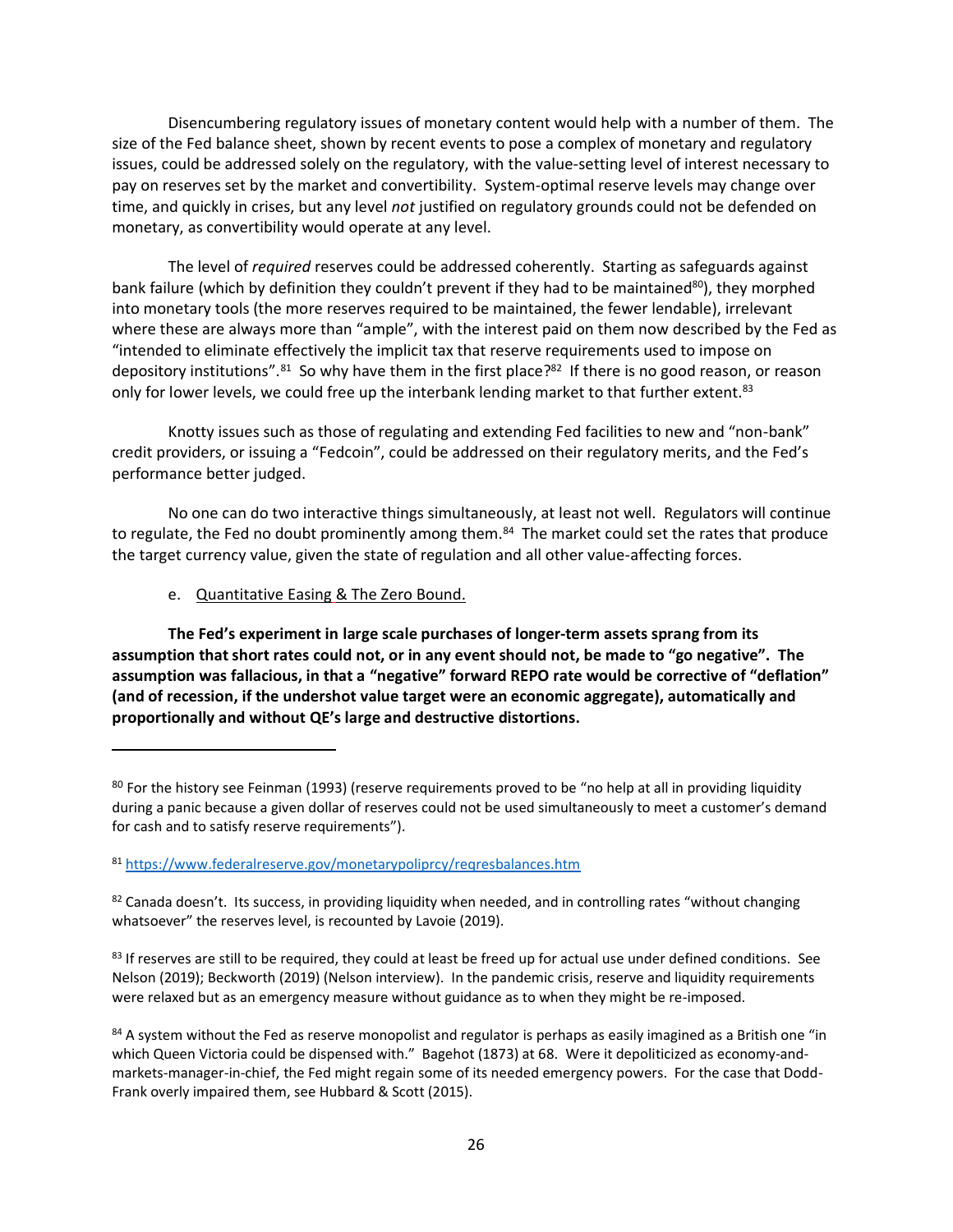Disencumbering regulatory issues of monetary content would help with a number of them. The size of the Fed balance sheet, shown by recent events to pose a complex of monetary and regulatory issues, could be addressed solely on the regulatory, with the value-setting level of interest necessary to pay on reserves set by the market and convertibility. System-optimal reserve levels may change over time, and quickly in crises, but any level *not* justified on regulatory grounds could not be defended on monetary, as convertibility would operate at any level.

The level of *required* reserves could be addressed coherently. Starting as safeguards against bank failure (which by definition they couldn't prevent if they had to be maintained[80]), they morphed into monetary tools (the more reserves required to be maintained, the fewer lendable), irrelevant where these are always more than "ample", with the interest paid on them now described by the Fed as "intended to eliminate effectively the implicit tax that reserve requirements used to impose on depository institutions".[81] So why have them in the first place?[82] If there is no good reason, or reason only for lower levels, we could free up the interbank lending market to that further extent.[83]

Knotty issues such as those of regulating and extending Fed facilities to new and "non-bank" credit providers, or issuing a "Fedcoin", could be addressed on their regulatory merits, and the Fed's performance better judged.

No one can do two interactive things simultaneously, at least not well. Regulators will continue to regulate, the Fed no doubt prominently among them.[84] The market could set the rates that produce the target currency value, given the state of regulation and all other value-affecting forces.

e. <u>Quantitative Easing & The Zero Bound.</u>

**The Fed's experiment in large scale purchases of longer-term assets sprang from its assumption that short rates could not, or in any event should not, be made to "go negative". The assumption was fallacious, in that a "negative" forward REPO rate would be corrective of "deflation" (and of recession, if the undershot value target were an economic aggregate), automatically and proportionally and without QE's large and destructive distortions.**

---

[80] For the history see Feinman (1993) (reserve requirements proved to be "no help at all in providing liquidity during a panic because a given dollar of reserves could not be used simultaneously to meet a customer's demand for cash and to satisfy reserve requirements").

[81] https://www.federalreserve.gov/monetarypoliprcy/reqresbalances.htm

[82] Canada doesn't. Its success, in providing liquidity when needed, and in controlling rates "without changing whatsoever" the reserves level, is recounted by Lavoie (2019).

[83] If reserves are still to be required, they could at least be freed up for actual use under defined conditions. See Nelson (2019); Beckworth (2019) (Nelson interview). In the pandemic crisis, reserve and liquidity requirements were relaxed but as an emergency measure without guidance as to when they might be re-imposed.

[84] A system without the Fed as reserve monopolist and regulator is perhaps as easily imagined as a British one "in which Queen Victoria could be dispensed with." Bagehot (1873) at 68. Were it depoliticized as economy-and-markets-manager-in-chief, the Fed might regain some of its needed emergency powers. For the case that Dodd-Frank overly impaired them, see Hubbard & Scott (2015).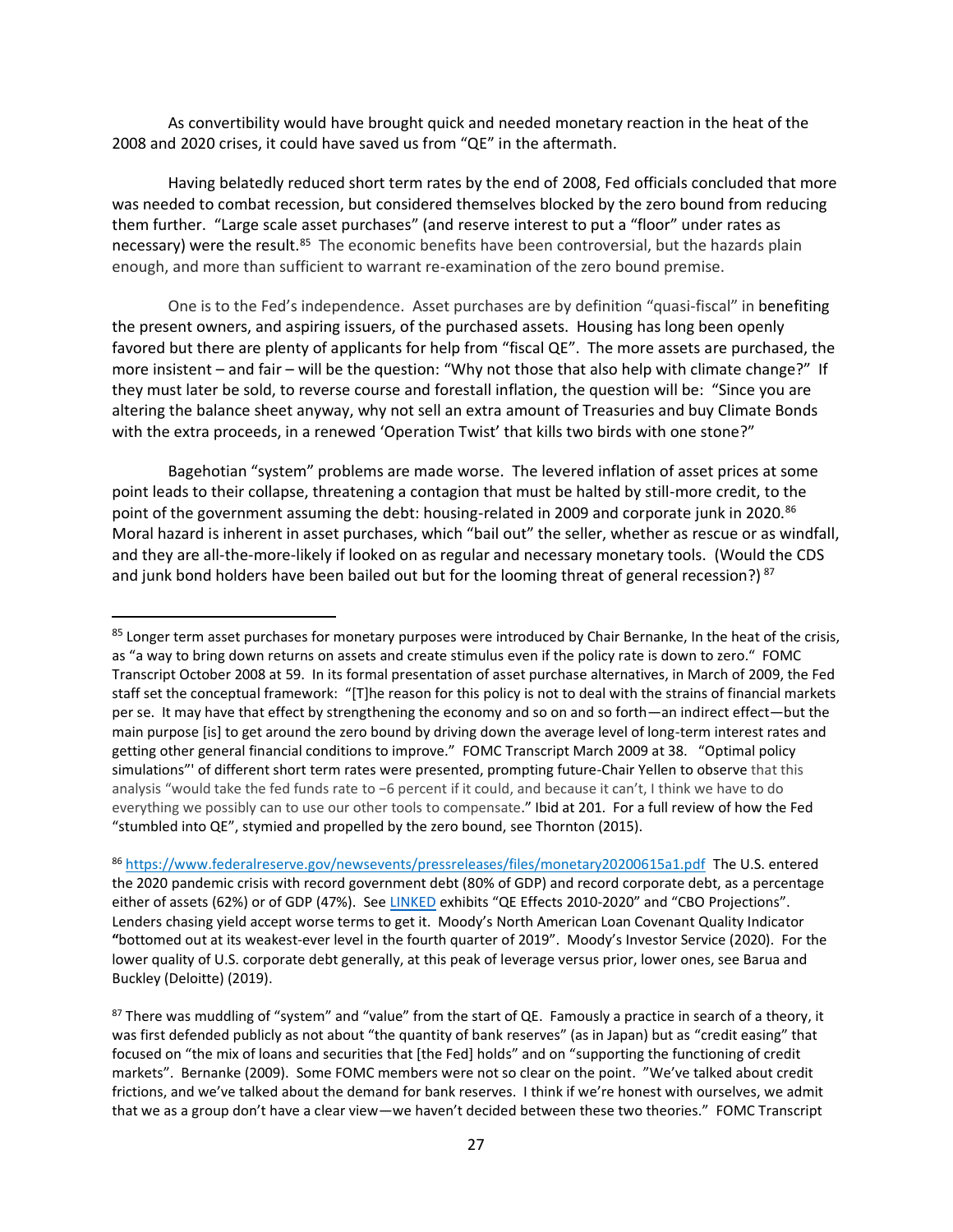As convertibility would have brought quick and needed monetary reaction in the heat of the 2008 and 2020 crises, it could have saved us from "QE" in the aftermath.

Having belatedly reduced short term rates by the end of 2008, Fed officials concluded that more was needed to combat recession, but considered themselves blocked by the zero bound from reducing them further. "Large scale asset purchases" (and reserve interest to put a "floor" under rates as necessary) were the result.[85] The economic benefits have been controversial, but the hazards plain enough, and more than sufficient to warrant re-examination of the zero bound premise.

One is to the Fed's independence. Asset purchases are by definition "quasi-fiscal" in benefiting the present owners, and aspiring issuers, of the purchased assets. Housing has long been openly favored but there are plenty of applicants for help from "fiscal QE". The more assets are purchased, the more insistent – and fair – will be the question: "Why not those that also help with climate change?" If they must later be sold, to reverse course and forestall inflation, the question will be: "Since you are altering the balance sheet anyway, why not sell an extra amount of Treasuries and buy Climate Bonds with the extra proceeds, in a renewed 'Operation Twist' that kills two birds with one stone?"

Bagehotian "system" problems are made worse. The levered inflation of asset prices at some point leads to their collapse, threatening a contagion that must be halted by still-more credit, to the point of the government assuming the debt: housing-related in 2009 and corporate junk in 2020.[86] Moral hazard is inherent in asset purchases, which "bail out" the seller, whether as rescue or as windfall, and they are all-the-more-likely if looked on as regular and necessary monetary tools. (Would the CDS and junk bond holders have been bailed out but for the looming threat of general recession?)[87]

---

[85] Longer term asset purchases for monetary purposes were introduced by Chair Bernanke, In the heat of the crisis, as "a way to bring down returns on assets and create stimulus even if the policy rate is down to zero." FOMC Transcript October 2008 at 59. In its formal presentation of asset purchase alternatives, in March of 2009, the Fed staff set the conceptual framework: "[T]he reason for this policy is not to deal with the strains of financial markets per se. It may have that effect by strengthening the economy and so on and so forth—an indirect effect—but the main purpose [is] to get around the zero bound by driving down the average level of long-term interest rates and getting other general financial conditions to improve." FOMC Transcript March 2009 at 38. "Optimal policy simulations"' of different short term rates were presented, prompting future-Chair Yellen to observe that this analysis "would take the fed funds rate to −6 percent if it could, and because it can't, I think we have to do everything we possibly can to use our other tools to compensate." Ibid at 201. For a full review of how the Fed "stumbled into QE", stymied and propelled by the zero bound, see Thornton (2015).

[86] https://www.federalreserve.gov/newsevents/pressreleases/files/monetary20200615a1.pdf The U.S. entered the 2020 pandemic crisis with record government debt (80% of GDP) and record corporate debt, as a percentage either of assets (62%) or of GDP (47%). See LINKED exhibits "QE Effects 2010-2020" and "CBO Projections". Lenders chasing yield accept worse terms to get it. Moody's North American Loan Covenant Quality Indicator "bottomed out at its weakest-ever level in the fourth quarter of 2019". Moody's Investor Service (2020). For the lower quality of U.S. corporate debt generally, at this peak of leverage versus prior, lower ones, see Barua and Buckley (Deloitte) (2019).

[87] There was muddling of "system" and "value" from the start of QE. Famously a practice in search of a theory, it was first defended publicly as not about "the quantity of bank reserves" (as in Japan) but as "credit easing" that focused on "the mix of loans and securities that [the Fed] holds" and on "supporting the functioning of credit markets". Bernanke (2009). Some FOMC members were not so clear on the point. "We've talked about credit frictions, and we've talked about the demand for bank reserves. I think if we're honest with ourselves, we admit that we as a group don't have a clear view—we haven't decided between these two theories." FOMC Transcript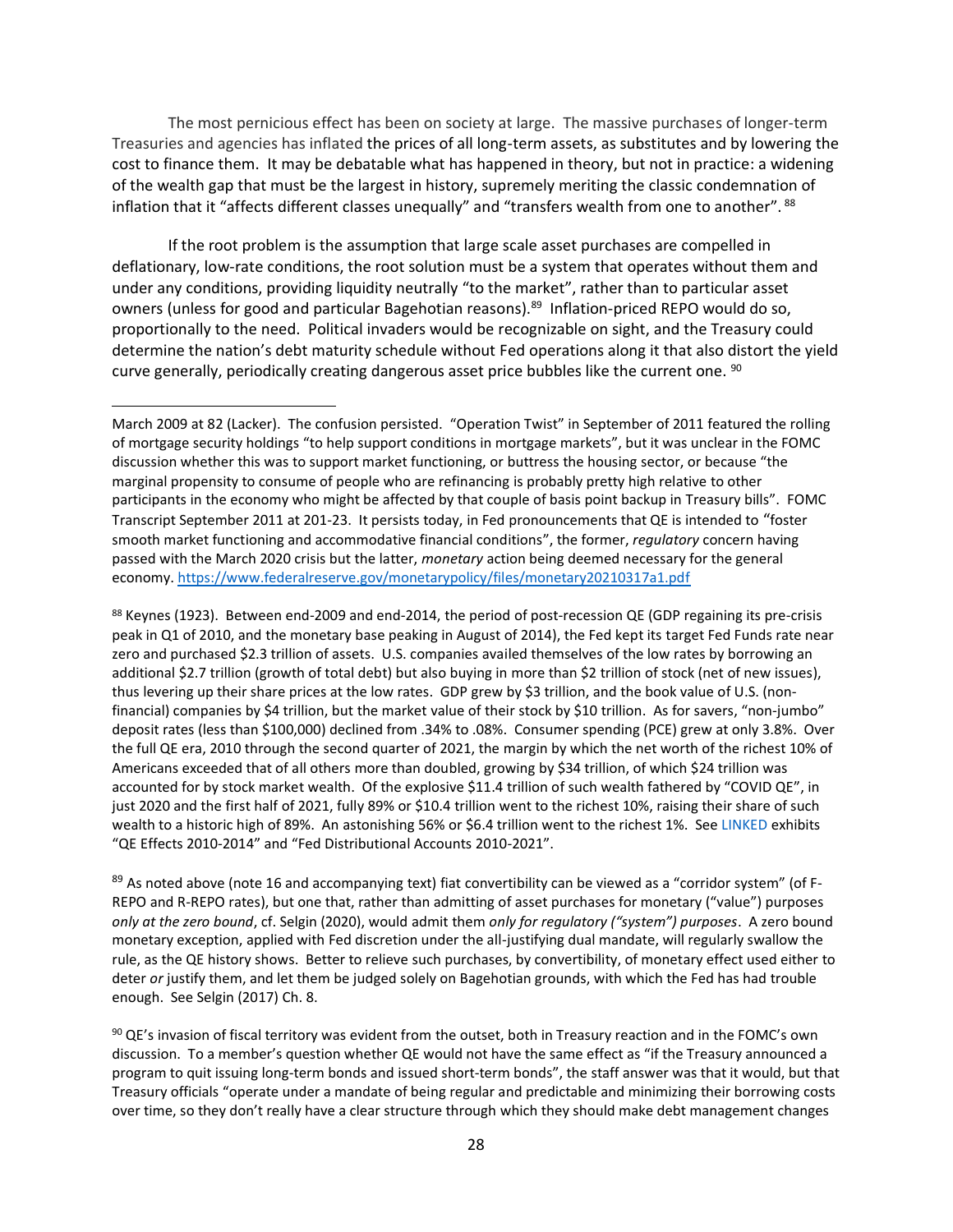The most pernicious effect has been on society at large. The massive purchases of longer-term Treasuries and agencies has inflated the prices of all long-term assets, as substitutes and by lowering the cost to finance them. It may be debatable what has happened in theory, but not in practice: a widening of the wealth gap that must be the largest in history, supremely meriting the classic condemnation of inflation that it "affects different classes unequally" and "transfers wealth from one to another". [88]

If the root problem is the assumption that large scale asset purchases are compelled in deflationary, low-rate conditions, the root solution must be a system that operates without them and under any conditions, providing liquidity neutrally "to the market", rather than to particular asset owners (unless for good and particular Bagehotian reasons).[89] Inflation-priced REPO would do so, proportionally to the need. Political invaders would be recognizable on sight, and the Treasury could determine the nation's debt maturity schedule without Fed operations along it that also distort the yield curve generally, periodically creating dangerous asset price bubbles like the current one. [90]

---

March 2009 at 82 (Lacker). The confusion persisted. "Operation Twist" in September of 2011 featured the rolling of mortgage security holdings "to help support conditions in mortgage markets", but it was unclear in the FOMC discussion whether this was to support market functioning, or buttress the housing sector, or because "the marginal propensity to consume of people who are refinancing is probably pretty high relative to other participants in the economy who might be affected by that couple of basis point backup in Treasury bills". FOMC Transcript September 2011 at 201-23. It persists today, in Fed pronouncements that QE is intended to "foster smooth market functioning and accommodative financial conditions", the former, *regulatory* concern having passed with the March 2020 crisis but the latter, *monetary* action being deemed necessary for the general economy. https://www.federalreserve.gov/monetarypolicy/files/monetary20210317a1.pdf

[88] Keynes (1923). Between end-2009 and end-2014, the period of post-recession QE (GDP regaining its pre-crisis peak in Q1 of 2010, and the monetary base peaking in August of 2014), the Fed kept its target Fed Funds rate near zero and purchased $2.3 trillion of assets. U.S. companies availed themselves of the low rates by borrowing an additional $2.7 trillion (growth of total debt) but also buying in more than $2 trillion of stock (net of new issues), thus levering up their share prices at the low rates. GDP grew by $3 trillion, and the book value of U.S. (non-financial) companies by $4 trillion, but the market value of their stock by $10 trillion. As for savers, "non-jumbo" deposit rates (less than $100,000) declined from .34% to .08%. Consumer spending (PCE) grew at only 3.8%. Over the full QE era, 2010 through the second quarter of 2021, the margin by which the net worth of the richest 10% of Americans exceeded that of all others more than doubled, growing by $34 trillion, of which $24 trillion was accounted for by stock market wealth. Of the explosive $11.4 trillion of such wealth fathered by "COVID QE", in just 2020 and the first half of 2021, fully 89% or $10.4 trillion went to the richest 10%, raising their share of such wealth to a historic high of 89%. An astonishing 56% or $6.4 trillion went to the richest 1%. See LINKED exhibits "QE Effects 2010-2014" and "Fed Distributional Accounts 2010-2021".

[89] As noted above (note 16 and accompanying text) fiat convertibility can be viewed as a "corridor system" (of F-REPO and R-REPO rates), but one that, rather than admitting of asset purchases for monetary ("value") purposes *only at the zero bound*, cf. Selgin (2020), would admit them *only for regulatory ("system") purposes*. A zero bound monetary exception, applied with Fed discretion under the all-justifying dual mandate, will regularly swallow the rule, as the QE history shows. Better to relieve such purchases, by convertibility, of monetary effect used either to deter *or* justify them, and let them be judged solely on Bagehotian grounds, with which the Fed has had trouble enough. See Selgin (2017) Ch. 8.

[90] QE's invasion of fiscal territory was evident from the outset, both in Treasury reaction and in the FOMC's own discussion. To a member's question whether QE would not have the same effect as "if the Treasury announced a program to quit issuing long-term bonds and issued short-term bonds", the staff answer was that it would, but that Treasury officials "operate under a mandate of being regular and predictable and minimizing their borrowing costs over time, so they don't really have a clear structure through which they should make debt management changes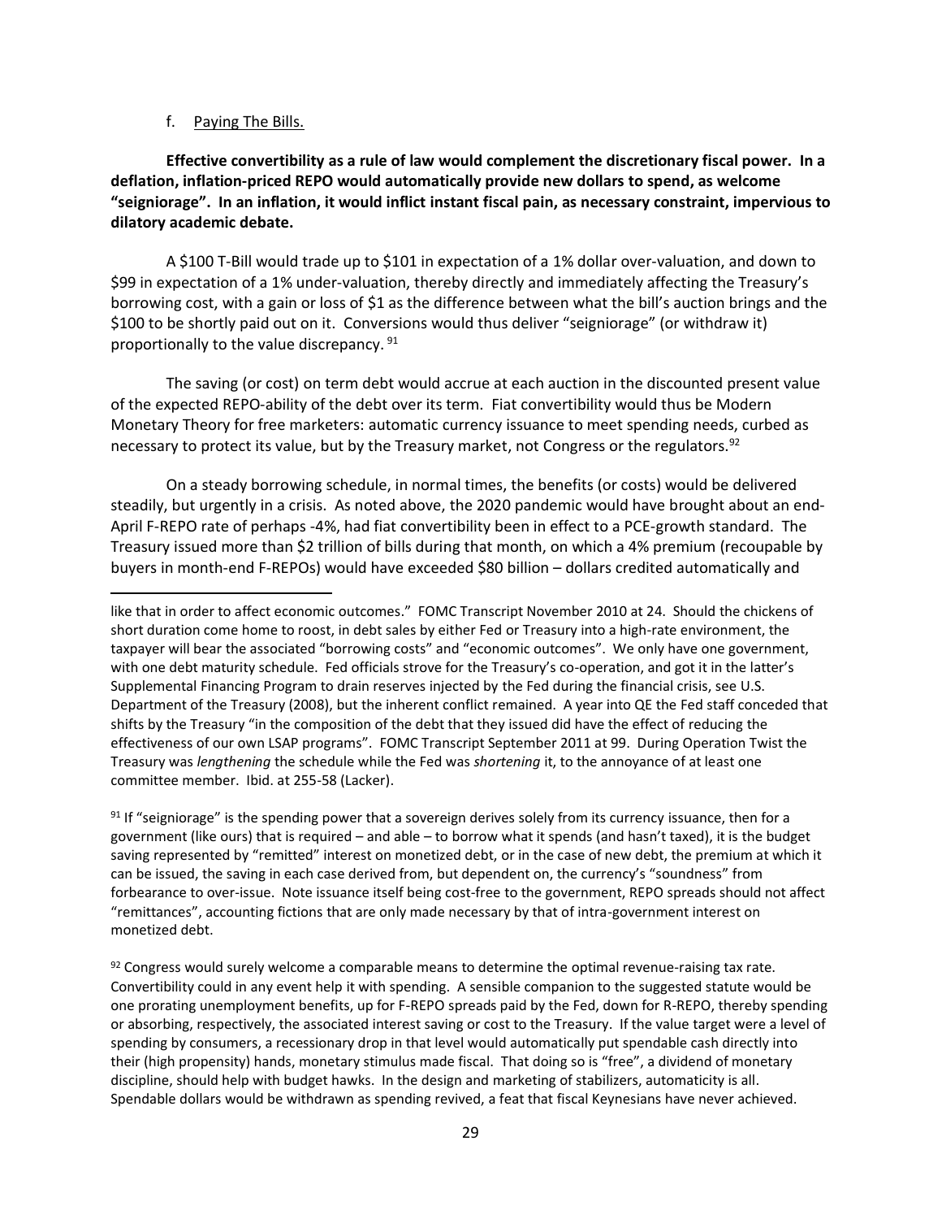f. Paying The Bills.

**Effective convertibility as a rule of law would complement the discretionary fiscal power. In a deflation, inflation-priced REPO would automatically provide new dollars to spend, as welcome "seigniorage". In an inflation, it would inflict instant fiscal pain, as necessary constraint, impervious to dilatory academic debate.**

A $100 T-Bill would trade up to $101 in expectation of a 1% dollar over-valuation, and down to $99 in expectation of a 1% under-valuation, thereby directly and immediately affecting the Treasury's borrowing cost, with a gain or loss of $1 as the difference between what the bill's auction brings and the $100 to be shortly paid out on it. Conversions would thus deliver "seigniorage" (or withdraw it) proportionally to the value discrepancy. [91]

The saving (or cost) on term debt would accrue at each auction in the discounted present value of the expected REPO-ability of the debt over its term. Fiat convertibility would thus be Modern Monetary Theory for free marketers: automatic currency issuance to meet spending needs, curbed as necessary to protect its value, but by the Treasury market, not Congress or the regulators.[92]

On a steady borrowing schedule, in normal times, the benefits (or costs) would be delivered steadily, but urgently in a crisis. As noted above, the 2020 pandemic would have brought about an end-April F-REPO rate of perhaps -4%, had fiat convertibility been in effect to a PCE-growth standard. The Treasury issued more than $2 trillion of bills during that month, on which a 4% premium (recoupable by buyers in month-end F-REPOs) would have exceeded $80 billion – dollars credited automatically and

---

like that in order to affect economic outcomes." FOMC Transcript November 2010 at 24. Should the chickens of short duration come home to roost, in debt sales by either Fed or Treasury into a high-rate environment, the taxpayer will bear the associated "borrowing costs" and "economic outcomes". We only have one government, with one debt maturity schedule. Fed officials strove for the Treasury's co-operation, and got it in the latter's Supplemental Financing Program to drain reserves injected by the Fed during the financial crisis, see U.S. Department of the Treasury (2008), but the inherent conflict remained. A year into QE the Fed staff conceded that shifts by the Treasury "in the composition of the debt that they issued did have the effect of reducing the effectiveness of our own LSAP programs". FOMC Transcript September 2011 at 99. During Operation Twist the Treasury was *lengthening* the schedule while the Fed was *shortening* it, to the annoyance of at least one committee member. Ibid. at 255-58 (Lacker).

[91] If "seigniorage" is the spending power that a sovereign derives solely from its currency issuance, then for a government (like ours) that is required – and able – to borrow what it spends (and hasn't taxed), it is the budget saving represented by "remitted" interest on monetized debt, or in the case of new debt, the premium at which it can be issued, the saving in each case derived from, but dependent on, the currency's "soundness" from forbearance to over-issue. Note issuance itself being cost-free to the government, REPO spreads should not affect "remittances", accounting fictions that are only made necessary by that of intra-government interest on monetized debt.

[92] Congress would surely welcome a comparable means to determine the optimal revenue-raising tax rate. Convertibility could in any event help it with spending. A sensible companion to the suggested statute would be one prorating unemployment benefits, up for F-REPO spreads paid by the Fed, down for R-REPO, thereby spending or absorbing, respectively, the associated interest saving or cost to the Treasury. If the value target were a level of spending by consumers, a recessionary drop in that level would automatically put spendable cash directly into their (high propensity) hands, monetary stimulus made fiscal. That doing so is "free", a dividend of monetary discipline, should help with budget hawks. In the design and marketing of stabilizers, automaticity is all. Spendable dollars would be withdrawn as spending revived, a feat that fiscal Keynesians have never achieved.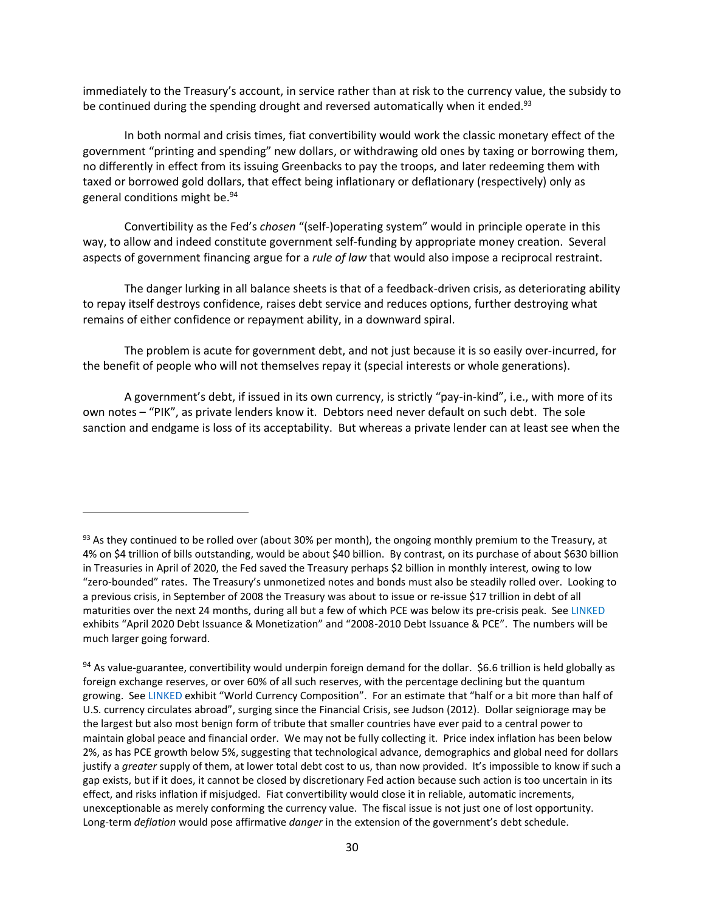immediately to the Treasury's account, in service rather than at risk to the currency value, the subsidy to be continued during the spending drought and reversed automatically when it ended.[93]

In both normal and crisis times, fiat convertibility would work the classic monetary effect of the government "printing and spending" new dollars, or withdrawing old ones by taxing or borrowing them, no differently in effect from its issuing Greenbacks to pay the troops, and later redeeming them with taxed or borrowed gold dollars, that effect being inflationary or deflationary (respectively) only as general conditions might be.[94]

Convertibility as the Fed's *chosen* "(self-)operating system" would in principle operate in this way, to allow and indeed constitute government self-funding by appropriate money creation. Several aspects of government financing argue for a *rule of law* that would also impose a reciprocal restraint.

The danger lurking in all balance sheets is that of a feedback-driven crisis, as deteriorating ability to repay itself destroys confidence, raises debt service and reduces options, further destroying what remains of either confidence or repayment ability, in a downward spiral.

The problem is acute for government debt, and not just because it is so easily over-incurred, for the benefit of people who will not themselves repay it (special interests or whole generations).

A government's debt, if issued in its own currency, is strictly "pay-in-kind", i.e., with more of its own notes – "PIK", as private lenders know it. Debtors need never default on such debt. The sole sanction and endgame is loss of its acceptability. But whereas a private lender can at least see when the

---

[93] As they continued to be rolled over (about 30% per month), the ongoing monthly premium to the Treasury, at 4% on $4 trillion of bills outstanding, would be about $40 billion. By contrast, on its purchase of about $630 billion in Treasuries in April of 2020, the Fed saved the Treasury perhaps $2 billion in monthly interest, owing to low "zero-bounded" rates. The Treasury's unmonetized notes and bonds must also be steadily rolled over. Looking to a previous crisis, in September of 2008 the Treasury was about to issue or re-issue $17 trillion in debt of all maturities over the next 24 months, during all but a few of which PCE was below its pre-crisis peak. See LINKED exhibits "April 2020 Debt Issuance & Monetization" and "2008-2010 Debt Issuance & PCE". The numbers will be much larger going forward.

[94] As value-guarantee, convertibility would underpin foreign demand for the dollar. $6.6 trillion is held globally as foreign exchange reserves, or over 60% of all such reserves, with the percentage declining but the quantum growing. See LINKED exhibit "World Currency Composition". For an estimate that "half or a bit more than half of U.S. currency circulates abroad", surging since the Financial Crisis, see Judson (2012). Dollar seigniorage may be the largest but also most benign form of tribute that smaller countries have ever paid to a central power to maintain global peace and financial order. We may not be fully collecting it. Price index inflation has been below 2%, as has PCE growth below 5%, suggesting that technological advance, demographics and global need for dollars justify a *greater* supply of them, at lower total debt cost to us, than now provided. It's impossible to know if such a gap exists, but if it does, it cannot be closed by discretionary Fed action because such action is too uncertain in its effect, and risks inflation if misjudged. Fiat convertibility would close it in reliable, automatic increments, unexceptionable as merely conforming the currency value. The fiscal issue is not just one of lost opportunity. Long-term *deflation* would pose affirmative *danger* in the extension of the government's debt schedule.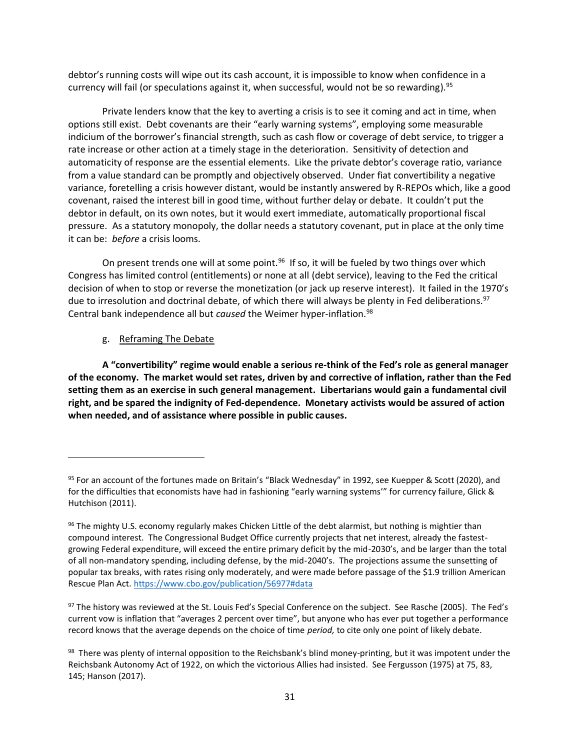debtor's running costs will wipe out its cash account, it is impossible to know when confidence in a currency will fail (or speculations against it, when successful, would not be so rewarding).[95]

Private lenders know that the key to averting a crisis is to see it coming and act in time, when options still exist. Debt covenants are their "early warning systems", employing some measurable indicium of the borrower's financial strength, such as cash flow or coverage of debt service, to trigger a rate increase or other action at a timely stage in the deterioration. Sensitivity of detection and automaticity of response are the essential elements. Like the private debtor's coverage ratio, variance from a value standard can be promptly and objectively observed. Under fiat convertibility a negative variance, foretelling a crisis however distant, would be instantly answered by R-REPOs which, like a good covenant, raised the interest bill in good time, without further delay or debate. It couldn't put the debtor in default, on its own notes, but it would exert immediate, automatically proportional fiscal pressure. As a statutory monopoly, the dollar needs a statutory covenant, put in place at the only time it can be: *before* a crisis looms.

On present trends one will at some point.[96] If so, it will be fueled by two things over which Congress has limited control (entitlements) or none at all (debt service), leaving to the Fed the critical decision of when to stop or reverse the monetization (or jack up reserve interest). It failed in the 1970's due to irresolution and doctrinal debate, of which there will always be plenty in Fed deliberations.[97] Central bank independence all but *caused* the Weimer hyper-inflation.[98]

g. Reframing The Debate

**A "convertibility" regime would enable a serious re-think of the Fed's role as general manager of the economy. The market would set rates, driven by and corrective of inflation, rather than the Fed setting them as an exercise in such general management. Libertarians would gain a fundamental civil right, and be spared the indignity of Fed-dependence. Monetary activists would be assured of action when needed, and of assistance where possible in public causes.**

---

[95] For an account of the fortunes made on Britain's "Black Wednesday" in 1992, see Kuepper & Scott (2020), and for the difficulties that economists have had in fashioning "early warning systems'" for currency failure, Glick & Hutchison (2011).

[96] The mighty U.S. economy regularly makes Chicken Little of the debt alarmist, but nothing is mightier than compound interest. The Congressional Budget Office currently projects that net interest, already the fastest-growing Federal expenditure, will exceed the entire primary deficit by the mid-2030's, and be larger than the total of all non-mandatory spending, including defense, by the mid-2040's. The projections assume the sunsetting of popular tax breaks, with rates rising only moderately, and were made before passage of the $1.9 trillion American Rescue Plan Act. https://www.cbo.gov/publication/56977#data

[97] The history was reviewed at the St. Louis Fed's Special Conference on the subject. See Rasche (2005). The Fed's current vow is inflation that "averages 2 percent over time", but anyone who has ever put together a performance record knows that the average depends on the choice of time *period,* to cite only one point of likely debate.

[98] There was plenty of internal opposition to the Reichsbank's blind money-printing, but it was impotent under the Reichsbank Autonomy Act of 1922, on which the victorious Allies had insisted. See Fergusson (1975) at 75, 83, 145; Hanson (2017).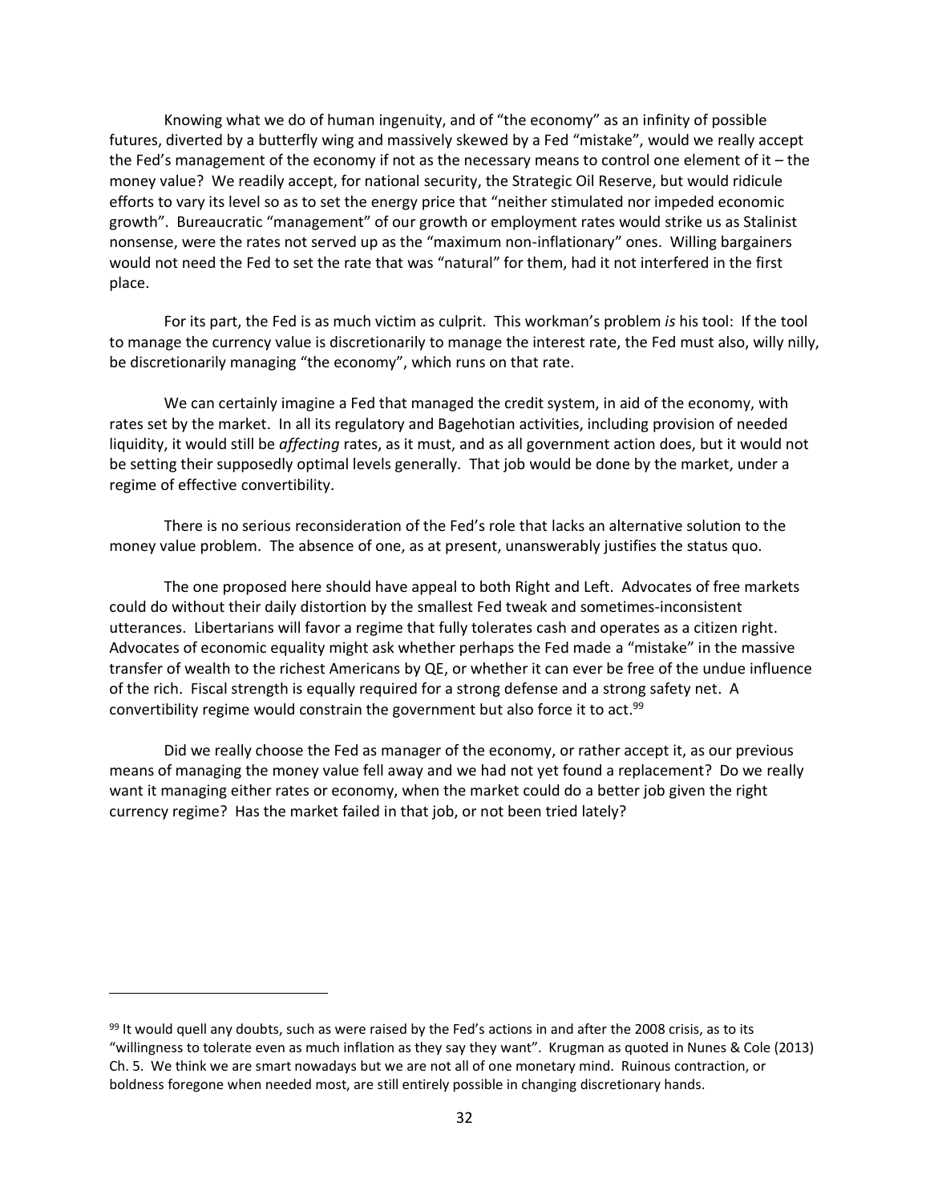Knowing what we do of human ingenuity, and of "the economy" as an infinity of possible futures, diverted by a butterfly wing and massively skewed by a Fed "mistake", would we really accept the Fed's management of the economy if not as the necessary means to control one element of it – the money value? We readily accept, for national security, the Strategic Oil Reserve, but would ridicule efforts to vary its level so as to set the energy price that "neither stimulated nor impeded economic growth". Bureaucratic "management" of our growth or employment rates would strike us as Stalinist nonsense, were the rates not served up as the "maximum non-inflationary" ones. Willing bargainers would not need the Fed to set the rate that was "natural" for them, had it not interfered in the first place.

For its part, the Fed is as much victim as culprit. This workman's problem *is* his tool: If the tool to manage the currency value is discretionarily to manage the interest rate, the Fed must also, willy nilly, be discretionarily managing "the economy", which runs on that rate.

We can certainly imagine a Fed that managed the credit system, in aid of the economy, with rates set by the market. In all its regulatory and Bagehotian activities, including provision of needed liquidity, it would still be *affecting* rates, as it must, and as all government action does, but it would not be setting their supposedly optimal levels generally. That job would be done by the market, under a regime of effective convertibility.

There is no serious reconsideration of the Fed's role that lacks an alternative solution to the money value problem. The absence of one, as at present, unanswerably justifies the status quo.

The one proposed here should have appeal to both Right and Left. Advocates of free markets could do without their daily distortion by the smallest Fed tweak and sometimes-inconsistent utterances. Libertarians will favor a regime that fully tolerates cash and operates as a citizen right. Advocates of economic equality might ask whether perhaps the Fed made a "mistake" in the massive transfer of wealth to the richest Americans by QE, or whether it can ever be free of the undue influence of the rich. Fiscal strength is equally required for a strong defense and a strong safety net. A convertibility regime would constrain the government but also force it to act.[99]

Did we really choose the Fed as manager of the economy, or rather accept it, as our previous means of managing the money value fell away and we had not yet found a replacement? Do we really want it managing either rates or economy, when the market could do a better job given the right currency regime? Has the market failed in that job, or not been tried lately?

---

[99] It would quell any doubts, such as were raised by the Fed's actions in and after the 2008 crisis, as to its "willingness to tolerate even as much inflation as they say they want". Krugman as quoted in Nunes & Cole (2013) Ch. 5. We think we are smart nowadays but we are not all of one monetary mind. Ruinous contraction, or boldness foregone when needed most, are still entirely possible in changing discretionary hands.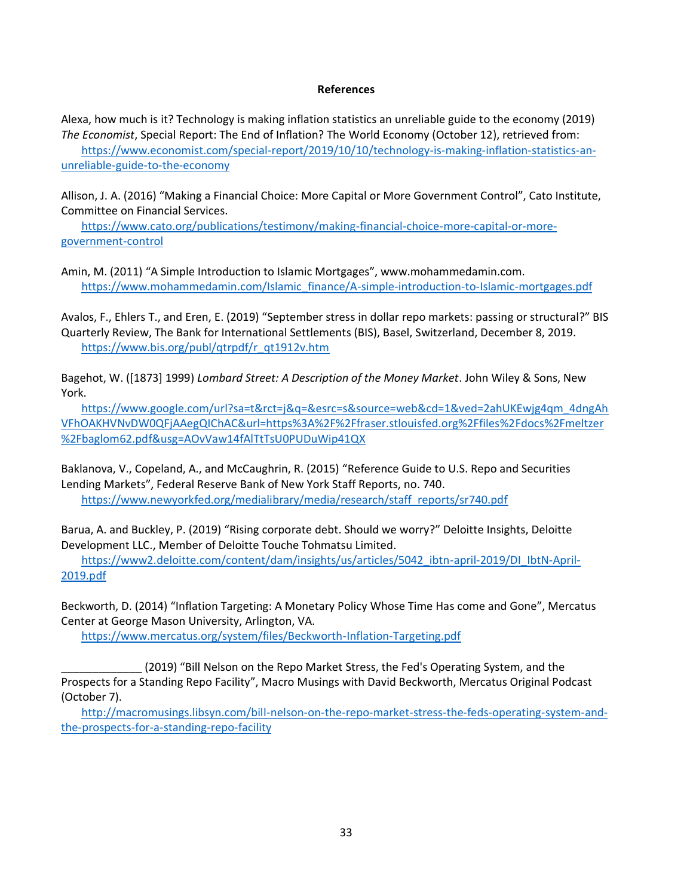**References**

Alexa, how much is it? Technology is making inflation statistics an unreliable guide to the economy (2019) *The Economist*, Special Report: The End of Inflation? The World Economy (October 12), retrieved from: https://www.economist.com/special-report/2019/10/10/technology-is-making-inflation-statistics-an-unreliable-guide-to-the-economy

Allison, J. A. (2016) "Making a Financial Choice: More Capital or More Government Control", Cato Institute, Committee on Financial Services. https://www.cato.org/publications/testimony/making-financial-choice-more-capital-or-more-government-control

Amin, M. (2011) "A Simple Introduction to Islamic Mortgages", www.mohammedamin.com. https://www.mohammedamin.com/Islamic_finance/A-simple-introduction-to-Islamic-mortgages.pdf

Avalos, F., Ehlers T., and Eren, E. (2019) "September stress in dollar repo markets: passing or structural?" BIS Quarterly Review, The Bank for International Settlements (BIS), Basel, Switzerland, December 8, 2019. https://www.bis.org/publ/qtrpdf/r_qt1912v.htm

Bagehot, W. ([1873] 1999) *Lombard Street: A Description of the Money Market*. John Wiley & Sons, New York. https://www.google.com/url?sa=t&rct=j&q=&esrc=s&source=web&cd=1&ved=2ahUKEwjg4qm_4dngAhVFhOAKHVNvDW0QFjAAegQIChAC&url=https%3A%2F%2Ffraser.stlouisfed.org%2Ffiles%2Fdocs%2Fmeltzer%2Fbaglom62.pdf&usg=AOvVaw14fAlTtTsU0PUDuWip41QX

Baklanova, V., Copeland, A., and McCaughrin, R. (2015) "Reference Guide to U.S. Repo and Securities Lending Markets", Federal Reserve Bank of New York Staff Reports, no. 740. https://www.newyorkfed.org/medialibrary/media/research/staff_reports/sr740.pdf

Barua, A. and Buckley, P. (2019) "Rising corporate debt. Should we worry?" Deloitte Insights, Deloitte Development LLC., Member of Deloitte Touche Tohmatsu Limited. https://www2.deloitte.com/content/dam/insights/us/articles/5042_ibtn-april-2019/DI_IbtN-April-2019.pdf

Beckworth, D. (2014) "Inflation Targeting: A Monetary Policy Whose Time Has come and Gone", Mercatus Center at George Mason University, Arlington, VA. https://www.mercatus.org/system/files/Beckworth-Inflation-Targeting.pdf

_____________ (2019) "Bill Nelson on the Repo Market Stress, the Fed's Operating System, and the Prospects for a Standing Repo Facility", Macro Musings with David Beckworth, Mercatus Original Podcast (October 7). http://macromusings.libsyn.com/bill-nelson-on-the-repo-market-stress-the-feds-operating-system-and-the-prospects-for-a-standing-repo-facility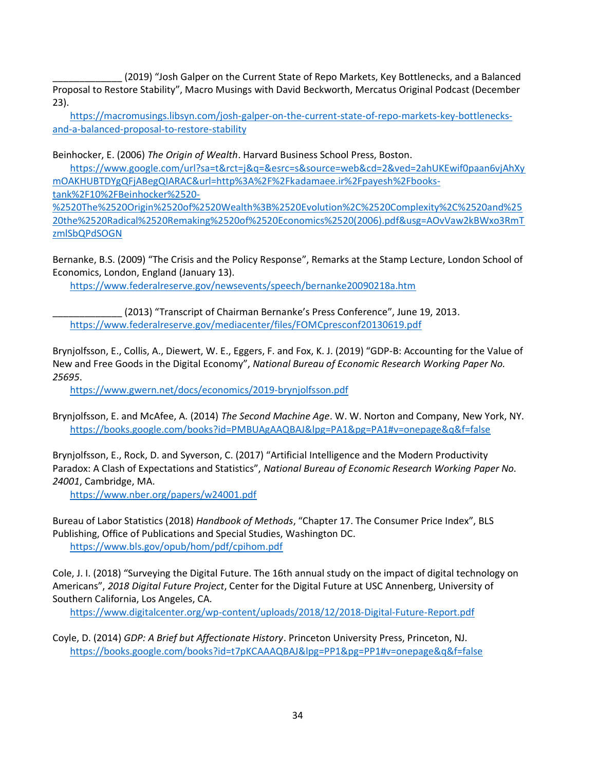_____________ (2019) “Josh Galper on the Current State of Repo Markets, Key Bottlenecks, and a Balanced Proposal to Restore Stability”, Macro Musings with David Beckworth, Mercatus Original Podcast (December 23).
    https://macromusings.libsyn.com/josh-galper-on-the-current-state-of-repo-markets-key-bottlenecks-and-a-balanced-proposal-to-restore-stability

Beinhocker, E. (2006) *The Origin of Wealth*. Harvard Business School Press, Boston.
    https://www.google.com/url?sa=t&rct=j&q=&esrc=s&source=web&cd=2&ved=2ahUKEwif0paan6vjAhXymOAKHUBTDYgQFjABegQIARAC&url=http%3A%2F%2Fkadamaee.ir%2Fpayesh%2Fbooks-tank%2F10%2FBeinhocker%2520-%2520The%2520Origin%2520of%2520Wealth%3B%2520Evolution%2C%2520Complexity%2C%2520and%2520the%2520Radical%2520Remaking%2520of%2520Economics%2520(2006).pdf&usg=AOvVaw2kBWxo3RmTzmlSbQPdSOGN

Bernanke, B.S. (2009) “The Crisis and the Policy Response”, Remarks at the Stamp Lecture, London School of Economics, London, England (January 13).
    https://www.federalreserve.gov/newsevents/speech/bernanke20090218a.htm

_____________ (2013) “Transcript of Chairman Bernanke’s Press Conference”, June 19, 2013.
    https://www.federalreserve.gov/mediacenter/files/FOMCpresconf20130619.pdf

Brynjolfsson, E., Collis, A., Diewert, W. E., Eggers, F. and Fox, K. J. (2019) “GDP-B: Accounting for the Value of New and Free Goods in the Digital Economy”, *National Bureau of Economic Research Working Paper No. 25695*.
    https://www.gwern.net/docs/economics/2019-brynjolfsson.pdf

Brynjolfsson, E. and McAfee, A. (2014) *The Second Machine Age*. W. W. Norton and Company, New York, NY.
    https://books.google.com/books?id=PMBUAgAAQBAJ&lpg=PA1&pg=PA1#v=onepage&q&f=false

Brynjolfsson, E., Rock, D. and Syverson, C. (2017) “Artificial Intelligence and the Modern Productivity Paradox: A Clash of Expectations and Statistics”, *National Bureau of Economic Research Working Paper No. 24001*, Cambridge, MA.
    https://www.nber.org/papers/w24001.pdf

Bureau of Labor Statistics (2018) *Handbook of Methods*, “Chapter 17. The Consumer Price Index”, BLS Publishing, Office of Publications and Special Studies, Washington DC.
    https://www.bls.gov/opub/hom/pdf/cpihom.pdf

Cole, J. I. (2018) “Surveying the Digital Future. The 16th annual study on the impact of digital technology on Americans”, *2018 Digital Future Project*, Center for the Digital Future at USC Annenberg, University of Southern California, Los Angeles, CA.
    https://www.digitalcenter.org/wp-content/uploads/2018/12/2018-Digital-Future-Report.pdf

Coyle, D. (2014) *GDP: A Brief but Affectionate History*. Princeton University Press, Princeton, NJ.
    https://books.google.com/books?id=t7pKCAAAQBAJ&lpg=PP1&pg=PP1#v=onepage&q&f=false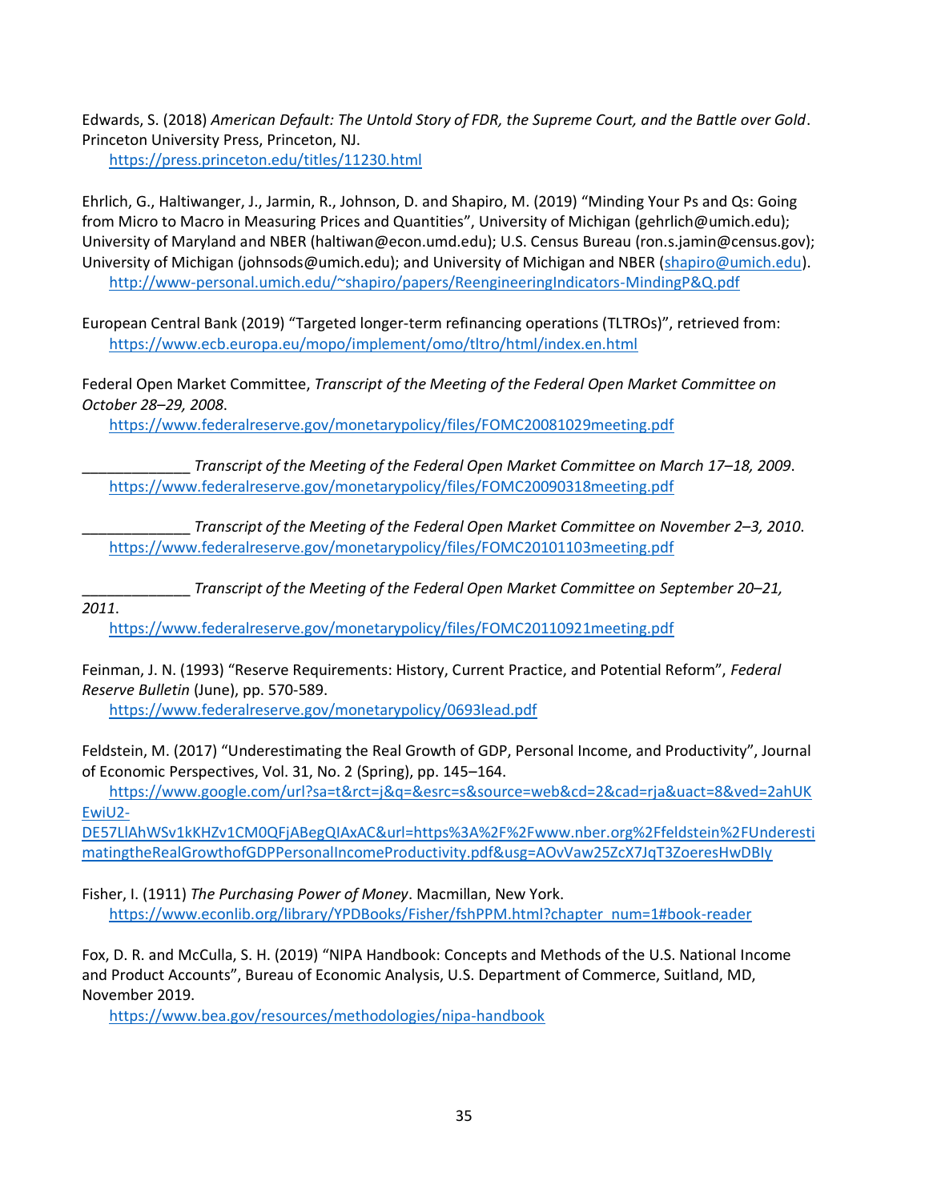Edwards, S. (2018) *American Default: The Untold Story of FDR, the Supreme Court, and the Battle over Gold*. Princeton University Press, Princeton, NJ.
https://press.princeton.edu/titles/11230.html

Ehrlich, G., Haltiwanger, J., Jarmin, R., Johnson, D. and Shapiro, M. (2019) "Minding Your Ps and Qs: Going from Micro to Macro in Measuring Prices and Quantities", University of Michigan (gehrlich@umich.edu); University of Maryland and NBER (haltiwan@econ.umd.edu); U.S. Census Bureau (ron.s.jamin@census.gov); University of Michigan (johnsods@umich.edu); and University of Michigan and NBER (shapiro@umich.edu).
http://www-personal.umich.edu/~shapiro/papers/ReengineeringIndicators-MindingP&Q.pdf

European Central Bank (2019) "Targeted longer-term refinancing operations (TLTROs)", retrieved from:
https://www.ecb.europa.eu/mopo/implement/omo/tltro/html/index.en.html

Federal Open Market Committee, *Transcript of the Meeting of the Federal Open Market Committee on October 28–29, 2008*.
https://www.federalreserve.gov/monetarypolicy/files/FOMC20081029meeting.pdf

_____________ *Transcript of the Meeting of the Federal Open Market Committee on March 17–18, 2009*.
https://www.federalreserve.gov/monetarypolicy/files/FOMC20090318meeting.pdf

_____________ *Transcript of the Meeting of the Federal Open Market Committee on November 2–3, 2010*.
https://www.federalreserve.gov/monetarypolicy/files/FOMC20101103meeting.pdf

_____________ *Transcript of the Meeting of the Federal Open Market Committee on September 20–21, 2011*.
https://www.federalreserve.gov/monetarypolicy/files/FOMC20110921meeting.pdf

Feinman, J. N. (1993) "Reserve Requirements: History, Current Practice, and Potential Reform", *Federal Reserve Bulletin* (June), pp. 570-589.
https://www.federalreserve.gov/monetarypolicy/0693lead.pdf

Feldstein, M. (2017) "Underestimating the Real Growth of GDP, Personal Income, and Productivity", Journal of Economic Perspectives, Vol. 31, No. 2 (Spring), pp. 145–164.
https://www.google.com/url?sa=t&rct=j&q=&esrc=s&source=web&cd=2&cad=rja&uact=8&ved=2ahUKEwiU2-DE57LlAhWSv1kKHZv1CM0QFjABegQIAxAC&url=https%3A%2F%2Fwww.nber.org%2Ffeldstein%2FUnderestimatingtheRealGrowthofGDPPersonalIncomeProductivity.pdf&usg=AOvVaw25ZcX7JqT3ZoeresHwDBIy

Fisher, I. (1911) *The Purchasing Power of Money*. Macmillan, New York.
https://www.econlib.org/library/YPDBooks/Fisher/fshPPM.html?chapter_num=1#book-reader

Fox, D. R. and McCulla, S. H. (2019) "NIPA Handbook: Concepts and Methods of the U.S. National Income and Product Accounts", Bureau of Economic Analysis, U.S. Department of Commerce, Suitland, MD, November 2019.
https://www.bea.gov/resources/methodologies/nipa-handbook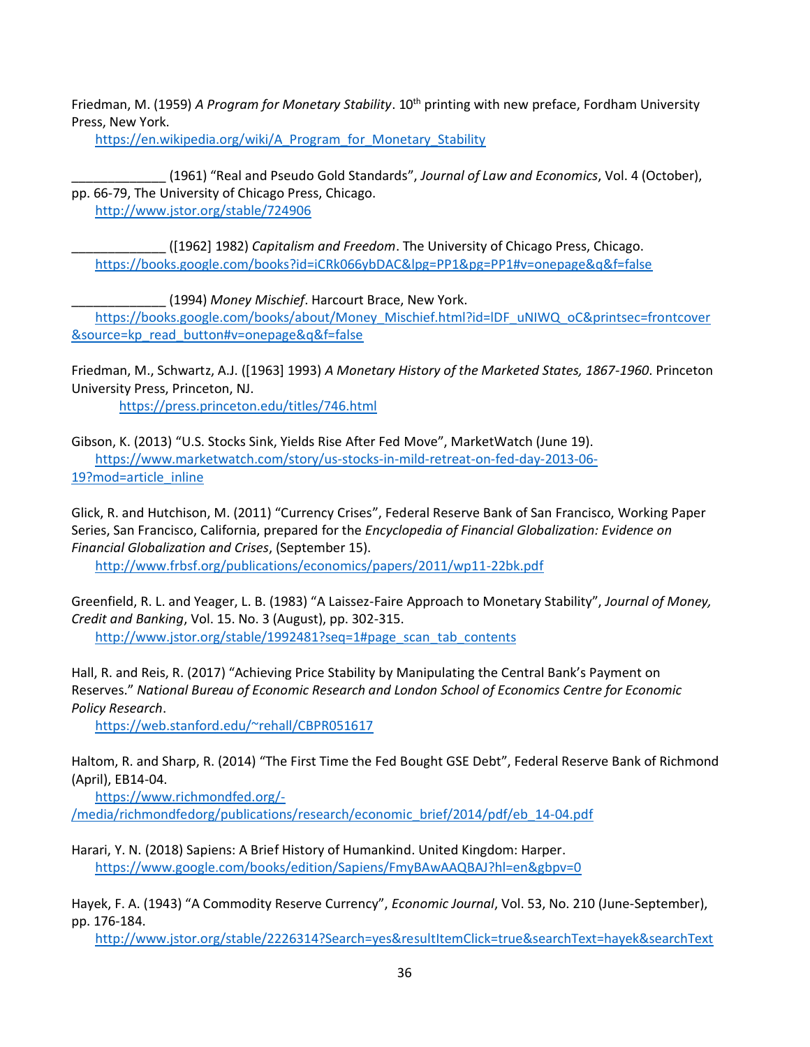Friedman, M. (1959) *A Program for Monetary Stability*. 10th printing with new preface, Fordham University Press, New York.
https://en.wikipedia.org/wiki/A_Program_for_Monetary_Stability

_____________ (1961) "Real and Pseudo Gold Standards", *Journal of Law and Economics*, Vol. 4 (October), pp. 66-79, The University of Chicago Press, Chicago.
http://www.jstor.org/stable/724906

_____________ ([1962] 1982) *Capitalism and Freedom*. The University of Chicago Press, Chicago.
https://books.google.com/books?id=iCRk066ybDAC&lpg=PP1&pg=PP1#v=onepage&q&f=false

_____________ (1994) *Money Mischief*. Harcourt Brace, New York.
https://books.google.com/books/about/Money_Mischief.html?id=lDF_uNIWQ_oC&printsec=frontcover&source=kp_read_button#v=onepage&q&f=false

Friedman, M., Schwartz, A.J. ([1963] 1993) *A Monetary History of the Marketed States, 1867-1960*. Princeton University Press, Princeton, NJ.
https://press.princeton.edu/titles/746.html

Gibson, K. (2013) "U.S. Stocks Sink, Yields Rise After Fed Move", MarketWatch (June 19).
https://www.marketwatch.com/story/us-stocks-in-mild-retreat-on-fed-day-2013-06-19?mod=article_inline

Glick, R. and Hutchison, M. (2011) "Currency Crises", Federal Reserve Bank of San Francisco, Working Paper Series, San Francisco, California, prepared for the *Encyclopedia of Financial Globalization: Evidence on Financial Globalization and Crises*, (September 15).
http://www.frbsf.org/publications/economics/papers/2011/wp11-22bk.pdf

Greenfield, R. L. and Yeager, L. B. (1983) "A Laissez-Faire Approach to Monetary Stability", *Journal of Money, Credit and Banking*, Vol. 15. No. 3 (August), pp. 302-315.
http://www.jstor.org/stable/1992481?seq=1#page_scan_tab_contents

Hall, R. and Reis, R. (2017) "Achieving Price Stability by Manipulating the Central Bank's Payment on Reserves." *National Bureau of Economic Research and London School of Economics Centre for Economic Policy Research*.
https://web.stanford.edu/~rehall/CBPR051617

Haltom, R. and Sharp, R. (2014) "The First Time the Fed Bought GSE Debt", Federal Reserve Bank of Richmond (April), EB14-04.
https://www.richmondfed.org/-/media/richmondfedorg/publications/research/economic_brief/2014/pdf/eb_14-04.pdf

Harari, Y. N. (2018) Sapiens: A Brief History of Humankind. United Kingdom: Harper.
https://www.google.com/books/edition/Sapiens/FmyBAwAAQBAJ?hl=en&gbpv=0

Hayek, F. A. (1943) "A Commodity Reserve Currency", *Economic Journal*, Vol. 53, No. 210 (June-September), pp. 176-184.
http://www.jstor.org/stable/2226314?Search=yes&resultItemClick=true&searchText=hayek&searchText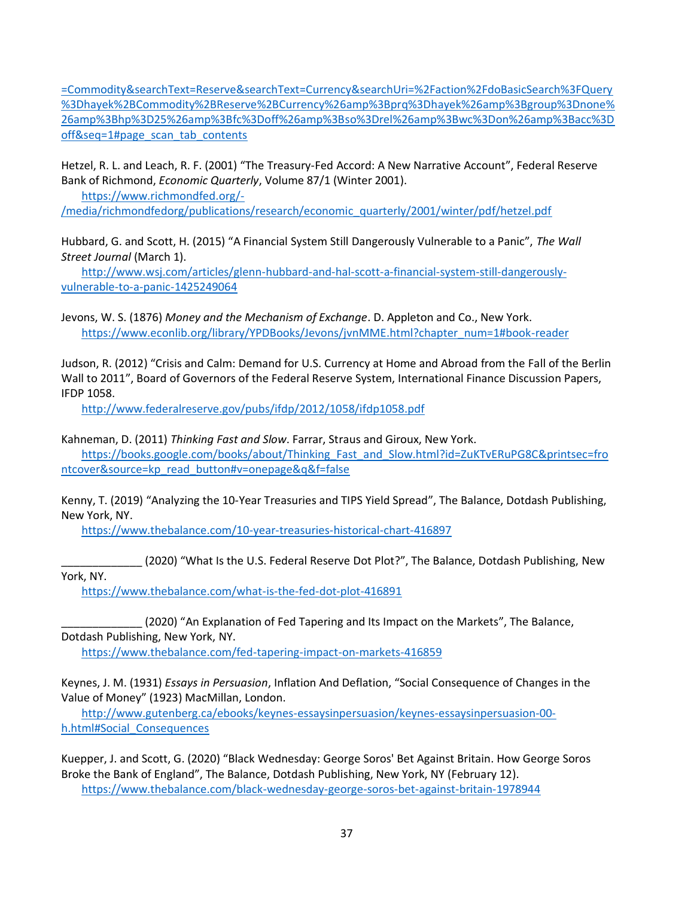=Commodity&searchText=Reserve&searchText=Currency&searchUri=%2Faction%2FdoBasicSearch%3FQuery%3Dhayek%2BCommodity%2BReserve%2BCurrency%26amp%3Bprq%3Dhayek%26amp%3Bgroup%3Dnone%26amp%3Bhp%3D25%26amp%3Bfc%3Doff%26amp%3Bso%3Drel%26amp%3Bwc%3Don%26amp%3Bacc%3Doff&seq=1#page_scan_tab_contents

Hetzel, R. L. and Leach, R. F. (2001) "The Treasury-Fed Accord: A New Narrative Account", Federal Reserve Bank of Richmond, *Economic Quarterly*, Volume 87/1 (Winter 2001).
https://www.richmondfed.org/-/media/richmondfedorg/publications/research/economic_quarterly/2001/winter/pdf/hetzel.pdf

Hubbard, G. and Scott, H. (2015) "A Financial System Still Dangerously Vulnerable to a Panic", *The Wall Street Journal* (March 1).
http://www.wsj.com/articles/glenn-hubbard-and-hal-scott-a-financial-system-still-dangerously-vulnerable-to-a-panic-1425249064

Jevons, W. S. (1876) *Money and the Mechanism of Exchange*. D. Appleton and Co., New York.
https://www.econlib.org/library/YPDBooks/Jevons/jvnMME.html?chapter_num=1#book-reader

Judson, R. (2012) "Crisis and Calm: Demand for U.S. Currency at Home and Abroad from the Fall of the Berlin Wall to 2011", Board of Governors of the Federal Reserve System, International Finance Discussion Papers, IFDP 1058.
http://www.federalreserve.gov/pubs/ifdp/2012/1058/ifdp1058.pdf

Kahneman, D. (2011) *Thinking Fast and Slow*. Farrar, Straus and Giroux, New York.
https://books.google.com/books/about/Thinking_Fast_and_Slow.html?id=ZuKTvERuPG8C&printsec=frontcover&source=kp_read_button#v=onepage&q&f=false

Kenny, T. (2019) "Analyzing the 10-Year Treasuries and TIPS Yield Spread", The Balance, Dotdash Publishing, New York, NY.
https://www.thebalance.com/10-year-treasuries-historical-chart-416897

_____________ (2020) "What Is the U.S. Federal Reserve Dot Plot?", The Balance, Dotdash Publishing, New York, NY.
https://www.thebalance.com/what-is-the-fed-dot-plot-416891

_____________ (2020) "An Explanation of Fed Tapering and Its Impact on the Markets", The Balance, Dotdash Publishing, New York, NY.
https://www.thebalance.com/fed-tapering-impact-on-markets-416859

Keynes, J. M. (1931) *Essays in Persuasion*, Inflation And Deflation, "Social Consequence of Changes in the Value of Money" (1923) MacMillan, London.
http://www.gutenberg.ca/ebooks/keynes-essaysinpersuasion/keynes-essaysinpersuasion-00-h.html#Social_Consequences

Kuepper, J. and Scott, G. (2020) "Black Wednesday: George Soros' Bet Against Britain. How George Soros Broke the Bank of England", The Balance, Dotdash Publishing, New York, NY (February 12).
https://www.thebalance.com/black-wednesday-george-soros-bet-against-britain-1978944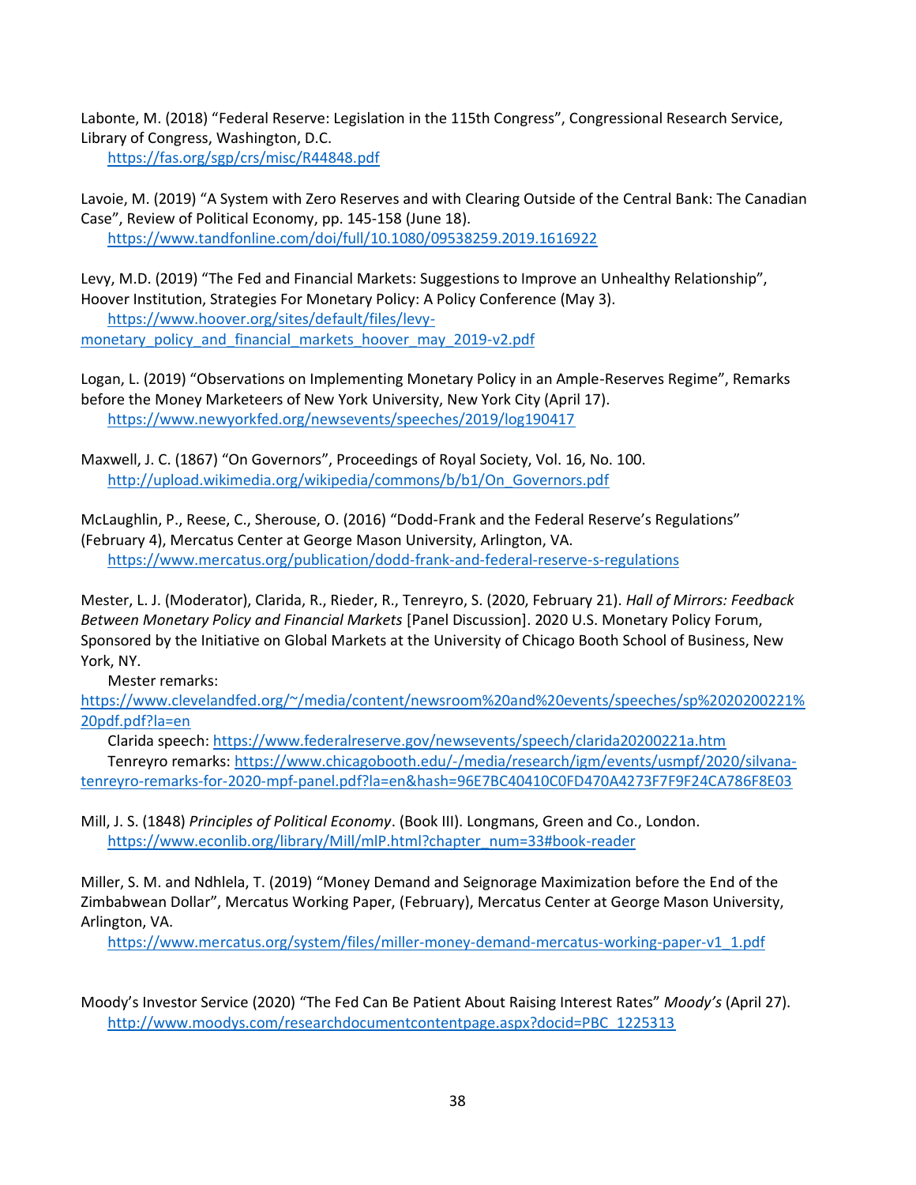Labonte, M. (2018) "Federal Reserve: Legislation in the 115th Congress", Congressional Research Service, Library of Congress, Washington, D.C.
https://fas.org/sgp/crs/misc/R44848.pdf

Lavoie, M. (2019) "A System with Zero Reserves and with Clearing Outside of the Central Bank: The Canadian Case", Review of Political Economy, pp. 145-158 (June 18).
https://www.tandfonline.com/doi/full/10.1080/09538259.2019.1616922

Levy, M.D. (2019) "The Fed and Financial Markets: Suggestions to Improve an Unhealthy Relationship", Hoover Institution, Strategies For Monetary Policy: A Policy Conference (May 3).
https://www.hoover.org/sites/default/files/levy-monetary_policy_and_financial_markets_hoover_may_2019-v2.pdf

Logan, L. (2019) "Observations on Implementing Monetary Policy in an Ample-Reserves Regime", Remarks before the Money Marketeers of New York University, New York City (April 17).
https://www.newyorkfed.org/newsevents/speeches/2019/log190417

Maxwell, J. C. (1867) "On Governors", Proceedings of Royal Society, Vol. 16, No. 100.
http://upload.wikimedia.org/wikipedia/commons/b/b1/On_Governors.pdf

McLaughlin, P., Reese, C., Sherouse, O. (2016) "Dodd-Frank and the Federal Reserve's Regulations" (February 4), Mercatus Center at George Mason University, Arlington, VA.
https://www.mercatus.org/publication/dodd-frank-and-federal-reserve-s-regulations

Mester, L. J. (Moderator), Clarida, R., Rieder, R., Tenreyro, S. (2020, February 21). *Hall of Mirrors: Feedback Between Monetary Policy and Financial Markets* [Panel Discussion]. 2020 U.S. Monetary Policy Forum, Sponsored by the Initiative on Global Markets at the University of Chicago Booth School of Business, New York, NY.
Mester remarks:
https://www.clevelandfed.org/~/media/content/newsroom%20and%20events/speeches/sp%2020200221%20pdf.pdf?la=en
Clarida speech: https://www.federalreserve.gov/newsevents/speech/clarida20200221a.htm
Tenreyro remarks: https://www.chicagobooth.edu/-/media/research/igm/events/usmpf/2020/silvana-tenreyro-remarks-for-2020-mpf-panel.pdf?la=en&hash=96E7BC40410C0FD470A4273F7F9F24CA786F8E03

Mill, J. S. (1848) *Principles of Political Economy*. (Book III). Longmans, Green and Co., London.
https://www.econlib.org/library/Mill/mlP.html?chapter_num=33#book-reader

Miller, S. M. and Ndhlela, T. (2019) "Money Demand and Seignorage Maximization before the End of the Zimbabwean Dollar", Mercatus Working Paper, (February), Mercatus Center at George Mason University, Arlington, VA.
https://www.mercatus.org/system/files/miller-money-demand-mercatus-working-paper-v1_1.pdf

Moody's Investor Service (2020) "The Fed Can Be Patient About Raising Interest Rates" *Moody's* (April 27).
http://www.moodys.com/researchdocumentcontentpage.aspx?docid=PBC_1225313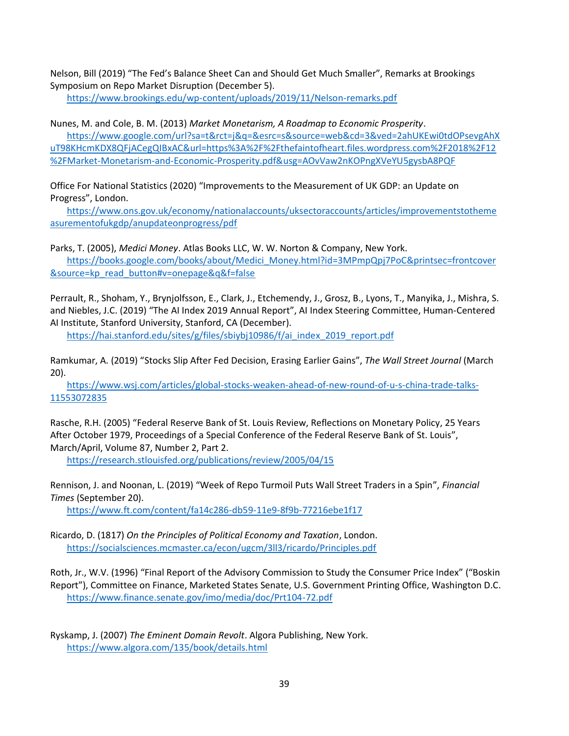Nelson, Bill (2019) "The Fed's Balance Sheet Can and Should Get Much Smaller", Remarks at Brookings Symposium on Repo Market Disruption (December 5).
https://www.brookings.edu/wp-content/uploads/2019/11/Nelson-remarks.pdf

Nunes, M. and Cole, B. M. (2013) *Market Monetarism, A Roadmap to Economic Prosperity*.
https://www.google.com/url?sa=t&rct=j&q=&esrc=s&source=web&cd=3&ved=2ahUKEwi0tdOPsevgAhXuT98KHcmKDX8QFjACegQIBxAC&url=https%3A%2F%2Fthefaintofheart.files.wordpress.com%2F2018%2F12%2FMarket-Monetarism-and-Economic-Prosperity.pdf&usg=AOvVaw2nKOPngXVeYU5gysbA8PQF

Office For National Statistics (2020) "Improvements to the Measurement of UK GDP: an Update on Progress", London.
https://www.ons.gov.uk/economy/nationalaccounts/uksectoraccounts/articles/improvementstothemeasurementofukgdp/anupdateonprogress/pdf

Parks, T. (2005), *Medici Money*. Atlas Books LLC, W. W. Norton & Company, New York.
https://books.google.com/books/about/Medici_Money.html?id=3MPmpQpj7PoC&printsec=frontcover&source=kp_read_button#v=onepage&q&f=false

Perrault, R., Shoham, Y., Brynjolfsson, E., Clark, J., Etchemendy, J., Grosz, B., Lyons, T., Manyika, J., Mishra, S. and Niebles, J.C. (2019) "The AI Index 2019 Annual Report", AI Index Steering Committee, Human-Centered AI Institute, Stanford University, Stanford, CA (December).
https://hai.stanford.edu/sites/g/files/sbiybj10986/f/ai_index_2019_report.pdf

Ramkumar, A. (2019) "Stocks Slip After Fed Decision, Erasing Earlier Gains", *The Wall Street Journal* (March 20).
https://www.wsj.com/articles/global-stocks-weaken-ahead-of-new-round-of-u-s-china-trade-talks-11553072835

Rasche, R.H. (2005) "Federal Reserve Bank of St. Louis Review, Reflections on Monetary Policy, 25 Years After October 1979, Proceedings of a Special Conference of the Federal Reserve Bank of St. Louis", March/April, Volume 87, Number 2, Part 2.
https://research.stlouisfed.org/publications/review/2005/04/15

Rennison, J. and Noonan, L. (2019) "Week of Repo Turmoil Puts Wall Street Traders in a Spin", *Financial Times* (September 20).
https://www.ft.com/content/fa14c286-db59-11e9-8f9b-77216ebe1f17

Ricardo, D. (1817) *On the Principles of Political Economy and Taxation*, London.
https://socialsciences.mcmaster.ca/econ/ugcm/3ll3/ricardo/Principles.pdf

Roth, Jr., W.V. (1996) "Final Report of the Advisory Commission to Study the Consumer Price Index" ("Boskin Report"), Committee on Finance, Marketed States Senate, U.S. Government Printing Office, Washington D.C.
https://www.finance.senate.gov/imo/media/doc/Prt104-72.pdf

Ryskamp, J. (2007) *The Eminent Domain Revolt*. Algora Publishing, New York.
https://www.algora.com/135/book/details.html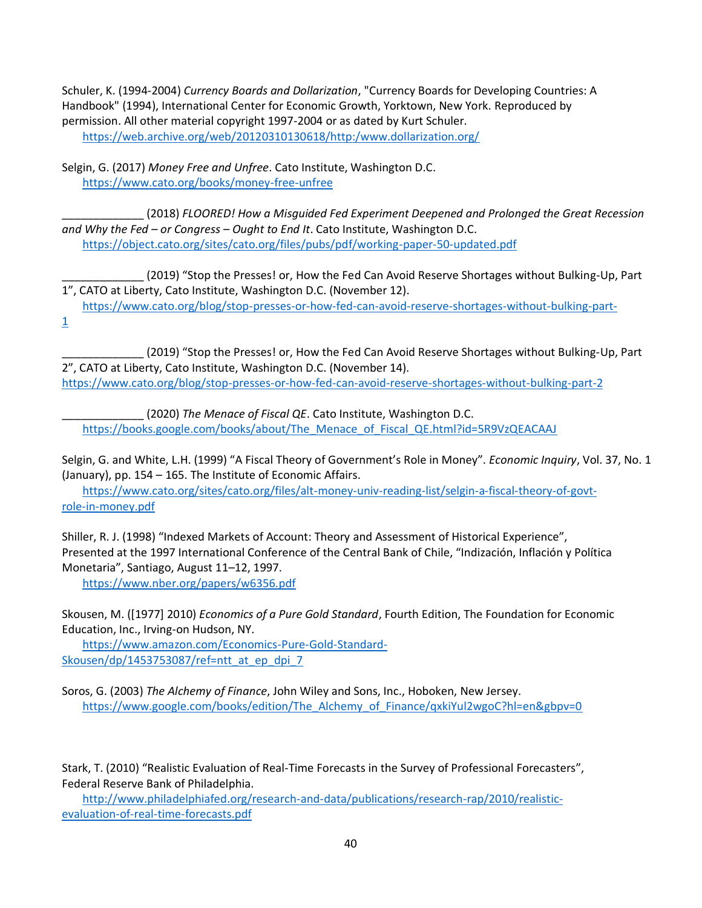Schuler, K. (1994-2004) *Currency Boards and Dollarization*, "Currency Boards for Developing Countries: A Handbook" (1994), International Center for Economic Growth, Yorktown, New York. Reproduced by permission. All other material copyright 1997-2004 or as dated by Kurt Schuler.
https://web.archive.org/web/20120310130618/http:/www.dollarization.org/

Selgin, G. (2017) *Money Free and Unfree*. Cato Institute, Washington D.C.
https://www.cato.org/books/money-free-unfree

_____________ (2018) *FLOORED! How a Misguided Fed Experiment Deepened and Prolonged the Great Recession and Why the Fed – or Congress – Ought to End It*. Cato Institute, Washington D.C.
https://object.cato.org/sites/cato.org/files/pubs/pdf/working-paper-50-updated.pdf

_____________ (2019) "Stop the Presses! or, How the Fed Can Avoid Reserve Shortages without Bulking-Up, Part 1", CATO at Liberty, Cato Institute, Washington D.C. (November 12).
https://www.cato.org/blog/stop-presses-or-how-fed-can-avoid-reserve-shortages-without-bulking-part-1

_____________ (2019) "Stop the Presses! or, How the Fed Can Avoid Reserve Shortages without Bulking-Up, Part 2", CATO at Liberty, Cato Institute, Washington D.C. (November 14).
https://www.cato.org/blog/stop-presses-or-how-fed-can-avoid-reserve-shortages-without-bulking-part-2

_____________ (2020) *The Menace of Fiscal QE*. Cato Institute, Washington D.C.
https://books.google.com/books/about/The_Menace_of_Fiscal_QE.html?id=5R9VzQEACAAJ

Selgin, G. and White, L.H. (1999) "A Fiscal Theory of Government's Role in Money". *Economic Inquiry*, Vol. 37, No. 1 (January), pp. 154 – 165. The Institute of Economic Affairs.
https://www.cato.org/sites/cato.org/files/alt-money-univ-reading-list/selgin-a-fiscal-theory-of-govt-role-in-money.pdf

Shiller, R. J. (1998) "Indexed Markets of Account: Theory and Assessment of Historical Experience", Presented at the 1997 International Conference of the Central Bank of Chile, "Indización, Inflación y Política Monetaria", Santiago, August 11–12, 1997.
https://www.nber.org/papers/w6356.pdf

Skousen, M. ([1977] 2010) *Economics of a Pure Gold Standard*, Fourth Edition, The Foundation for Economic Education, Inc., Irving-on Hudson, NY.
https://www.amazon.com/Economics-Pure-Gold-Standard-Skousen/dp/1453753087/ref=ntt_at_ep_dpi_7

Soros, G. (2003) *The Alchemy of Finance*, John Wiley and Sons, Inc., Hoboken, New Jersey.
https://www.google.com/books/edition/The_Alchemy_of_Finance/qxkiYul2wgoC?hl=en&gbpv=0

Stark, T. (2010) "Realistic Evaluation of Real-Time Forecasts in the Survey of Professional Forecasters", Federal Reserve Bank of Philadelphia.
http://www.philadelphiafed.org/research-and-data/publications/research-rap/2010/realistic-evaluation-of-real-time-forecasts.pdf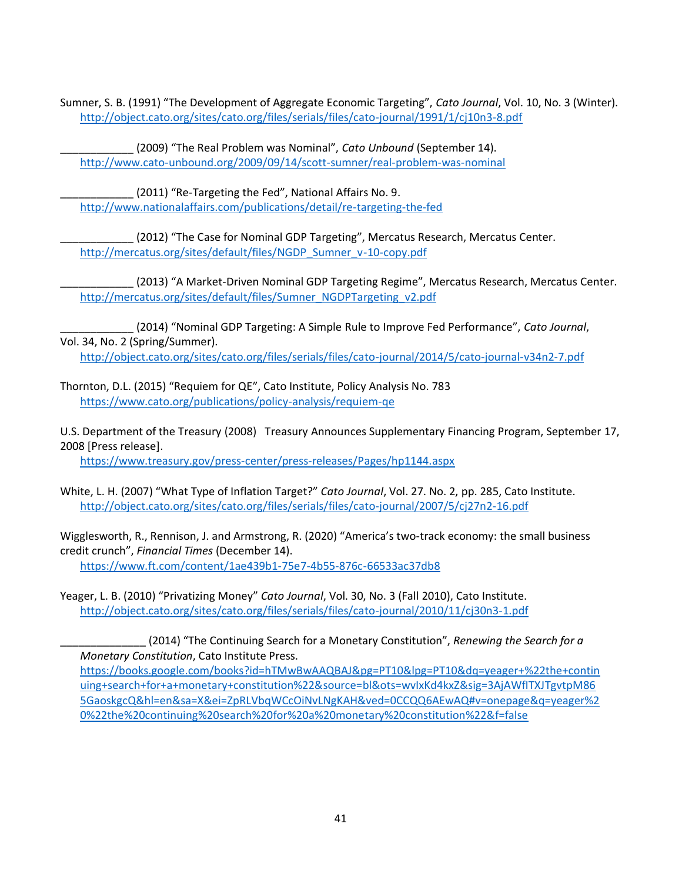Sumner, S. B. (1991) "The Development of Aggregate Economic Targeting", *Cato Journal*, Vol. 10, No. 3 (Winter). http://object.cato.org/sites/cato.org/files/serials/files/cato-journal/1991/1/cj10n3-8.pdf

____________ (2009) "The Real Problem was Nominal", *Cato Unbound* (September 14). http://www.cato-unbound.org/2009/09/14/scott-sumner/real-problem-was-nominal

____________ (2011) "Re-Targeting the Fed", National Affairs No. 9. http://www.nationalaffairs.com/publications/detail/re-targeting-the-fed

____________ (2012) "The Case for Nominal GDP Targeting", Mercatus Research, Mercatus Center. http://mercatus.org/sites/default/files/NGDP_Sumner_v-10-copy.pdf

____________ (2013) "A Market-Driven Nominal GDP Targeting Regime", Mercatus Research, Mercatus Center. http://mercatus.org/sites/default/files/Sumner_NGDPTargeting_v2.pdf

____________ (2014) "Nominal GDP Targeting: A Simple Rule to Improve Fed Performance", *Cato Journal*, Vol. 34, No. 2 (Spring/Summer). http://object.cato.org/sites/cato.org/files/serials/files/cato-journal/2014/5/cato-journal-v34n2-7.pdf

Thornton, D.L. (2015) "Requiem for QE", Cato Institute, Policy Analysis No. 783 https://www.cato.org/publications/policy-analysis/requiem-qe

U.S. Department of the Treasury (2008) Treasury Announces Supplementary Financing Program, September 17, 2008 [Press release]. https://www.treasury.gov/press-center/press-releases/Pages/hp1144.aspx

White, L. H. (2007) "What Type of Inflation Target?" *Cato Journal*, Vol. 27. No. 2, pp. 285, Cato Institute. http://object.cato.org/sites/cato.org/files/serials/files/cato-journal/2007/5/cj27n2-16.pdf

Wigglesworth, R., Rennison, J. and Armstrong, R. (2020) "America's two-track economy: the small business credit crunch", *Financial Times* (December 14). https://www.ft.com/content/1ae439b1-75e7-4b55-876c-66533ac37db8

Yeager, L. B. (2010) "Privatizing Money" *Cato Journal*, Vol. 30, No. 3 (Fall 2010), Cato Institute. http://object.cato.org/sites/cato.org/files/serials/files/cato-journal/2010/11/cj30n3-1.pdf

______________ (2014) "The Continuing Search for a Monetary Constitution", *Renewing the Search for a Monetary Constitution*, Cato Institute Press. https://books.google.com/books?id=hTMwBwAAQBAJ&pg=PT10&lpg=PT10&dq=yeager+%22the+continuing+search+for+a+monetary+constitution%22&source=bl&ots=wvIxKd4kxZ&sig=3AjAWfITXJTgvtpM865GaoskgcQ&hl=en&sa=X&ei=ZpRLVbqWCcOiNvLNgKAH&ved=0CCQQ6AEwAQ#v=onepage&q=yeager%20%22the%20continuing%20search%20for%20a%20monetary%20constitution%22&f=false